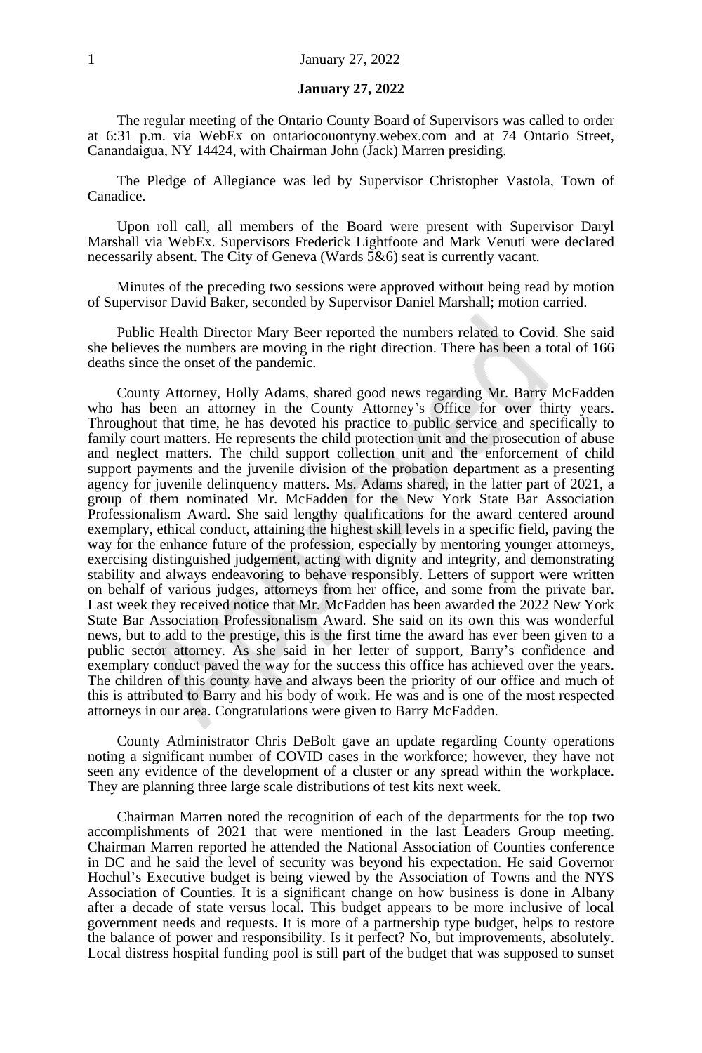**January 27, 2022**

The regular meeting of the Ontario County Board of Supervisors was called to order at 6:31 p.m. via WebEx on ontariocouontyny.webex.com and at 74 Ontario Street, Canandaigua, NY 14424, with Chairman John (Jack) Marren presiding.

The Pledge of Allegiance was led by Supervisor Christopher Vastola, Town of Canadice.

Upon roll call, all members of the Board were present with Supervisor Daryl Marshall via WebEx. Supervisors Frederick Lightfoote and Mark Venuti were declared necessarily absent. The City of Geneva (Wards 5&6) seat is currently vacant.

Minutes of the preceding two sessions were approved without being read by motion of Supervisor David Baker, seconded by Supervisor Daniel Marshall; motion carried.

Public Health Director Mary Beer reported the numbers related to Covid. She said she believes the numbers are moving in the right direction. There has been a total of 166 deaths since the onset of the pandemic.

County Attorney, Holly Adams, shared good news regarding Mr. Barry McFadden who has been an attorney in the County Attorney's Office for over thirty years. Throughout that time, he has devoted his practice to public service and specifically to family court matters. He represents the child protection unit and the prosecution of abuse and neglect matters. The child support collection unit and the enforcement of child support payments and the juvenile division of the probation department as a presenting agency for juvenile delinquency matters. Ms. Adams shared, in the latter part of 2021, a group of them nominated Mr. McFadden for the New York State Bar Association Professionalism Award. She said lengthy qualifications for the award centered around exemplary, ethical conduct, attaining the highest skill levels in a specific field, paving the way for the enhance future of the profession, especially by mentoring younger attorneys, exercising distinguished judgement, acting with dignity and integrity, and demonstrating stability and always endeavoring to behave responsibly. Letters of support were written on behalf of various judges, attorneys from her office, and some from the private bar. Last week they received notice that Mr. McFadden has been awarded the 2022 New York State Bar Association Professionalism Award. She said on its own this was wonderful news, but to add to the prestige, this is the first time the award has ever been given to a public sector attorney. As she said in her letter of support, Barry's confidence and exemplary conduct paved the way for the success this office has achieved over the years. The children of this county have and always been the priority of our office and much of this is attributed to Barry and his body of work. He was and is one of the most respected attorneys in our area. Congratulations were given to Barry McFadden.

County Administrator Chris DeBolt gave an update regarding County operations noting a significant number of COVID cases in the workforce; however, they have not seen any evidence of the development of a cluster or any spread within the workplace. They are planning three large scale distributions of test kits next week.

Chairman Marren noted the recognition of each of the departments for the top two accomplishments of 2021 that were mentioned in the last Leaders Group meeting. Chairman Marren reported he attended the National Association of Counties conference in DC and he said the level of security was beyond his expectation. He said Governor Hochul's Executive budget is being viewed by the Association of Towns and the NYS Association of Counties. It is a significant change on how business is done in Albany after a decade of state versus local. This budget appears to be more inclusive of local government needs and requests. It is more of a partnership type budget, helps to restore the balance of power and responsibility. Is it perfect? No, but improvements, absolutely. Local distress hospital funding pool is still part of the budget that was supposed to sunset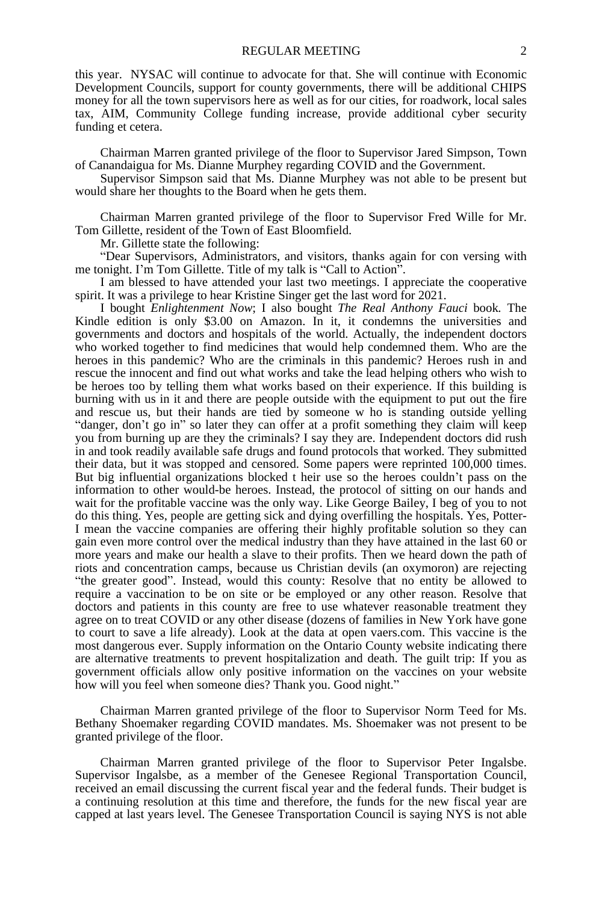this year. NYSAC will continue to advocate for that. She will continue with Economic Development Councils, support for county governments, there will be additional CHIPS money for all the town supervisors here as well as for our cities, for roadwork, local sales tax, AIM, Community College funding increase, provide additional cyber security funding et cetera.

Chairman Marren granted privilege of the floor to Supervisor Jared Simpson, Town of Canandaigua for Ms. Dianne Murphey regarding COVID and the Government.

Supervisor Simpson said that Ms. Dianne Murphey was not able to be present but would share her thoughts to the Board when he gets them.

Chairman Marren granted privilege of the floor to Supervisor Fred Wille for Mr. Tom Gillette, resident of the Town of East Bloomfield.

Mr. Gillette state the following:

"Dear Supervisors, Administrators, and visitors, thanks again for con versing with me tonight. I'm Tom Gillette. Title of my talk is "Call to Action".

I am blessed to have attended your last two meetings. I appreciate the cooperative spirit. It was a privilege to hear Kristine Singer get the last word for 2021.

I bought *Enlightenment Now*; I also bought *The Real Anthony Fauci* book. The Kindle edition is only $3.00 on Amazon. In it, it condemns the universities and governments and doctors and hospitals of the world. Actually, the independent doctors who worked together to find medicines that would help condemned them. Who are the heroes in this pandemic? Who are the criminals in this pandemic? Heroes rush in and rescue the innocent and find out what works and take the lead helping others who wish to be heroes too by telling them what works based on their experience. If this building is burning with us in it and there are people outside with the equipment to put out the fire and rescue us, but their hands are tied by someone w ho is standing outside yelling "danger, don't go in" so later they can offer at a profit something they claim will keep you from burning up are they the criminals? I say they are. Independent doctors did rush in and took readily available safe drugs and found protocols that worked. They submitted their data, but it was stopped and censored. Some papers were reprinted 100,000 times. But big influential organizations blocked t heir use so the heroes couldn't pass on the information to other would-be heroes. Instead, the protocol of sitting on our hands and wait for the profitable vaccine was the only way. Like George Bailey, I beg of you to not do this thing. Yes, people are getting sick and dying overfilling the hospitals. Yes, Potter- I mean the vaccine companies are offering their highly profitable solution so they can gain even more control over the medical industry than they have attained in the last 60 or more years and make our health a slave to their profits. Then we heard down the path of riots and concentration camps, because us Christian devils (an oxymoron) are rejecting "the greater good". Instead, would this county: Resolve that no entity be allowed to require a vaccination to be on site or be employed or any other reason. Resolve that doctors and patients in this county are free to use whatever reasonable treatment they agree on to treat COVID or any other disease (dozens of families in New York have gone to court to save a life already). Look at the data at open vaers.com. This vaccine is the most dangerous ever. Supply information on the Ontario County website indicating there are alternative treatments to prevent hospitalization and death. The guilt trip: If you as government officials allow only positive information on the vaccines on your website how will you feel when someone dies? Thank you. Good night."

Chairman Marren granted privilege of the floor to Supervisor Norm Teed for Ms. Bethany Shoemaker regarding COVID mandates. Ms. Shoemaker was not present to be granted privilege of the floor.

Chairman Marren granted privilege of the floor to Supervisor Peter Ingalsbe. Supervisor Ingalsbe, as a member of the Genesee Regional Transportation Council, received an email discussing the current fiscal year and the federal funds. Their budget is a continuing resolution at this time and therefore, the funds for the new fiscal year are capped at last years level. The Genesee Transportation Council is saying NYS is not able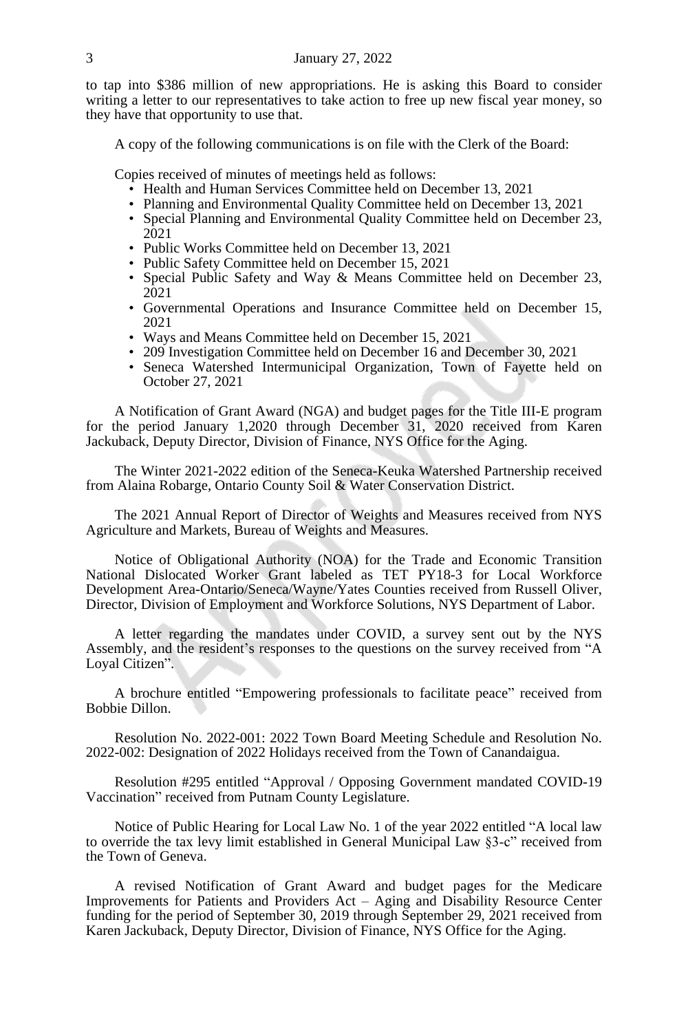to tap into $386 million of new appropriations. He is asking this Board to consider writing a letter to our representatives to take action to free up new fiscal year money, so they have that opportunity to use that.

A copy of the following communications is on file with the Clerk of the Board:

Copies received of minutes of meetings held as follows:

- Health and Human Services Committee held on December 13, 2021
- Planning and Environmental Quality Committee held on December 13, 2021
- Special Planning and Environmental Quality Committee held on December 23, 2021
- Public Works Committee held on December 13, 2021
- Public Safety Committee held on December 15, 2021
- Special Public Safety and Way & Means Committee held on December 23, 2021
- Governmental Operations and Insurance Committee held on December 15, 2021
- Ways and Means Committee held on December 15, 2021
- 209 Investigation Committee held on December 16 and December 30, 2021
- Seneca Watershed Intermunicipal Organization, Town of Fayette held on October 27, 2021

A Notification of Grant Award (NGA) and budget pages for the Title III-E program for the period January 1,2020 through December 31, 2020 received from Karen Jackuback, Deputy Director, Division of Finance, NYS Office for the Aging.

The Winter 2021-2022 edition of the Seneca-Keuka Watershed Partnership received from Alaina Robarge, Ontario County Soil & Water Conservation District.

The 2021 Annual Report of Director of Weights and Measures received from NYS Agriculture and Markets, Bureau of Weights and Measures.

Notice of Obligational Authority (NOA) for the Trade and Economic Transition National Dislocated Worker Grant labeled as TET PY18-3 for Local Workforce Development Area-Ontario/Seneca/Wayne/Yates Counties received from Russell Oliver, Director, Division of Employment and Workforce Solutions, NYS Department of Labor.

A letter regarding the mandates under COVID, a survey sent out by the NYS Assembly, and the resident's responses to the questions on the survey received from "A Loyal Citizen".

A brochure entitled "Empowering professionals to facilitate peace" received from Bobbie Dillon.

Resolution No. 2022-001: 2022 Town Board Meeting Schedule and Resolution No. 2022-002: Designation of 2022 Holidays received from the Town of Canandaigua.

Resolution #295 entitled "Approval / Opposing Government mandated COVID-19 Vaccination" received from Putnam County Legislature.

Notice of Public Hearing for Local Law No. 1 of the year 2022 entitled "A local law to override the tax levy limit established in General Municipal Law §3-c" received from the Town of Geneva.

A revised Notification of Grant Award and budget pages for the Medicare Improvements for Patients and Providers Act – Aging and Disability Resource Center funding for the period of September 30, 2019 through September 29, 2021 received from Karen Jackuback, Deputy Director, Division of Finance, NYS Office for the Aging.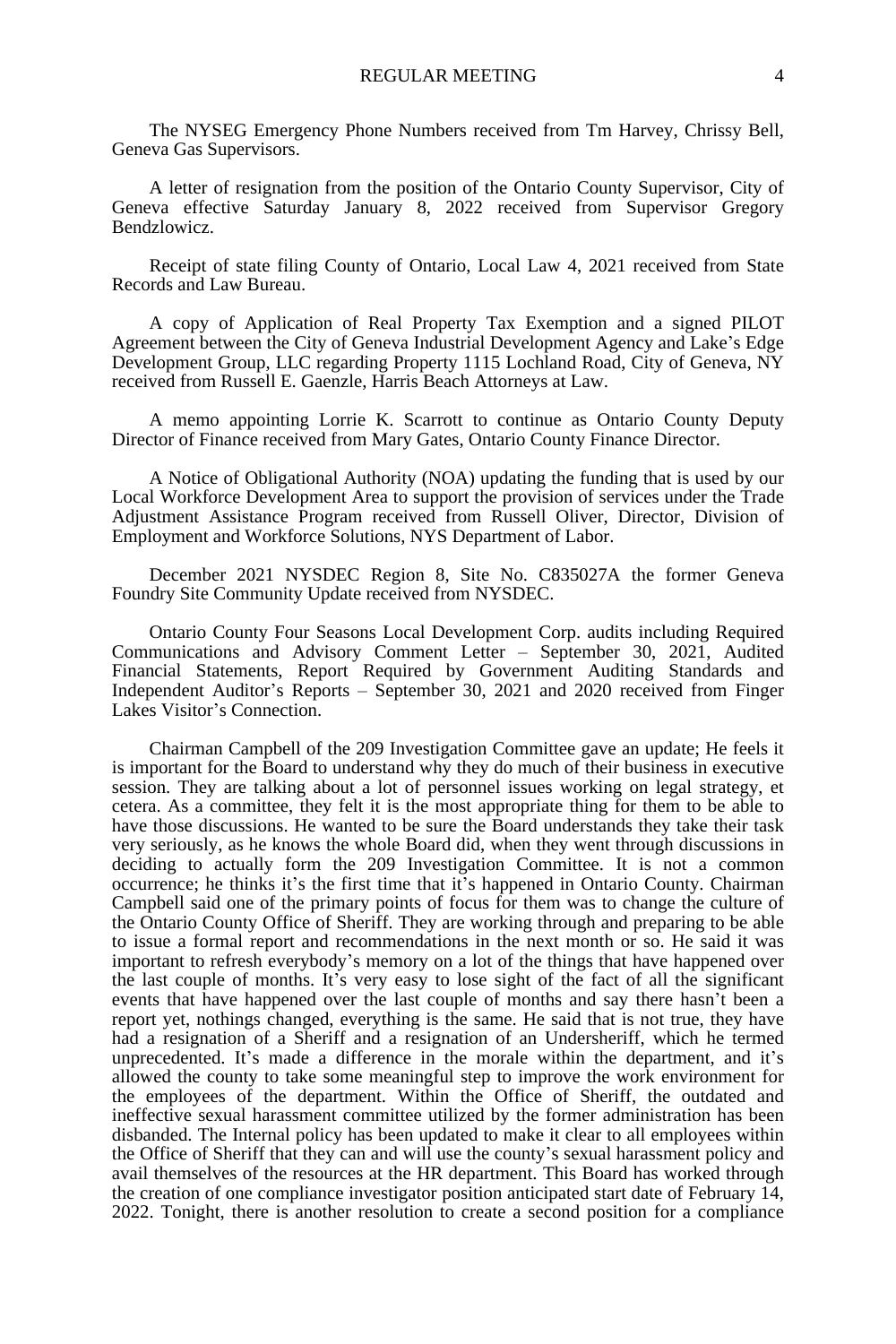The NYSEG Emergency Phone Numbers received from Tm Harvey, Chrissy Bell, Geneva Gas Supervisors.

A letter of resignation from the position of the Ontario County Supervisor, City of Geneva effective Saturday January 8, 2022 received from Supervisor Gregory Bendzlowicz.

Receipt of state filing County of Ontario, Local Law 4, 2021 received from State Records and Law Bureau.

A copy of Application of Real Property Tax Exemption and a signed PILOT Agreement between the City of Geneva Industrial Development Agency and Lake's Edge Development Group, LLC regarding Property 1115 Lochland Road, City of Geneva, NY received from Russell E. Gaenzle, Harris Beach Attorneys at Law.

A memo appointing Lorrie K. Scarrott to continue as Ontario County Deputy Director of Finance received from Mary Gates, Ontario County Finance Director.

A Notice of Obligational Authority (NOA) updating the funding that is used by our Local Workforce Development Area to support the provision of services under the Trade Adjustment Assistance Program received from Russell Oliver, Director, Division of Employment and Workforce Solutions, NYS Department of Labor.

December 2021 NYSDEC Region 8, Site No. C835027A the former Geneva Foundry Site Community Update received from NYSDEC.

Ontario County Four Seasons Local Development Corp. audits including Required Communications and Advisory Comment Letter – September 30, 2021, Audited Financial Statements, Report Required by Government Auditing Standards and Independent Auditor's Reports – September 30, 2021 and 2020 received from Finger Lakes Visitor's Connection.

Chairman Campbell of the 209 Investigation Committee gave an update; He feels it is important for the Board to understand why they do much of their business in executive session. They are talking about a lot of personnel issues working on legal strategy, et cetera. As a committee, they felt it is the most appropriate thing for them to be able to have those discussions. He wanted to be sure the Board understands they take their task very seriously, as he knows the whole Board did, when they went through discussions in deciding to actually form the 209 Investigation Committee. It is not a common occurrence; he thinks it's the first time that it's happened in Ontario County. Chairman Campbell said one of the primary points of focus for them was to change the culture of the Ontario County Office of Sheriff. They are working through and preparing to be able to issue a formal report and recommendations in the next month or so. He said it was important to refresh everybody's memory on a lot of the things that have happened over the last couple of months. It's very easy to lose sight of the fact of all the significant events that have happened over the last couple of months and say there hasn't been a report yet, nothings changed, everything is the same. He said that is not true, they have had a resignation of a Sheriff and a resignation of an Undersheriff, which he termed unprecedented. It's made a difference in the morale within the department, and it's allowed the county to take some meaningful step to improve the work environment for the employees of the department. Within the Office of Sheriff, the outdated and ineffective sexual harassment committee utilized by the former administration has been disbanded. The Internal policy has been updated to make it clear to all employees within the Office of Sheriff that they can and will use the county's sexual harassment policy and avail themselves of the resources at the HR department. This Board has worked through the creation of one compliance investigator position anticipated start date of February 14, 2022. Tonight, there is another resolution to create a second position for a compliance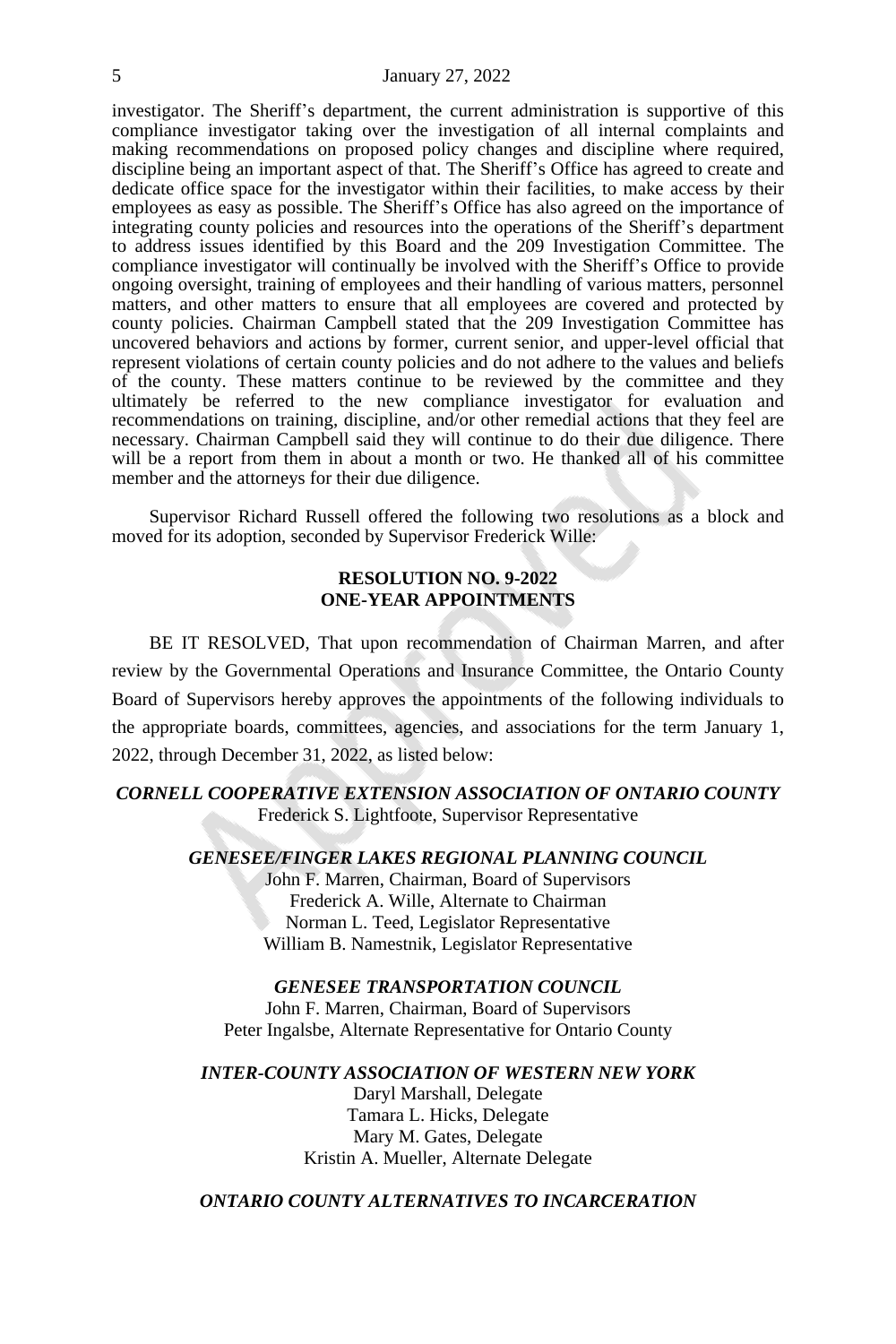investigator. The Sheriff's department, the current administration is supportive of this compliance investigator taking over the investigation of all internal complaints and making recommendations on proposed policy changes and discipline where required, discipline being an important aspect of that. The Sheriff's Office has agreed to create and dedicate office space for the investigator within their facilities, to make access by their employees as easy as possible. The Sheriff's Office has also agreed on the importance of integrating county policies and resources into the operations of the Sheriff's department to address issues identified by this Board and the 209 Investigation Committee. The compliance investigator will continually be involved with the Sheriff's Office to provide ongoing oversight, training of employees and their handling of various matters, personnel matters, and other matters to ensure that all employees are covered and protected by county policies. Chairman Campbell stated that the 209 Investigation Committee has uncovered behaviors and actions by former, current senior, and upper-level official that represent violations of certain county policies and do not adhere to the values and beliefs of the county. These matters continue to be reviewed by the committee and they ultimately be referred to the new compliance investigator for evaluation and recommendations on training, discipline, and/or other remedial actions that they feel are necessary. Chairman Campbell said they will continue to do their due diligence. There will be a report from them in about a month or two. He thanked all of his committee member and the attorneys for their due diligence.

Supervisor Richard Russell offered the following two resolutions as a block and moved for its adoption, seconded by Supervisor Frederick Wille:

**RESOLUTION NO. 9-2022**
**ONE-YEAR APPOINTMENTS**

BE IT RESOLVED, That upon recommendation of Chairman Marren, and after review by the Governmental Operations and Insurance Committee, the Ontario County Board of Supervisors hereby approves the appointments of the following individuals to the appropriate boards, committees, agencies, and associations for the term January 1, 2022, through December 31, 2022, as listed below:

***CORNELL COOPERATIVE EXTENSION ASSOCIATION OF ONTARIO COUNTY***
Frederick S. Lightfoote, Supervisor Representative

***GENESEE/FINGER LAKES REGIONAL PLANNING COUNCIL***
John F. Marren, Chairman, Board of Supervisors
Frederick A. Wille, Alternate to Chairman
Norman L. Teed, Legislator Representative
William B. Namestnik, Legislator Representative

***GENESEE TRANSPORTATION COUNCIL***
John F. Marren, Chairman, Board of Supervisors
Peter Ingalsbe, Alternate Representative for Ontario County

***INTER-COUNTY ASSOCIATION OF WESTERN NEW YORK***
Daryl Marshall, Delegate
Tamara L. Hicks, Delegate
Mary M. Gates, Delegate
Kristin A. Mueller, Alternate Delegate

***ONTARIO COUNTY ALTERNATIVES TO INCARCERATION***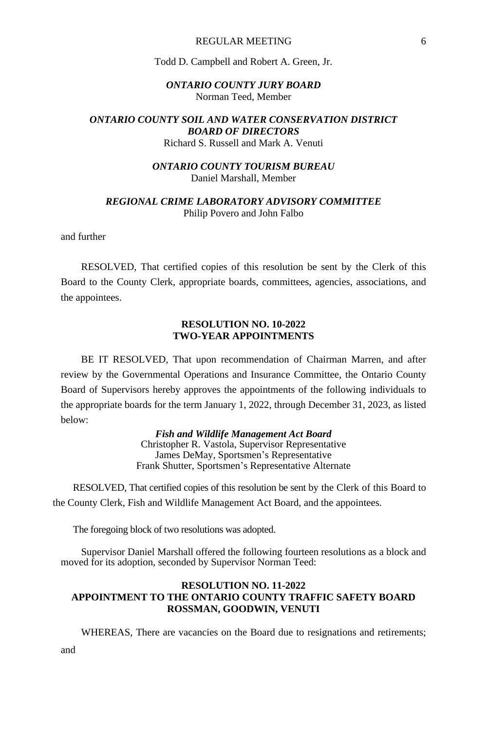Todd D. Campbell and Robert A. Green, Jr.

***ONTARIO COUNTY JURY BOARD***
Norman Teed, Member

***ONTARIO COUNTY SOIL AND WATER CONSERVATION DISTRICT BOARD OF DIRECTORS***
Richard S. Russell and Mark A. Venuti

***ONTARIO COUNTY TOURISM BUREAU***
Daniel Marshall, Member

***REGIONAL CRIME LABORATORY ADVISORY COMMITTEE***
Philip Povero and John Falbo

and further

RESOLVED, That certified copies of this resolution be sent by the Clerk of this Board to the County Clerk, appropriate boards, committees, agencies, associations, and the appointees.

**RESOLUTION NO. 10-2022**
**TWO-YEAR APPOINTMENTS**

BE IT RESOLVED, That upon recommendation of Chairman Marren, and after review by the Governmental Operations and Insurance Committee, the Ontario County Board of Supervisors hereby approves the appointments of the following individuals to the appropriate boards for the term January 1, 2022, through December 31, 2023, as listed below:

***Fish and Wildlife Management Act Board***
Christopher R. Vastola, Supervisor Representative
James DeMay, Sportsmen's Representative
Frank Shutter, Sportsmen's Representative Alternate

RESOLVED, That certified copies of this resolution be sent by the Clerk of this Board to the County Clerk, Fish and Wildlife Management Act Board, and the appointees.

The foregoing block of two resolutions was adopted.

Supervisor Daniel Marshall offered the following fourteen resolutions as a block and moved for its adoption, seconded by Supervisor Norman Teed:

**RESOLUTION NO. 11-2022**
**APPOINTMENT TO THE ONTARIO COUNTY TRAFFIC SAFETY BOARD**
**ROSSMAN, GOODWIN, VENUTI**

WHEREAS, There are vacancies on the Board due to resignations and retirements; and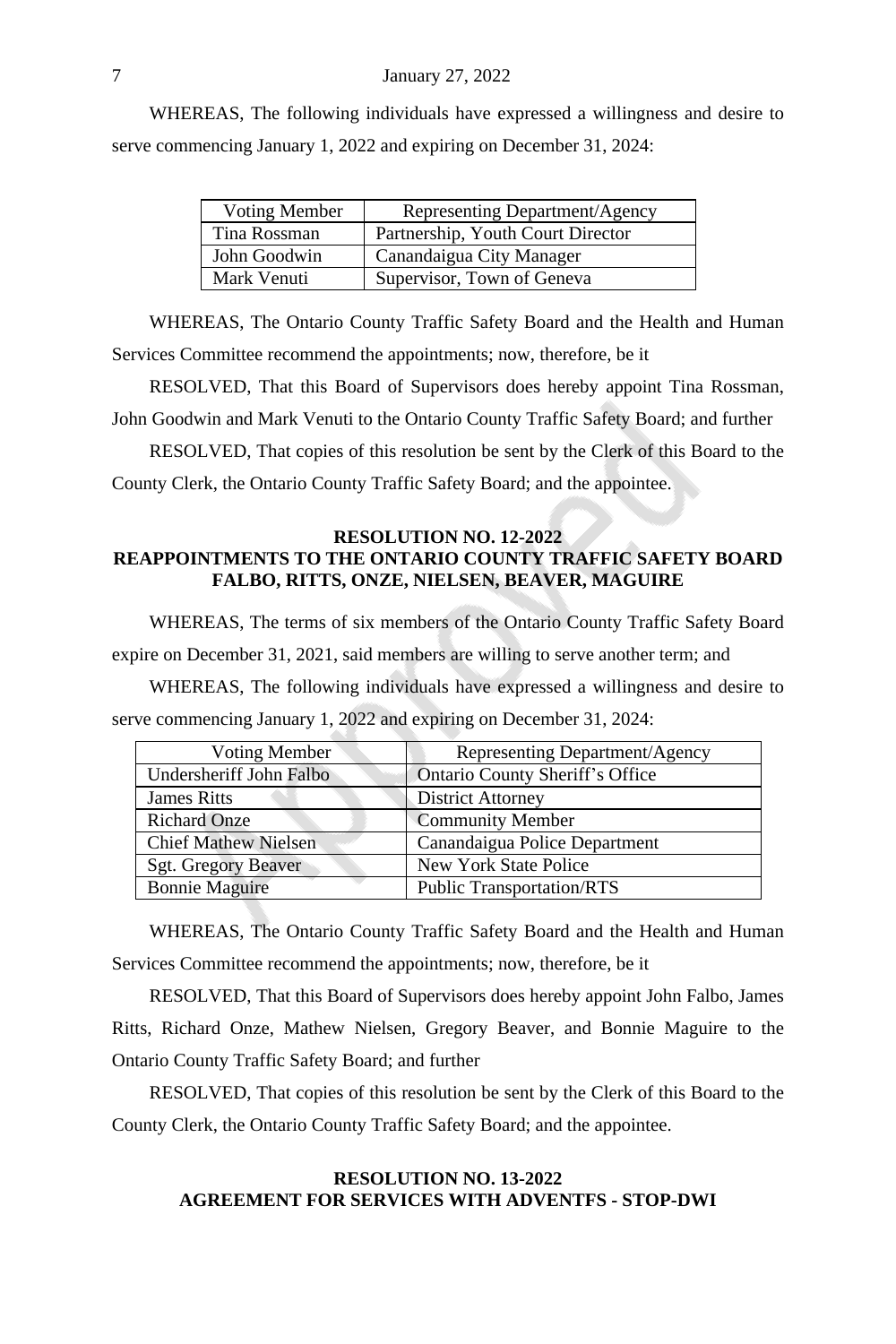WHEREAS, The following individuals have expressed a willingness and desire to serve commencing January 1, 2022 and expiring on December 31, 2024:

| Voting Member | Representing Department/Agency |
| --- | --- |
| Tina Rossman | Partnership, Youth Court Director |
| John Goodwin | Canandaigua City Manager |
| Mark Venuti | Supervisor, Town of Geneva |

WHEREAS, The Ontario County Traffic Safety Board and the Health and Human Services Committee recommend the appointments; now, therefore, be it

RESOLVED, That this Board of Supervisors does hereby appoint Tina Rossman, John Goodwin and Mark Venuti to the Ontario County Traffic Safety Board; and further

RESOLVED, That copies of this resolution be sent by the Clerk of this Board to the County Clerk, the Ontario County Traffic Safety Board; and the appointee.

**RESOLUTION NO. 12-2022**
**REAPPOINTMENTS TO THE ONTARIO COUNTY TRAFFIC SAFETY BOARD**
**FALBO, RITTS, ONZE, NIELSEN, BEAVER, MAGUIRE**

WHEREAS, The terms of six members of the Ontario County Traffic Safety Board expire on December 31, 2021, said members are willing to serve another term; and

WHEREAS, The following individuals have expressed a willingness and desire to serve commencing January 1, 2022 and expiring on December 31, 2024:

| Voting Member | Representing Department/Agency |
| --- | --- |
| Undersheriff John Falbo | Ontario County Sheriff's Office |
| James Ritts | District Attorney |
| Richard Onze | Community Member |
| Chief Mathew Nielsen | Canandaigua Police Department |
| Sgt. Gregory Beaver | New York State Police |
| Bonnie Maguire | Public Transportation/RTS |

WHEREAS, The Ontario County Traffic Safety Board and the Health and Human Services Committee recommend the appointments; now, therefore, be it

RESOLVED, That this Board of Supervisors does hereby appoint John Falbo, James Ritts, Richard Onze, Mathew Nielsen, Gregory Beaver, and Bonnie Maguire to the Ontario County Traffic Safety Board; and further

RESOLVED, That copies of this resolution be sent by the Clerk of this Board to the County Clerk, the Ontario County Traffic Safety Board; and the appointee.

**RESOLUTION NO. 13-2022**
**AGREEMENT FOR SERVICES WITH ADVENTFS - STOP-DWI**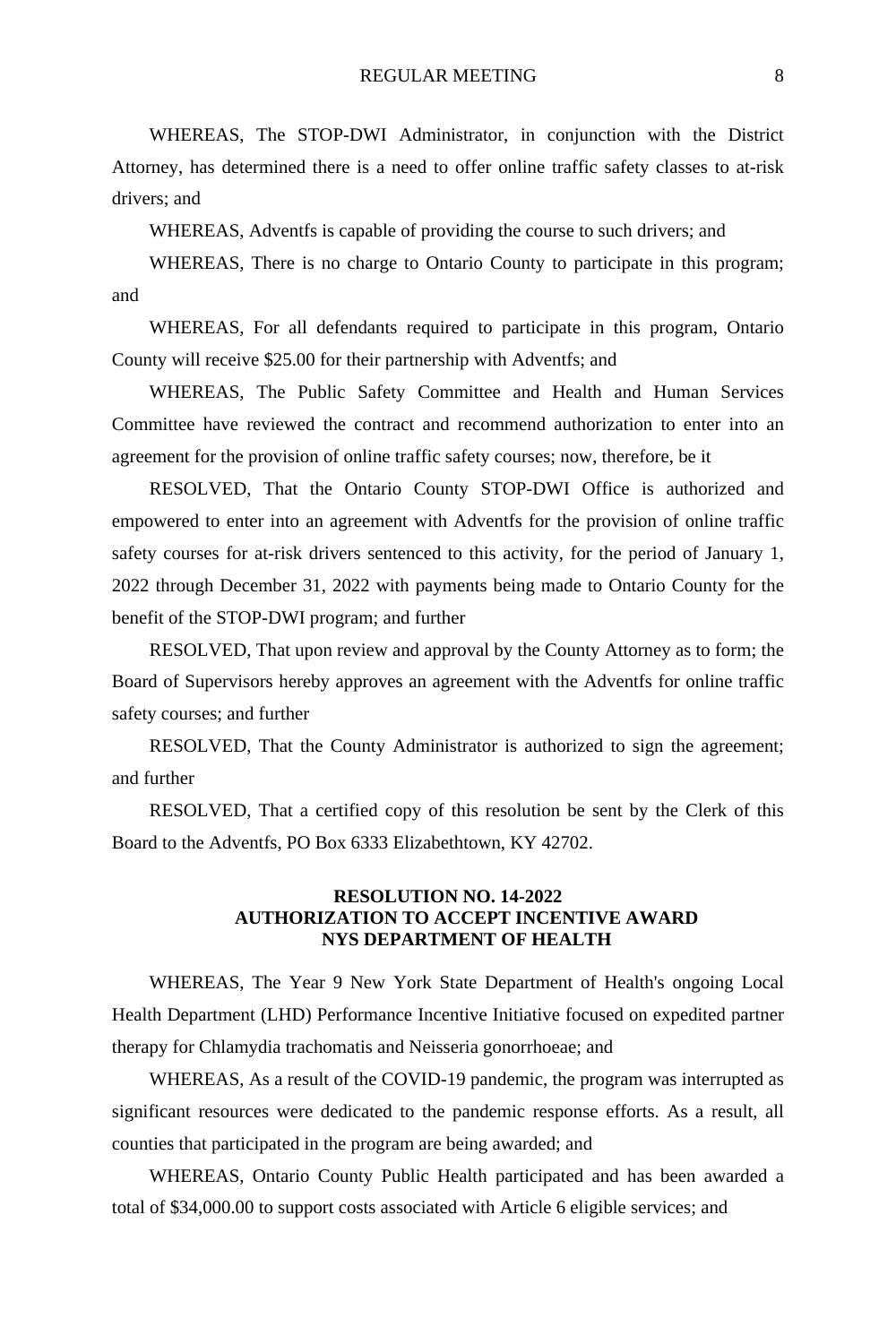WHEREAS, The STOP-DWI Administrator, in conjunction with the District Attorney, has determined there is a need to offer online traffic safety classes to at-risk drivers; and

WHEREAS, Adventfs is capable of providing the course to such drivers; and

WHEREAS, There is no charge to Ontario County to participate in this program; and

WHEREAS, For all defendants required to participate in this program, Ontario County will receive $25.00 for their partnership with Adventfs; and

WHEREAS, The Public Safety Committee and Health and Human Services Committee have reviewed the contract and recommend authorization to enter into an agreement for the provision of online traffic safety courses; now, therefore, be it

RESOLVED, That the Ontario County STOP-DWI Office is authorized and empowered to enter into an agreement with Adventfs for the provision of online traffic safety courses for at-risk drivers sentenced to this activity, for the period of January 1, 2022 through December 31, 2022 with payments being made to Ontario County for the benefit of the STOP-DWI program; and further

RESOLVED, That upon review and approval by the County Attorney as to form; the Board of Supervisors hereby approves an agreement with the Adventfs for online traffic safety courses; and further

RESOLVED, That the County Administrator is authorized to sign the agreement; and further

RESOLVED, That a certified copy of this resolution be sent by the Clerk of this Board to the Adventfs, PO Box 6333 Elizabethtown, KY 42702.

## RESOLUTION NO. 14-2022
## AUTHORIZATION TO ACCEPT INCENTIVE AWARD
## NYS DEPARTMENT OF HEALTH

WHEREAS, The Year 9 New York State Department of Health's ongoing Local Health Department (LHD) Performance Incentive Initiative focused on expedited partner therapy for Chlamydia trachomatis and Neisseria gonorrhoeae; and

WHEREAS, As a result of the COVID-19 pandemic, the program was interrupted as significant resources were dedicated to the pandemic response efforts. As a result, all counties that participated in the program are being awarded; and

WHEREAS, Ontario County Public Health participated and has been awarded a total of $34,000.00 to support costs associated with Article 6 eligible services; and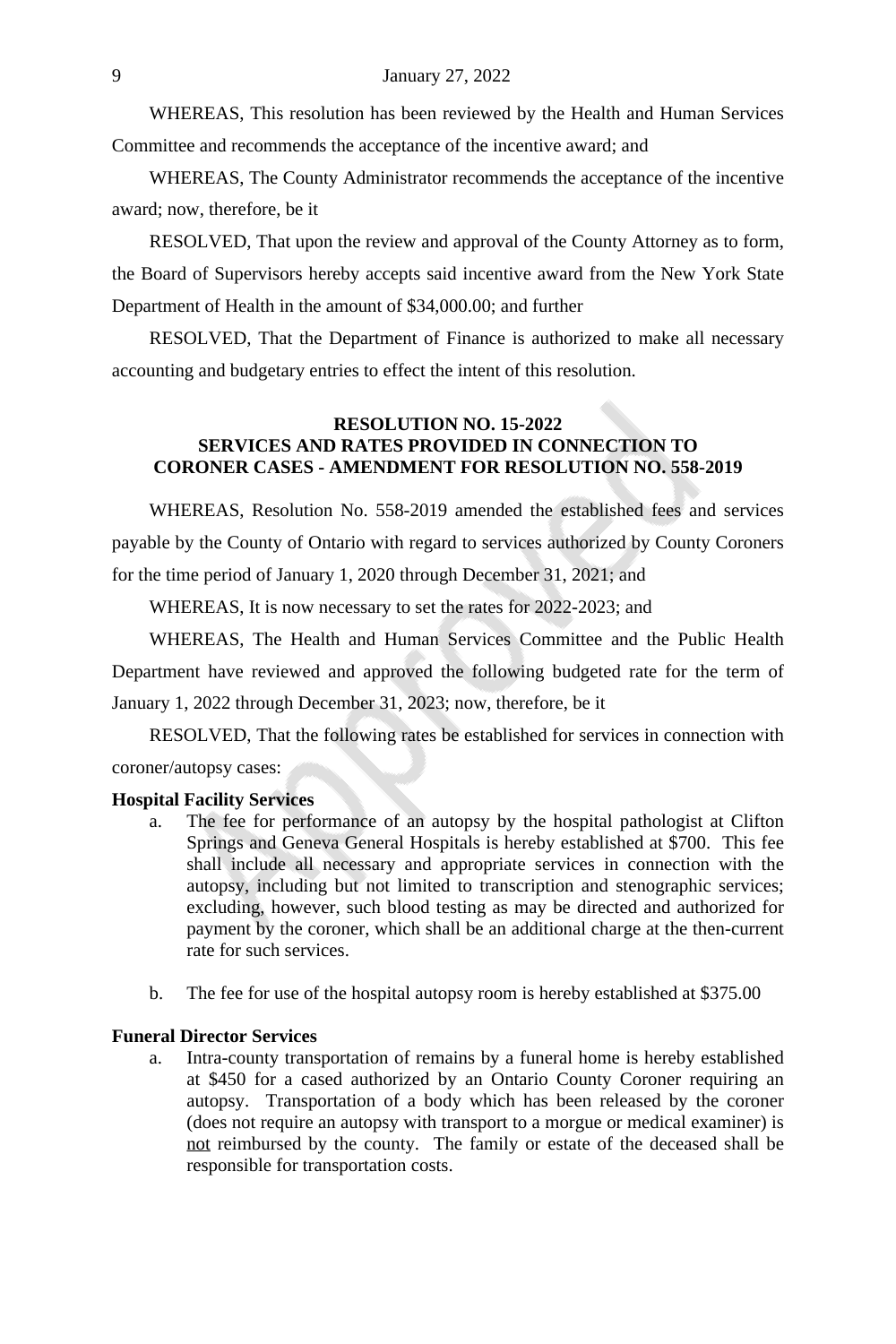WHEREAS, This resolution has been reviewed by the Health and Human Services Committee and recommends the acceptance of the incentive award; and

WHEREAS, The County Administrator recommends the acceptance of the incentive award; now, therefore, be it

RESOLVED, That upon the review and approval of the County Attorney as to form, the Board of Supervisors hereby accepts said incentive award from the New York State Department of Health in the amount of $34,000.00; and further

RESOLVED, That the Department of Finance is authorized to make all necessary accounting and budgetary entries to effect the intent of this resolution.

**RESOLUTION NO. 15-2022**
**SERVICES AND RATES PROVIDED IN CONNECTION TO CORONER CASES - AMENDMENT FOR RESOLUTION NO. 558-2019**

WHEREAS, Resolution No. 558-2019 amended the established fees and services payable by the County of Ontario with regard to services authorized by County Coroners for the time period of January 1, 2020 through December 31, 2021; and

WHEREAS, It is now necessary to set the rates for 2022-2023; and

WHEREAS, The Health and Human Services Committee and the Public Health Department have reviewed and approved the following budgeted rate for the term of January 1, 2022 through December 31, 2023; now, therefore, be it

RESOLVED, That the following rates be established for services in connection with coroner/autopsy cases:

**Hospital Facility Services**

a. The fee for performance of an autopsy by the hospital pathologist at Clifton Springs and Geneva General Hospitals is hereby established at $700. This fee shall include all necessary and appropriate services in connection with the autopsy, including but not limited to transcription and stenographic services; excluding, however, such blood testing as may be directed and authorized for payment by the coroner, which shall be an additional charge at the then-current rate for such services.

b. The fee for use of the hospital autopsy room is hereby established at $375.00

**Funeral Director Services**

a. Intra-county transportation of remains by a funeral home is hereby established at $450 for a cased authorized by an Ontario County Coroner requiring an autopsy. Transportation of a body which has been released by the coroner (does not require an autopsy with transport to a morgue or medical examiner) is not reimbursed by the county. The family or estate of the deceased shall be responsible for transportation costs.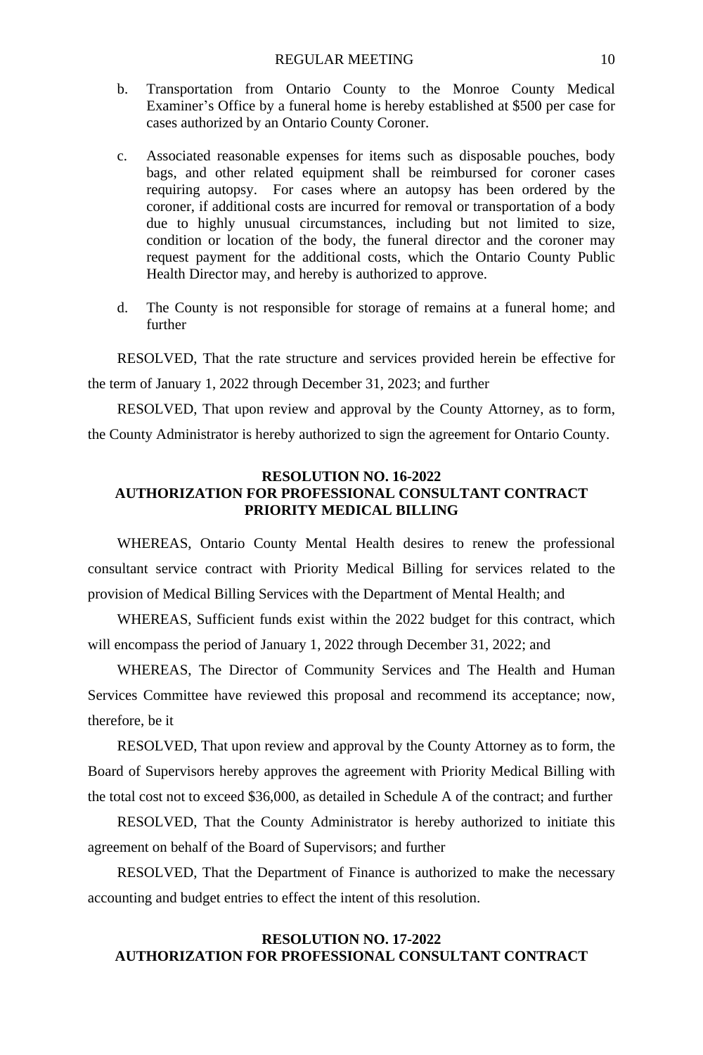b. Transportation from Ontario County to the Monroe County Medical Examiner's Office by a funeral home is hereby established at $500 per case for cases authorized by an Ontario County Coroner.

c. Associated reasonable expenses for items such as disposable pouches, body bags, and other related equipment shall be reimbursed for coroner cases requiring autopsy. For cases where an autopsy has been ordered by the coroner, if additional costs are incurred for removal or transportation of a body due to highly unusual circumstances, including but not limited to size, condition or location of the body, the funeral director and the coroner may request payment for the additional costs, which the Ontario County Public Health Director may, and hereby is authorized to approve.

d. The County is not responsible for storage of remains at a funeral home; and further

RESOLVED, That the rate structure and services provided herein be effective for the term of January 1, 2022 through December 31, 2023; and further

RESOLVED, That upon review and approval by the County Attorney, as to form, the County Administrator is hereby authorized to sign the agreement for Ontario County.

## RESOLUTION NO. 16-2022
## AUTHORIZATION FOR PROFESSIONAL CONSULTANT CONTRACT PRIORITY MEDICAL BILLING

WHEREAS, Ontario County Mental Health desires to renew the professional consultant service contract with Priority Medical Billing for services related to the provision of Medical Billing Services with the Department of Mental Health; and

WHEREAS, Sufficient funds exist within the 2022 budget for this contract, which will encompass the period of January 1, 2022 through December 31, 2022; and

WHEREAS, The Director of Community Services and The Health and Human Services Committee have reviewed this proposal and recommend its acceptance; now, therefore, be it

RESOLVED, That upon review and approval by the County Attorney as to form, the Board of Supervisors hereby approves the agreement with Priority Medical Billing with the total cost not to exceed $36,000, as detailed in Schedule A of the contract; and further

RESOLVED, That the County Administrator is hereby authorized to initiate this agreement on behalf of the Board of Supervisors; and further

RESOLVED, That the Department of Finance is authorized to make the necessary accounting and budget entries to effect the intent of this resolution.

## RESOLUTION NO. 17-2022
## AUTHORIZATION FOR PROFESSIONAL CONSULTANT CONTRACT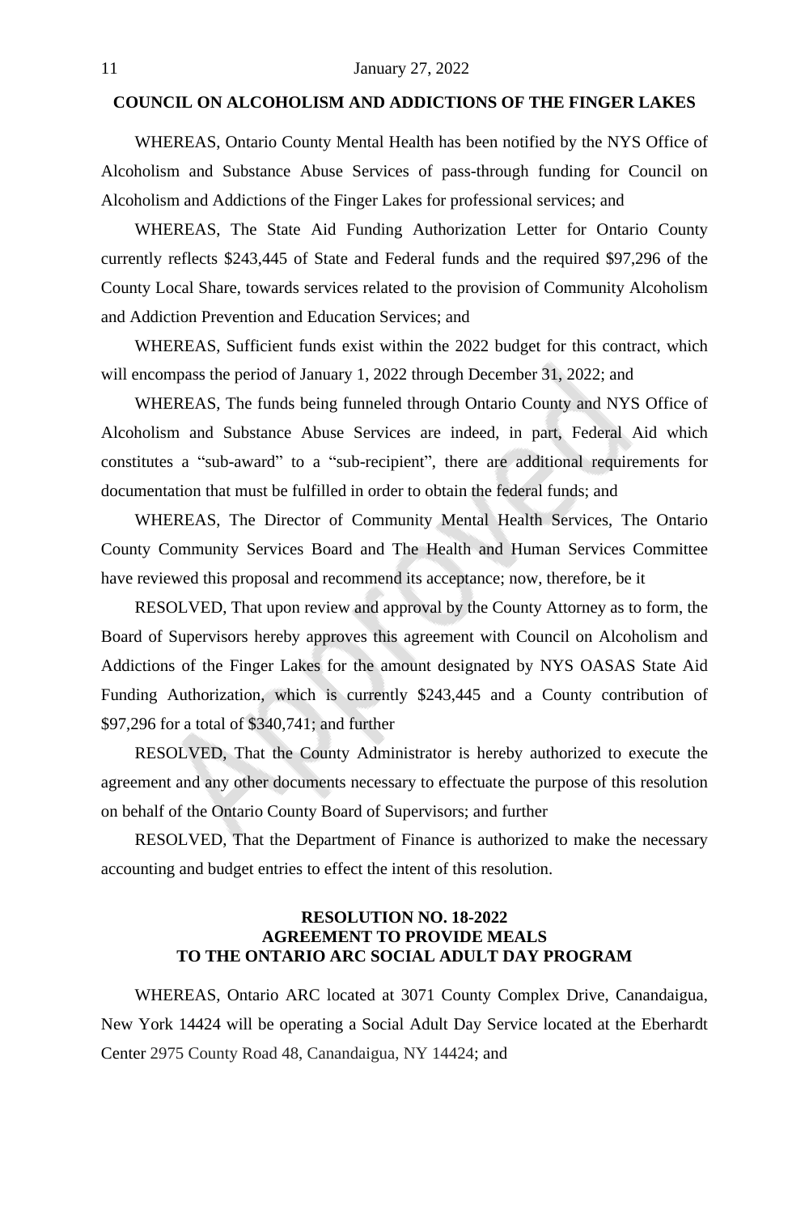**COUNCIL ON ALCOHOLISM AND ADDICTIONS OF THE FINGER LAKES**

WHEREAS, Ontario County Mental Health has been notified by the NYS Office of Alcoholism and Substance Abuse Services of pass-through funding for Council on Alcoholism and Addictions of the Finger Lakes for professional services; and

WHEREAS, The State Aid Funding Authorization Letter for Ontario County currently reflects $243,445 of State and Federal funds and the required $97,296 of the County Local Share, towards services related to the provision of Community Alcoholism and Addiction Prevention and Education Services; and

WHEREAS, Sufficient funds exist within the 2022 budget for this contract, which will encompass the period of January 1, 2022 through December 31, 2022; and

WHEREAS, The funds being funneled through Ontario County and NYS Office of Alcoholism and Substance Abuse Services are indeed, in part, Federal Aid which constitutes a "sub-award" to a "sub-recipient", there are additional requirements for documentation that must be fulfilled in order to obtain the federal funds; and

WHEREAS, The Director of Community Mental Health Services, The Ontario County Community Services Board and The Health and Human Services Committee have reviewed this proposal and recommend its acceptance; now, therefore, be it

RESOLVED, That upon review and approval by the County Attorney as to form, the Board of Supervisors hereby approves this agreement with Council on Alcoholism and Addictions of the Finger Lakes for the amount designated by NYS OASAS State Aid Funding Authorization, which is currently $243,445 and a County contribution of $97,296 for a total of $340,741; and further

RESOLVED, That the County Administrator is hereby authorized to execute the agreement and any other documents necessary to effectuate the purpose of this resolution on behalf of the Ontario County Board of Supervisors; and further

RESOLVED, That the Department of Finance is authorized to make the necessary accounting and budget entries to effect the intent of this resolution.

**RESOLUTION NO. 18-2022**
**AGREEMENT TO PROVIDE MEALS**
**TO THE ONTARIO ARC SOCIAL ADULT DAY PROGRAM**

WHEREAS, Ontario ARC located at 3071 County Complex Drive, Canandaigua, New York 14424 will be operating a Social Adult Day Service located at the Eberhardt Center 2975 County Road 48, Canandaigua, NY 14424; and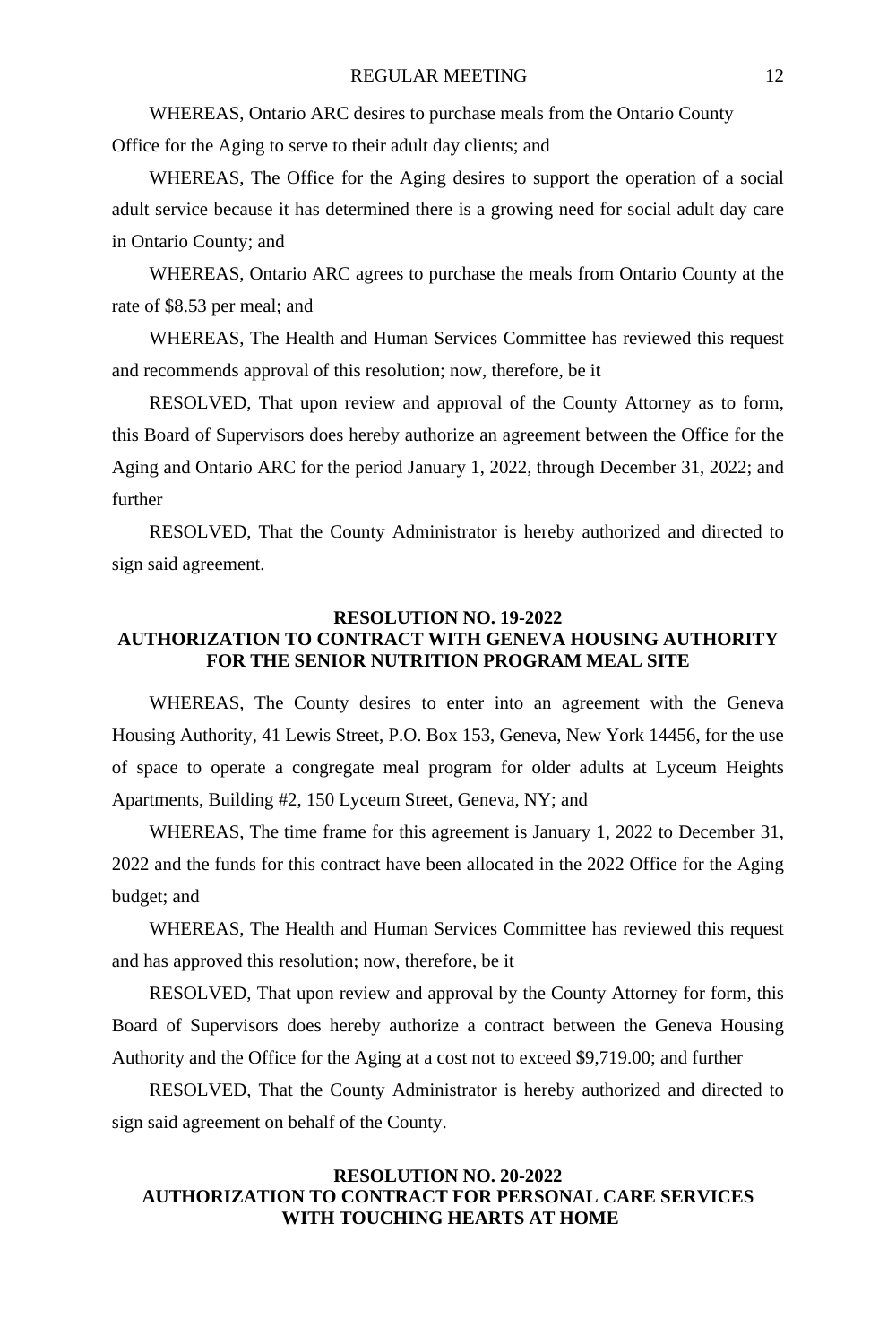WHEREAS, Ontario ARC desires to purchase meals from the Ontario County Office for the Aging to serve to their adult day clients; and

WHEREAS, The Office for the Aging desires to support the operation of a social adult service because it has determined there is a growing need for social adult day care in Ontario County; and

WHEREAS, Ontario ARC agrees to purchase the meals from Ontario County at the rate of $8.53 per meal; and

WHEREAS, The Health and Human Services Committee has reviewed this request and recommends approval of this resolution; now, therefore, be it

RESOLVED, That upon review and approval of the County Attorney as to form, this Board of Supervisors does hereby authorize an agreement between the Office for the Aging and Ontario ARC for the period January 1, 2022, through December 31, 2022; and further

RESOLVED, That the County Administrator is hereby authorized and directed to sign said agreement.

## RESOLUTION NO. 19-2022
## AUTHORIZATION TO CONTRACT WITH GENEVA HOUSING AUTHORITY FOR THE SENIOR NUTRITION PROGRAM MEAL SITE

WHEREAS, The County desires to enter into an agreement with the Geneva Housing Authority, 41 Lewis Street, P.O. Box 153, Geneva, New York 14456, for the use of space to operate a congregate meal program for older adults at Lyceum Heights Apartments, Building #2, 150 Lyceum Street, Geneva, NY; and

WHEREAS, The time frame for this agreement is January 1, 2022 to December 31, 2022 and the funds for this contract have been allocated in the 2022 Office for the Aging budget; and

WHEREAS, The Health and Human Services Committee has reviewed this request and has approved this resolution; now, therefore, be it

RESOLVED, That upon review and approval by the County Attorney for form, this Board of Supervisors does hereby authorize a contract between the Geneva Housing Authority and the Office for the Aging at a cost not to exceed $9,719.00; and further

RESOLVED, That the County Administrator is hereby authorized and directed to sign said agreement on behalf of the County.

## RESOLUTION NO. 20-2022
## AUTHORIZATION TO CONTRACT FOR PERSONAL CARE SERVICES WITH TOUCHING HEARTS AT HOME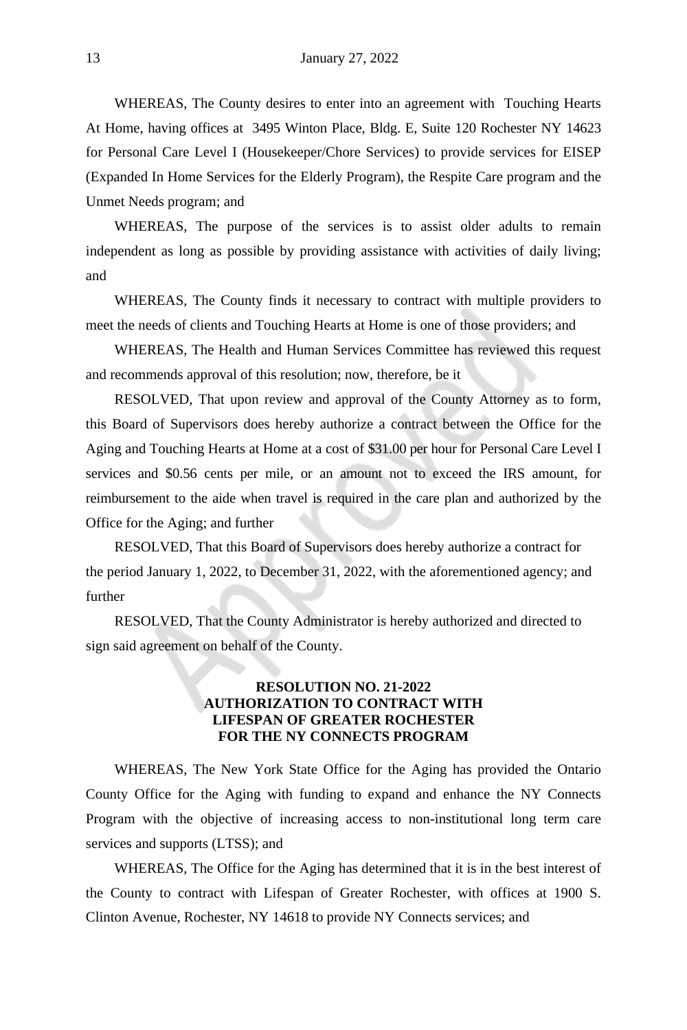WHEREAS, The County desires to enter into an agreement with Touching Hearts At Home, having offices at 3495 Winton Place, Bldg. E, Suite 120 Rochester NY 14623 for Personal Care Level I (Housekeeper/Chore Services) to provide services for EISEP (Expanded In Home Services for the Elderly Program), the Respite Care program and the Unmet Needs program; and

WHEREAS, The purpose of the services is to assist older adults to remain independent as long as possible by providing assistance with activities of daily living; and

WHEREAS, The County finds it necessary to contract with multiple providers to meet the needs of clients and Touching Hearts at Home is one of those providers; and

WHEREAS, The Health and Human Services Committee has reviewed this request and recommends approval of this resolution; now, therefore, be it

RESOLVED, That upon review and approval of the County Attorney as to form, this Board of Supervisors does hereby authorize a contract between the Office for the Aging and Touching Hearts at Home at a cost of $31.00 per hour for Personal Care Level I services and $0.56 cents per mile, or an amount not to exceed the IRS amount, for reimbursement to the aide when travel is required in the care plan and authorized by the Office for the Aging; and further

RESOLVED, That this Board of Supervisors does hereby authorize a contract for the period January 1, 2022, to December 31, 2022, with the aforementioned agency; and further

RESOLVED, That the County Administrator is hereby authorized and directed to sign said agreement on behalf of the County.

**RESOLUTION NO. 21-2022**
**AUTHORIZATION TO CONTRACT WITH LIFESPAN OF GREATER ROCHESTER FOR THE NY CONNECTS PROGRAM**

WHEREAS, The New York State Office for the Aging has provided the Ontario County Office for the Aging with funding to expand and enhance the NY Connects Program with the objective of increasing access to non-institutional long term care services and supports (LTSS); and

WHEREAS, The Office for the Aging has determined that it is in the best interest of the County to contract with Lifespan of Greater Rochester, with offices at 1900 S. Clinton Avenue, Rochester, NY 14618 to provide NY Connects services; and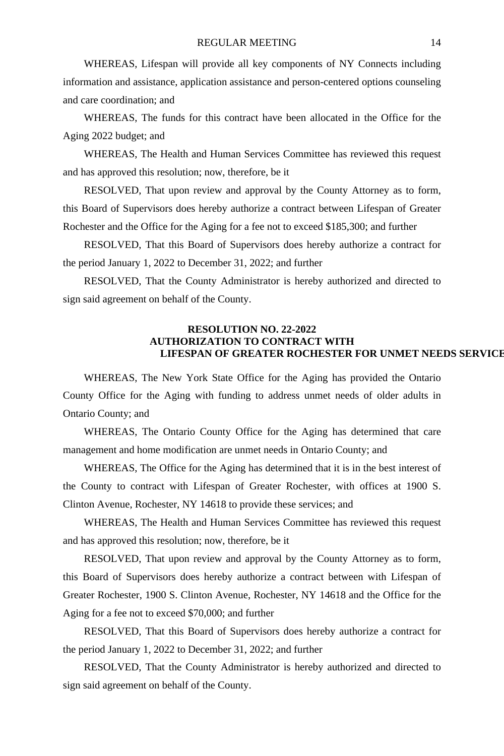WHEREAS, Lifespan will provide all key components of NY Connects including information and assistance, application assistance and person-centered options counseling and care coordination; and

WHEREAS, The funds for this contract have been allocated in the Office for the Aging 2022 budget; and

WHEREAS, The Health and Human Services Committee has reviewed this request and has approved this resolution; now, therefore, be it

RESOLVED, That upon review and approval by the County Attorney as to form, this Board of Supervisors does hereby authorize a contract between Lifespan of Greater Rochester and the Office for the Aging for a fee not to exceed $185,300; and further

RESOLVED, That this Board of Supervisors does hereby authorize a contract for the period January 1, 2022 to December 31, 2022; and further

RESOLVED, That the County Administrator is hereby authorized and directed to sign said agreement on behalf of the County.

**RESOLUTION NO. 22-2022**
**AUTHORIZATION TO CONTRACT WITH**
**LIFESPAN OF GREATER ROCHESTER FOR UNMET NEEDS SERVICE**

WHEREAS, The New York State Office for the Aging has provided the Ontario County Office for the Aging with funding to address unmet needs of older adults in Ontario County; and

WHEREAS, The Ontario County Office for the Aging has determined that care management and home modification are unmet needs in Ontario County; and

WHEREAS, The Office for the Aging has determined that it is in the best interest of the County to contract with Lifespan of Greater Rochester, with offices at 1900 S. Clinton Avenue, Rochester, NY 14618 to provide these services; and

WHEREAS, The Health and Human Services Committee has reviewed this request and has approved this resolution; now, therefore, be it

RESOLVED, That upon review and approval by the County Attorney as to form, this Board of Supervisors does hereby authorize a contract between with Lifespan of Greater Rochester, 1900 S. Clinton Avenue, Rochester, NY 14618 and the Office for the Aging for a fee not to exceed $70,000; and further

RESOLVED, That this Board of Supervisors does hereby authorize a contract for the period January 1, 2022 to December 31, 2022; and further

RESOLVED, That the County Administrator is hereby authorized and directed to sign said agreement on behalf of the County.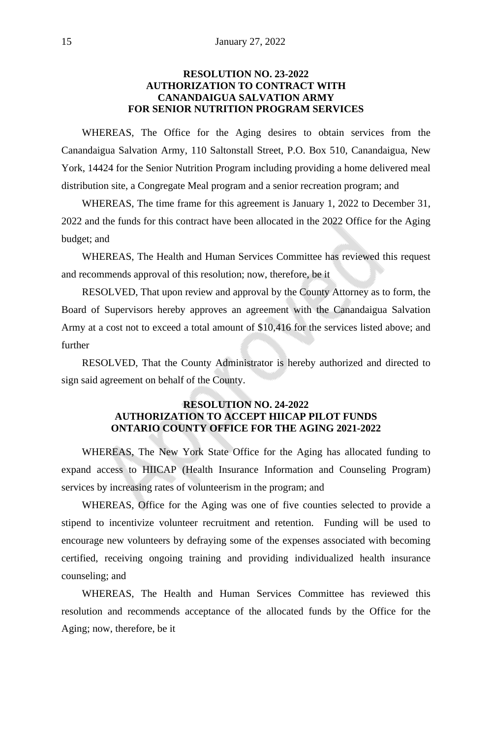## RESOLUTION NO. 23-2022
## AUTHORIZATION TO CONTRACT WITH
## CANANDAIGUA SALVATION ARMY
## FOR SENIOR NUTRITION PROGRAM SERVICES

WHEREAS, The Office for the Aging desires to obtain services from the Canandaigua Salvation Army, 110 Saltonstall Street, P.O. Box 510, Canandaigua, New York, 14424 for the Senior Nutrition Program including providing a home delivered meal distribution site, a Congregate Meal program and a senior recreation program; and

WHEREAS, The time frame for this agreement is January 1, 2022 to December 31, 2022 and the funds for this contract have been allocated in the 2022 Office for the Aging budget; and

WHEREAS, The Health and Human Services Committee has reviewed this request and recommends approval of this resolution; now, therefore, be it

RESOLVED, That upon review and approval by the County Attorney as to form, the Board of Supervisors hereby approves an agreement with the Canandaigua Salvation Army at a cost not to exceed a total amount of $10,416 for the services listed above; and further

RESOLVED, That the County Administrator is hereby authorized and directed to sign said agreement on behalf of the County.

## RESOLUTION NO. 24-2022
## AUTHORIZATION TO ACCEPT HIICAP PILOT FUNDS
## ONTARIO COUNTY OFFICE FOR THE AGING 2021-2022

WHEREAS, The New York State Office for the Aging has allocated funding to expand access to HIICAP (Health Insurance Information and Counseling Program) services by increasing rates of volunteerism in the program; and

WHEREAS, Office for the Aging was one of five counties selected to provide a stipend to incentivize volunteer recruitment and retention. Funding will be used to encourage new volunteers by defraying some of the expenses associated with becoming certified, receiving ongoing training and providing individualized health insurance counseling; and

WHEREAS, The Health and Human Services Committee has reviewed this resolution and recommends acceptance of the allocated funds by the Office for the Aging; now, therefore, be it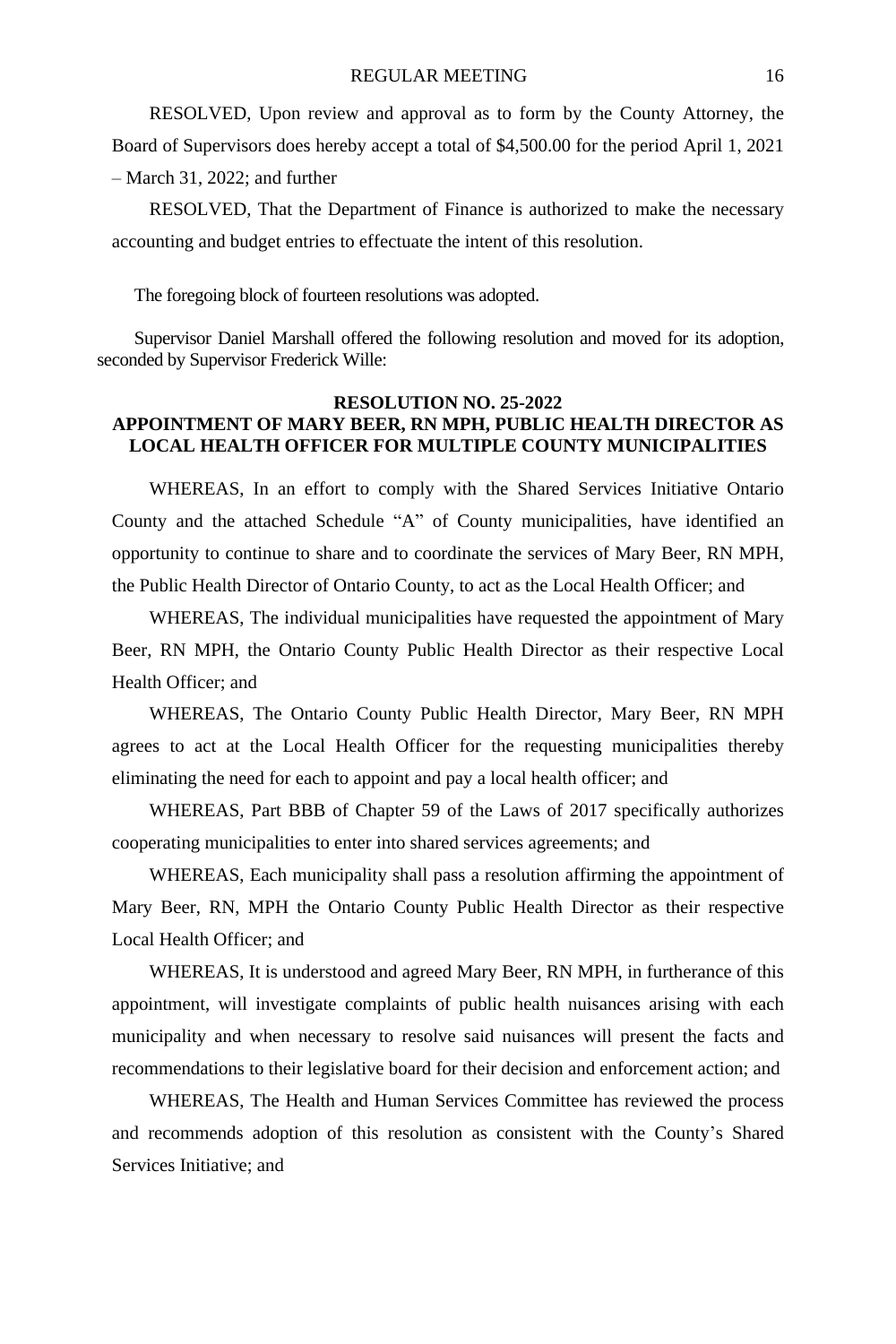RESOLVED, Upon review and approval as to form by the County Attorney, the Board of Supervisors does hereby accept a total of $4,500.00 for the period April 1, 2021 – March 31, 2022; and further

RESOLVED, That the Department of Finance is authorized to make the necessary accounting and budget entries to effectuate the intent of this resolution.

The foregoing block of fourteen resolutions was adopted.

Supervisor Daniel Marshall offered the following resolution and moved for its adoption, seconded by Supervisor Frederick Wille:

**RESOLUTION NO. 25-2022**
**APPOINTMENT OF MARY BEER, RN MPH, PUBLIC HEALTH DIRECTOR AS LOCAL HEALTH OFFICER FOR MULTIPLE COUNTY MUNICIPALITIES**

WHEREAS, In an effort to comply with the Shared Services Initiative Ontario County and the attached Schedule "A" of County municipalities, have identified an opportunity to continue to share and to coordinate the services of Mary Beer, RN MPH, the Public Health Director of Ontario County, to act as the Local Health Officer; and

WHEREAS, The individual municipalities have requested the appointment of Mary Beer, RN MPH, the Ontario County Public Health Director as their respective Local Health Officer; and

WHEREAS, The Ontario County Public Health Director, Mary Beer, RN MPH agrees to act at the Local Health Officer for the requesting municipalities thereby eliminating the need for each to appoint and pay a local health officer; and

WHEREAS, Part BBB of Chapter 59 of the Laws of 2017 specifically authorizes cooperating municipalities to enter into shared services agreements; and

WHEREAS, Each municipality shall pass a resolution affirming the appointment of Mary Beer, RN, MPH the Ontario County Public Health Director as their respective Local Health Officer; and

WHEREAS, It is understood and agreed Mary Beer, RN MPH, in furtherance of this appointment, will investigate complaints of public health nuisances arising with each municipality and when necessary to resolve said nuisances will present the facts and recommendations to their legislative board for their decision and enforcement action; and

WHEREAS, The Health and Human Services Committee has reviewed the process and recommends adoption of this resolution as consistent with the County's Shared Services Initiative; and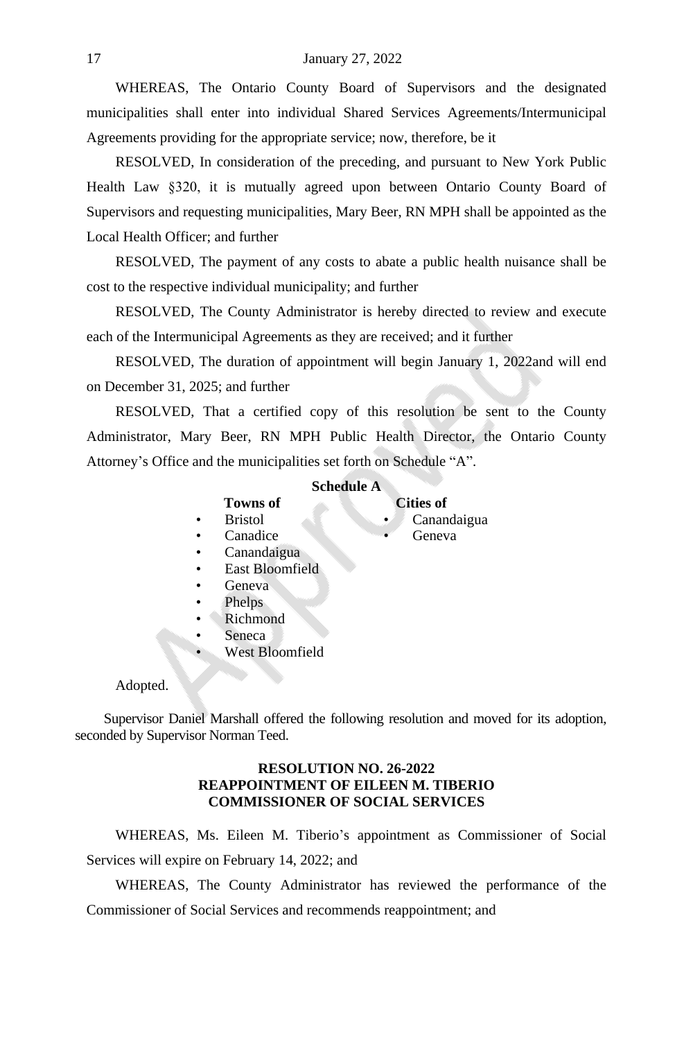WHEREAS, The Ontario County Board of Supervisors and the designated municipalities shall enter into individual Shared Services Agreements/Intermunicipal Agreements providing for the appropriate service; now, therefore, be it

RESOLVED, In consideration of the preceding, and pursuant to New York Public Health Law §320, it is mutually agreed upon between Ontario County Board of Supervisors and requesting municipalities, Mary Beer, RN MPH shall be appointed as the Local Health Officer; and further

RESOLVED, The payment of any costs to abate a public health nuisance shall be cost to the respective individual municipality; and further

RESOLVED, The County Administrator is hereby directed to review and execute each of the Intermunicipal Agreements as they are received; and it further

RESOLVED, The duration of appointment will begin January 1, 2022and will end on December 31, 2025; and further

RESOLVED, That a certified copy of this resolution be sent to the County Administrator, Mary Beer, RN MPH Public Health Director, the Ontario County Attorney's Office and the municipalities set forth on Schedule "A".

**Schedule A**

**Towns of**

- Bristol
- Canadice
- Canandaigua
- East Bloomfield
- Geneva
- Phelps
- Richmond
- Seneca
- West Bloomfield

**Cities of**

- Canandaigua
- Geneva

Adopted.

Supervisor Daniel Marshall offered the following resolution and moved for its adoption, seconded by Supervisor Norman Teed.

**RESOLUTION NO. 26-2022**
**REAPPOINTMENT OF EILEEN M. TIBERIO**
**COMMISSIONER OF SOCIAL SERVICES**

WHEREAS, Ms. Eileen M. Tiberio's appointment as Commissioner of Social Services will expire on February 14, 2022; and

WHEREAS, The County Administrator has reviewed the performance of the Commissioner of Social Services and recommends reappointment; and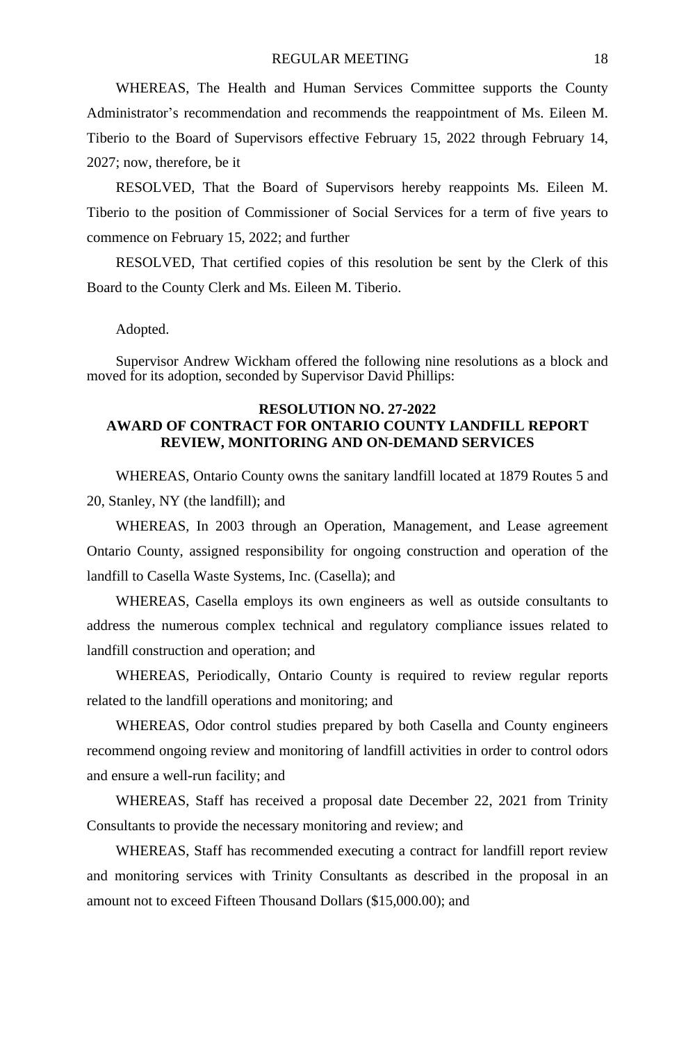WHEREAS, The Health and Human Services Committee supports the County Administrator's recommendation and recommends the reappointment of Ms. Eileen M. Tiberio to the Board of Supervisors effective February 15, 2022 through February 14, 2027; now, therefore, be it

RESOLVED, That the Board of Supervisors hereby reappoints Ms. Eileen M. Tiberio to the position of Commissioner of Social Services for a term of five years to commence on February 15, 2022; and further

RESOLVED, That certified copies of this resolution be sent by the Clerk of this Board to the County Clerk and Ms. Eileen M. Tiberio.

Adopted.

Supervisor Andrew Wickham offered the following nine resolutions as a block and moved for its adoption, seconded by Supervisor David Phillips:

**RESOLUTION NO. 27-2022**
**AWARD OF CONTRACT FOR ONTARIO COUNTY LANDFILL REPORT REVIEW, MONITORING AND ON-DEMAND SERVICES**

WHEREAS, Ontario County owns the sanitary landfill located at 1879 Routes 5 and 20, Stanley, NY (the landfill); and

WHEREAS, In 2003 through an Operation, Management, and Lease agreement Ontario County, assigned responsibility for ongoing construction and operation of the landfill to Casella Waste Systems, Inc. (Casella); and

WHEREAS, Casella employs its own engineers as well as outside consultants to address the numerous complex technical and regulatory compliance issues related to landfill construction and operation; and

WHEREAS, Periodically, Ontario County is required to review regular reports related to the landfill operations and monitoring; and

WHEREAS, Odor control studies prepared by both Casella and County engineers recommend ongoing review and monitoring of landfill activities in order to control odors and ensure a well-run facility; and

WHEREAS, Staff has received a proposal date December 22, 2021 from Trinity Consultants to provide the necessary monitoring and review; and

WHEREAS, Staff has recommended executing a contract for landfill report review and monitoring services with Trinity Consultants as described in the proposal in an amount not to exceed Fifteen Thousand Dollars ($15,000.00); and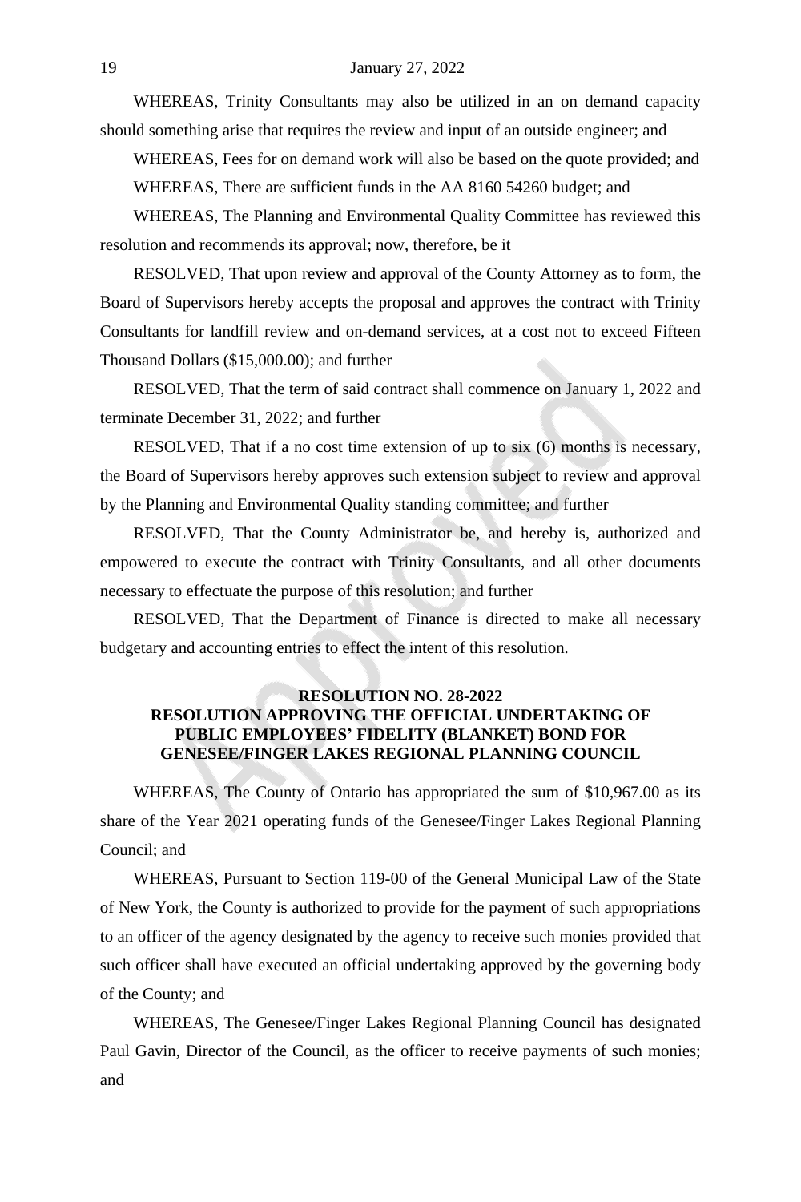WHEREAS, Trinity Consultants may also be utilized in an on demand capacity should something arise that requires the review and input of an outside engineer; and

WHEREAS, Fees for on demand work will also be based on the quote provided; and

WHEREAS, There are sufficient funds in the AA 8160 54260 budget; and

WHEREAS, The Planning and Environmental Quality Committee has reviewed this resolution and recommends its approval; now, therefore, be it

RESOLVED, That upon review and approval of the County Attorney as to form, the Board of Supervisors hereby accepts the proposal and approves the contract with Trinity Consultants for landfill review and on-demand services, at a cost not to exceed Fifteen Thousand Dollars ($15,000.00); and further

RESOLVED, That the term of said contract shall commence on January 1, 2022 and terminate December 31, 2022; and further

RESOLVED, That if a no cost time extension of up to six (6) months is necessary, the Board of Supervisors hereby approves such extension subject to review and approval by the Planning and Environmental Quality standing committee; and further

RESOLVED, That the County Administrator be, and hereby is, authorized and empowered to execute the contract with Trinity Consultants, and all other documents necessary to effectuate the purpose of this resolution; and further

RESOLVED, That the Department of Finance is directed to make all necessary budgetary and accounting entries to effect the intent of this resolution.

**RESOLUTION NO. 28-2022**
**RESOLUTION APPROVING THE OFFICIAL UNDERTAKING OF PUBLIC EMPLOYEES' FIDELITY (BLANKET) BOND FOR GENESEE/FINGER LAKES REGIONAL PLANNING COUNCIL**

WHEREAS, The County of Ontario has appropriated the sum of $10,967.00 as its share of the Year 2021 operating funds of the Genesee/Finger Lakes Regional Planning Council; and

WHEREAS, Pursuant to Section 119-00 of the General Municipal Law of the State of New York, the County is authorized to provide for the payment of such appropriations to an officer of the agency designated by the agency to receive such monies provided that such officer shall have executed an official undertaking approved by the governing body of the County; and

WHEREAS, The Genesee/Finger Lakes Regional Planning Council has designated Paul Gavin, Director of the Council, as the officer to receive payments of such monies; and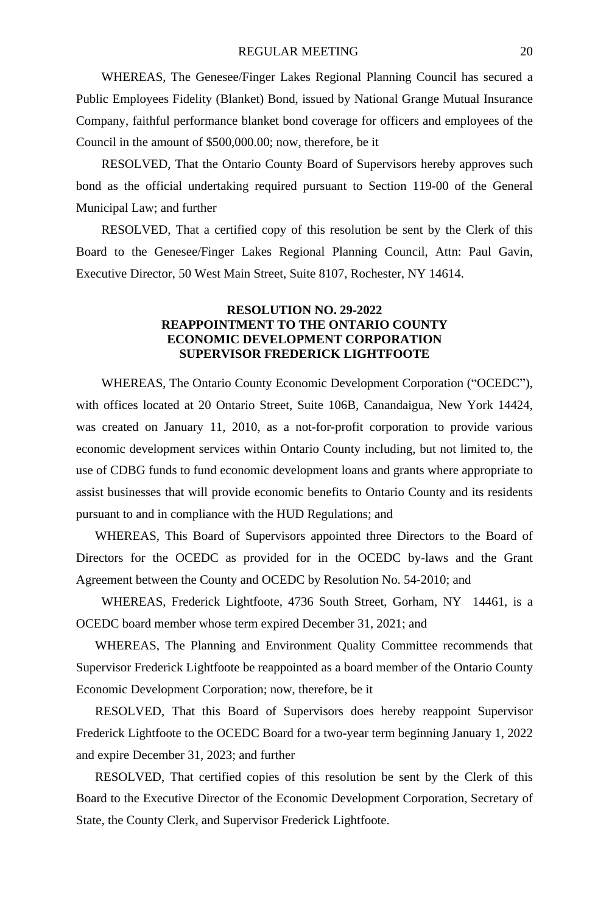WHEREAS, The Genesee/Finger Lakes Regional Planning Council has secured a Public Employees Fidelity (Blanket) Bond, issued by National Grange Mutual Insurance Company, faithful performance blanket bond coverage for officers and employees of the Council in the amount of $500,000.00; now, therefore, be it

RESOLVED, That the Ontario County Board of Supervisors hereby approves such bond as the official undertaking required pursuant to Section 119-00 of the General Municipal Law; and further

RESOLVED, That a certified copy of this resolution be sent by the Clerk of this Board to the Genesee/Finger Lakes Regional Planning Council, Attn: Paul Gavin, Executive Director, 50 West Main Street, Suite 8107, Rochester, NY 14614.

**RESOLUTION NO. 29-2022**
**REAPPOINTMENT TO THE ONTARIO COUNTY ECONOMIC DEVELOPMENT CORPORATION**
**SUPERVISOR FREDERICK LIGHTFOOTE**

WHEREAS, The Ontario County Economic Development Corporation ("OCEDC"), with offices located at 20 Ontario Street, Suite 106B, Canandaigua, New York 14424, was created on January 11, 2010, as a not-for-profit corporation to provide various economic development services within Ontario County including, but not limited to, the use of CDBG funds to fund economic development loans and grants where appropriate to assist businesses that will provide economic benefits to Ontario County and its residents pursuant to and in compliance with the HUD Regulations; and

WHEREAS, This Board of Supervisors appointed three Directors to the Board of Directors for the OCEDC as provided for in the OCEDC by-laws and the Grant Agreement between the County and OCEDC by Resolution No. 54-2010; and

WHEREAS, Frederick Lightfoote, 4736 South Street, Gorham, NY 14461, is a OCEDC board member whose term expired December 31, 2021; and

WHEREAS, The Planning and Environment Quality Committee recommends that Supervisor Frederick Lightfoote be reappointed as a board member of the Ontario County Economic Development Corporation; now, therefore, be it

RESOLVED, That this Board of Supervisors does hereby reappoint Supervisor Frederick Lightfoote to the OCEDC Board for a two-year term beginning January 1, 2022 and expire December 31, 2023; and further

RESOLVED, That certified copies of this resolution be sent by the Clerk of this Board to the Executive Director of the Economic Development Corporation, Secretary of State, the County Clerk, and Supervisor Frederick Lightfoote.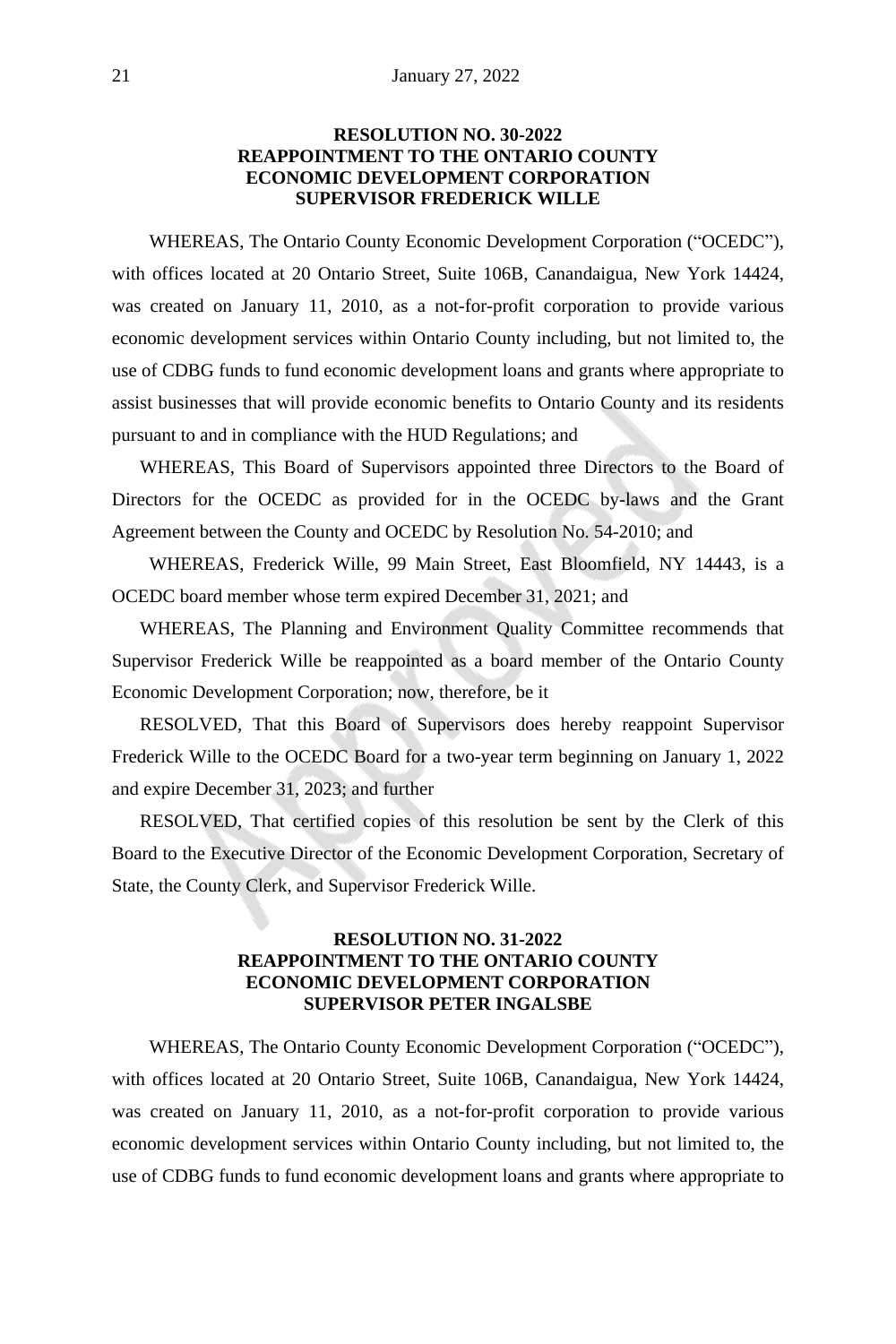### RESOLUTION NO. 30-2022
### REAPPOINTMENT TO THE ONTARIO COUNTY ECONOMIC DEVELOPMENT CORPORATION SUPERVISOR FREDERICK WILLE

WHEREAS, The Ontario County Economic Development Corporation ("OCEDC"), with offices located at 20 Ontario Street, Suite 106B, Canandaigua, New York 14424, was created on January 11, 2010, as a not-for-profit corporation to provide various economic development services within Ontario County including, but not limited to, the use of CDBG funds to fund economic development loans and grants where appropriate to assist businesses that will provide economic benefits to Ontario County and its residents pursuant to and in compliance with the HUD Regulations; and

WHEREAS, This Board of Supervisors appointed three Directors to the Board of Directors for the OCEDC as provided for in the OCEDC by-laws and the Grant Agreement between the County and OCEDC by Resolution No. 54-2010; and

WHEREAS, Frederick Wille, 99 Main Street, East Bloomfield, NY 14443, is a OCEDC board member whose term expired December 31, 2021; and

WHEREAS, The Planning and Environment Quality Committee recommends that Supervisor Frederick Wille be reappointed as a board member of the Ontario County Economic Development Corporation; now, therefore, be it

RESOLVED, That this Board of Supervisors does hereby reappoint Supervisor Frederick Wille to the OCEDC Board for a two-year term beginning on January 1, 2022 and expire December 31, 2023; and further

RESOLVED, That certified copies of this resolution be sent by the Clerk of this Board to the Executive Director of the Economic Development Corporation, Secretary of State, the County Clerk, and Supervisor Frederick Wille.

### RESOLUTION NO. 31-2022
### REAPPOINTMENT TO THE ONTARIO COUNTY ECONOMIC DEVELOPMENT CORPORATION SUPERVISOR PETER INGALSBE

WHEREAS, The Ontario County Economic Development Corporation ("OCEDC"), with offices located at 20 Ontario Street, Suite 106B, Canandaigua, New York 14424, was created on January 11, 2010, as a not-for-profit corporation to provide various economic development services within Ontario County including, but not limited to, the use of CDBG funds to fund economic development loans and grants where appropriate to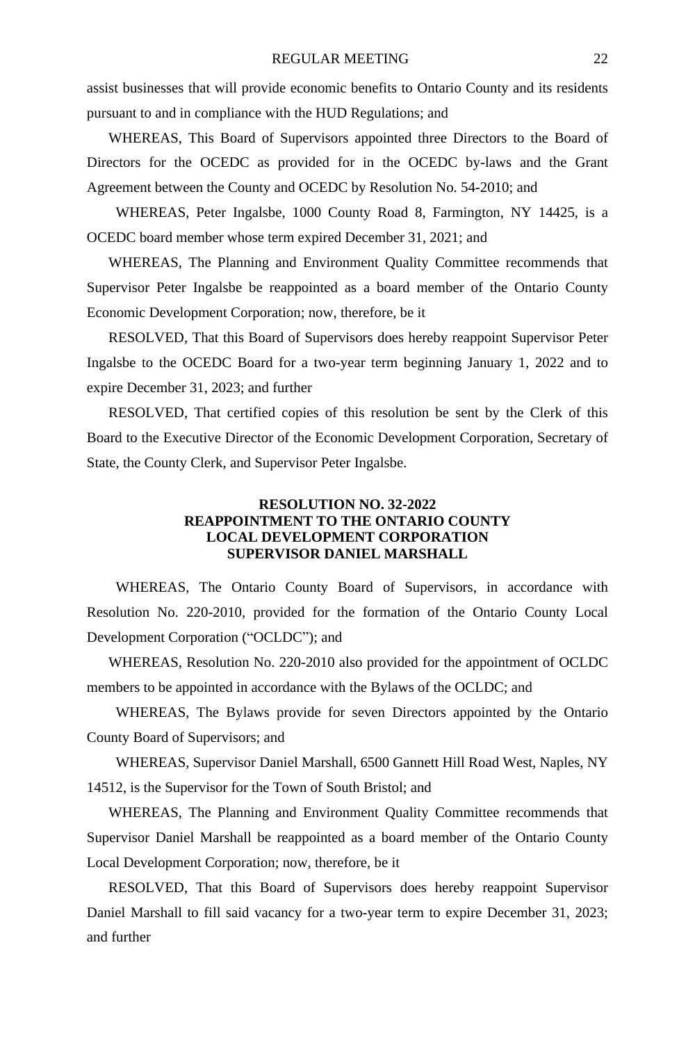assist businesses that will provide economic benefits to Ontario County and its residents pursuant to and in compliance with the HUD Regulations; and

WHEREAS, This Board of Supervisors appointed three Directors to the Board of Directors for the OCEDC as provided for in the OCEDC by-laws and the Grant Agreement between the County and OCEDC by Resolution No. 54-2010; and

WHEREAS, Peter Ingalsbe, 1000 County Road 8, Farmington, NY 14425, is a OCEDC board member whose term expired December 31, 2021; and

WHEREAS, The Planning and Environment Quality Committee recommends that Supervisor Peter Ingalsbe be reappointed as a board member of the Ontario County Economic Development Corporation; now, therefore, be it

RESOLVED, That this Board of Supervisors does hereby reappoint Supervisor Peter Ingalsbe to the OCEDC Board for a two-year term beginning January 1, 2022 and to expire December 31, 2023; and further

RESOLVED, That certified copies of this resolution be sent by the Clerk of this Board to the Executive Director of the Economic Development Corporation, Secretary of State, the County Clerk, and Supervisor Peter Ingalsbe.

**RESOLUTION NO. 32-2022**
**REAPPOINTMENT TO THE ONTARIO COUNTY LOCAL DEVELOPMENT CORPORATION**
**SUPERVISOR DANIEL MARSHALL**

WHEREAS, The Ontario County Board of Supervisors, in accordance with Resolution No. 220-2010, provided for the formation of the Ontario County Local Development Corporation ("OCLDC"); and

WHEREAS, Resolution No. 220-2010 also provided for the appointment of OCLDC members to be appointed in accordance with the Bylaws of the OCLDC; and

WHEREAS, The Bylaws provide for seven Directors appointed by the Ontario County Board of Supervisors; and

WHEREAS, Supervisor Daniel Marshall, 6500 Gannett Hill Road West, Naples, NY 14512, is the Supervisor for the Town of South Bristol; and

WHEREAS, The Planning and Environment Quality Committee recommends that Supervisor Daniel Marshall be reappointed as a board member of the Ontario County Local Development Corporation; now, therefore, be it

RESOLVED, That this Board of Supervisors does hereby reappoint Supervisor Daniel Marshall to fill said vacancy for a two-year term to expire December 31, 2023; and further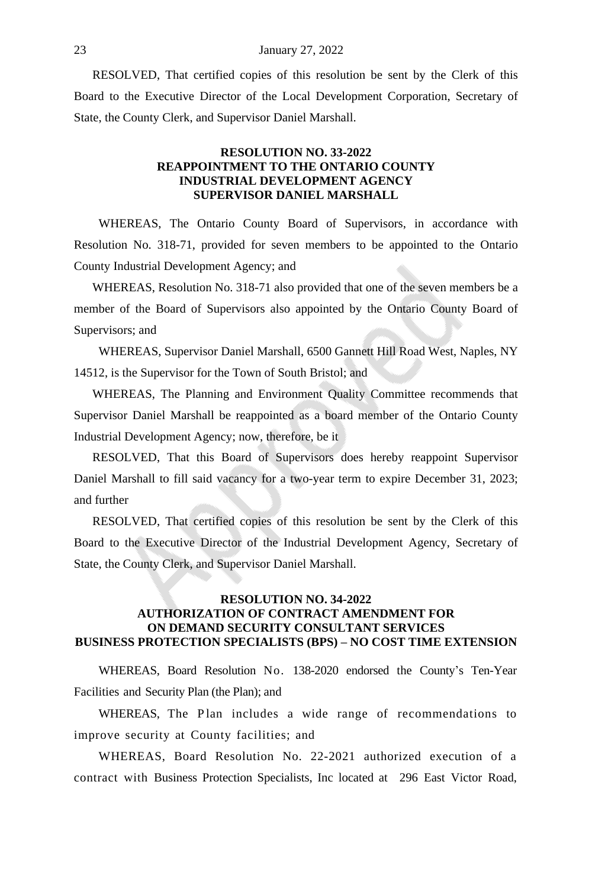RESOLVED, That certified copies of this resolution be sent by the Clerk of this Board to the Executive Director of the Local Development Corporation, Secretary of State, the County Clerk, and Supervisor Daniel Marshall.

**RESOLUTION NO. 33-2022**
**REAPPOINTMENT TO THE ONTARIO COUNTY INDUSTRIAL DEVELOPMENT AGENCY**
**SUPERVISOR DANIEL MARSHALL**

WHEREAS, The Ontario County Board of Supervisors, in accordance with Resolution No. 318-71, provided for seven members to be appointed to the Ontario County Industrial Development Agency; and

WHEREAS, Resolution No. 318-71 also provided that one of the seven members be a member of the Board of Supervisors also appointed by the Ontario County Board of Supervisors; and

WHEREAS, Supervisor Daniel Marshall, 6500 Gannett Hill Road West, Naples, NY 14512, is the Supervisor for the Town of South Bristol; and

WHEREAS, The Planning and Environment Quality Committee recommends that Supervisor Daniel Marshall be reappointed as a board member of the Ontario County Industrial Development Agency; now, therefore, be it

RESOLVED, That this Board of Supervisors does hereby reappoint Supervisor Daniel Marshall to fill said vacancy for a two-year term to expire December 31, 2023; and further

RESOLVED, That certified copies of this resolution be sent by the Clerk of this Board to the Executive Director of the Industrial Development Agency, Secretary of State, the County Clerk, and Supervisor Daniel Marshall.

**RESOLUTION NO. 34-2022**
**AUTHORIZATION OF CONTRACT AMENDMENT FOR ON DEMAND SECURITY CONSULTANT SERVICES**
**BUSINESS PROTECTION SPECIALISTS (BPS) – NO COST TIME EXTENSION**

WHEREAS, Board Resolution No. 138-2020 endorsed the County's Ten-Year Facilities and Security Plan (the Plan); and

WHEREAS, The Plan includes a wide range of recommendations to improve security at County facilities; and

WHEREAS, Board Resolution No. 22-2021 authorized execution of a contract with Business Protection Specialists, Inc located at 296 East Victor Road,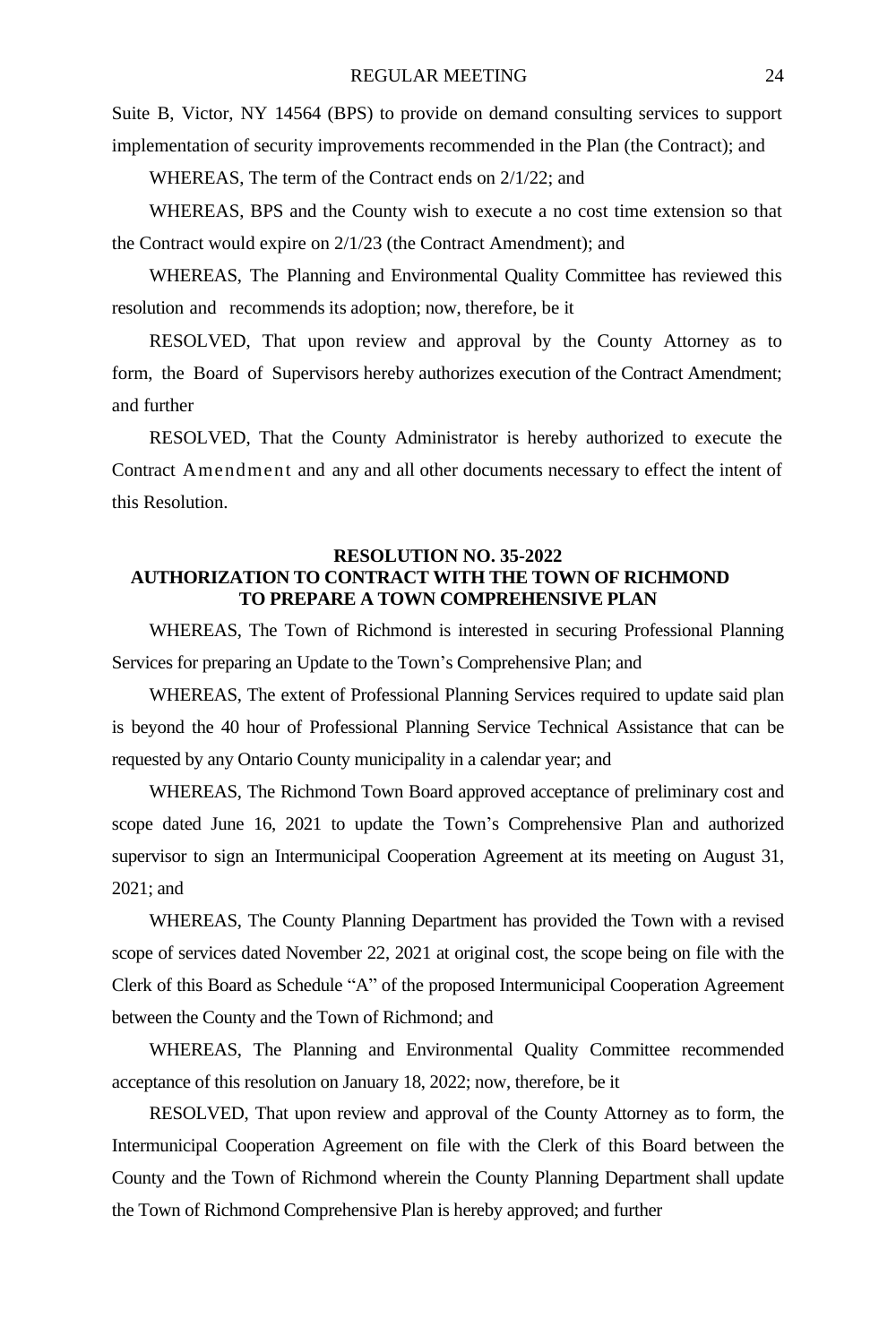Suite B, Victor, NY 14564 (BPS) to provide on demand consulting services to support implementation of security improvements recommended in the Plan (the Contract); and

WHEREAS, The term of the Contract ends on 2/1/22; and

WHEREAS, BPS and the County wish to execute a no cost time extension so that the Contract would expire on 2/1/23 (the Contract Amendment); and

WHEREAS, The Planning and Environmental Quality Committee has reviewed this resolution and recommends its adoption; now, therefore, be it

RESOLVED, That upon review and approval by the County Attorney as to form, the Board of Supervisors hereby authorizes execution of the Contract Amendment; and further

RESOLVED, That the County Administrator is hereby authorized to execute the Contract Amendment and any and all other documents necessary to effect the intent of this Resolution.

**RESOLUTION NO. 35-2022**
**AUTHORIZATION TO CONTRACT WITH THE TOWN OF RICHMOND TO PREPARE A TOWN COMPREHENSIVE PLAN**

WHEREAS, The Town of Richmond is interested in securing Professional Planning Services for preparing an Update to the Town's Comprehensive Plan; and

WHEREAS, The extent of Professional Planning Services required to update said plan is beyond the 40 hour of Professional Planning Service Technical Assistance that can be requested by any Ontario County municipality in a calendar year; and

WHEREAS, The Richmond Town Board approved acceptance of preliminary cost and scope dated June 16, 2021 to update the Town's Comprehensive Plan and authorized supervisor to sign an Intermunicipal Cooperation Agreement at its meeting on August 31, 2021; and

WHEREAS, The County Planning Department has provided the Town with a revised scope of services dated November 22, 2021 at original cost, the scope being on file with the Clerk of this Board as Schedule "A" of the proposed Intermunicipal Cooperation Agreement between the County and the Town of Richmond; and

WHEREAS, The Planning and Environmental Quality Committee recommended acceptance of this resolution on January 18, 2022; now, therefore, be it

RESOLVED, That upon review and approval of the County Attorney as to form, the Intermunicipal Cooperation Agreement on file with the Clerk of this Board between the County and the Town of Richmond wherein the County Planning Department shall update the Town of Richmond Comprehensive Plan is hereby approved; and further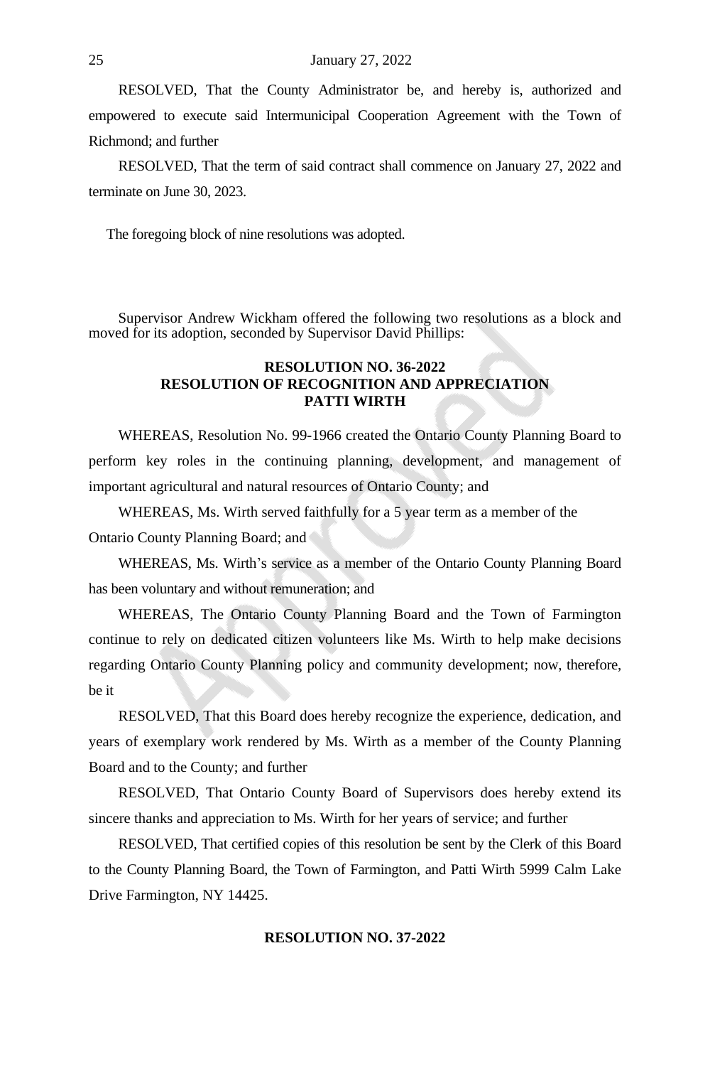RESOLVED, That the County Administrator be, and hereby is, authorized and empowered to execute said Intermunicipal Cooperation Agreement with the Town of Richmond; and further

RESOLVED, That the term of said contract shall commence on January 27, 2022 and terminate on June 30, 2023.

The foregoing block of nine resolutions was adopted.

Supervisor Andrew Wickham offered the following two resolutions as a block and moved for its adoption, seconded by Supervisor David Phillips:

**RESOLUTION NO. 36-2022**
**RESOLUTION OF RECOGNITION AND APPRECIATION**
**PATTI WIRTH**

WHEREAS, Resolution No. 99-1966 created the Ontario County Planning Board to perform key roles in the continuing planning, development, and management of important agricultural and natural resources of Ontario County; and

WHEREAS, Ms. Wirth served faithfully for a 5 year term as a member of the Ontario County Planning Board; and

WHEREAS, Ms. Wirth's service as a member of the Ontario County Planning Board has been voluntary and without remuneration; and

WHEREAS, The Ontario County Planning Board and the Town of Farmington continue to rely on dedicated citizen volunteers like Ms. Wirth to help make decisions regarding Ontario County Planning policy and community development; now, therefore, be it

RESOLVED, That this Board does hereby recognize the experience, dedication, and years of exemplary work rendered by Ms. Wirth as a member of the County Planning Board and to the County; and further

RESOLVED, That Ontario County Board of Supervisors does hereby extend its sincere thanks and appreciation to Ms. Wirth for her years of service; and further

RESOLVED, That certified copies of this resolution be sent by the Clerk of this Board to the County Planning Board, the Town of Farmington, and Patti Wirth 5999 Calm Lake Drive Farmington, NY 14425.

**RESOLUTION NO. 37-2022**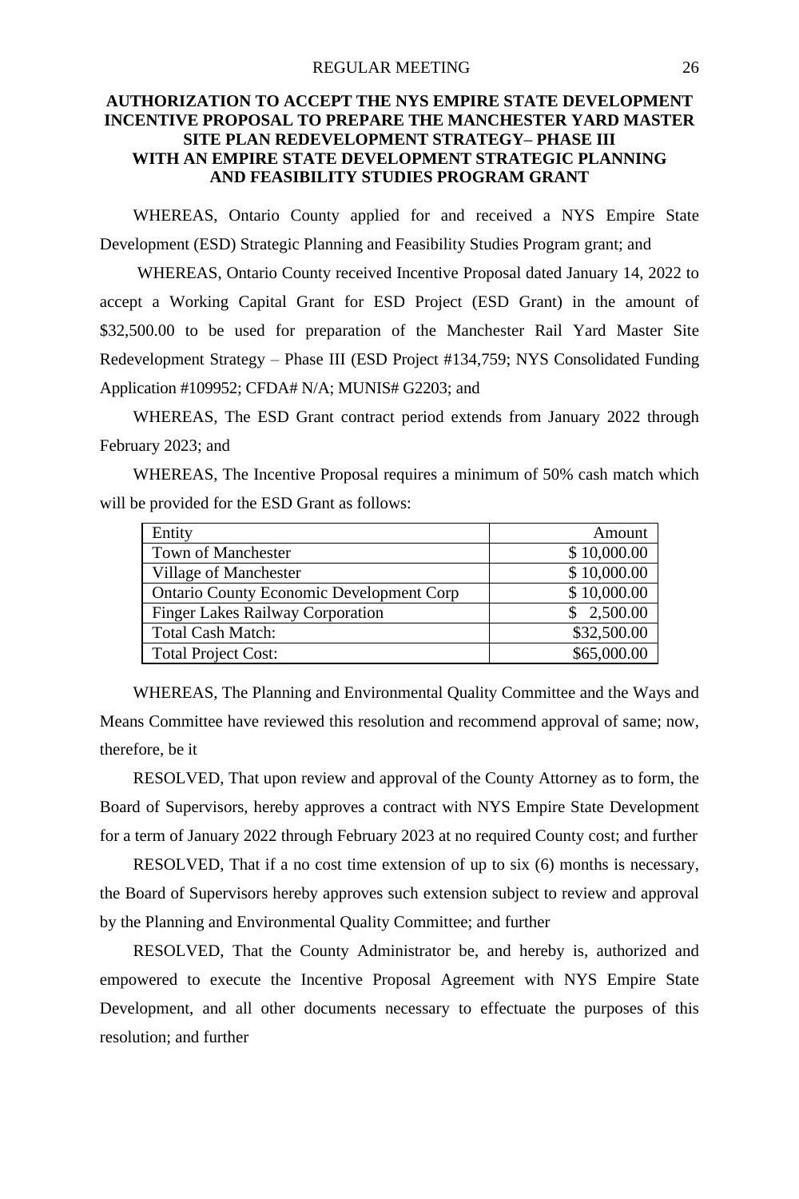## AUTHORIZATION TO ACCEPT THE NYS EMPIRE STATE DEVELOPMENT INCENTIVE PROPOSAL TO PREPARE THE MANCHESTER YARD MASTER SITE PLAN REDEVELOPMENT STRATEGY– PHASE III WITH AN EMPIRE STATE DEVELOPMENT STRATEGIC PLANNING AND FEASIBILITY STUDIES PROGRAM GRANT

WHEREAS, Ontario County applied for and received a NYS Empire State Development (ESD) Strategic Planning and Feasibility Studies Program grant; and

WHEREAS, Ontario County received Incentive Proposal dated January 14, 2022 to accept a Working Capital Grant for ESD Project (ESD Grant) in the amount of $32,500.00 to be used for preparation of the Manchester Rail Yard Master Site Redevelopment Strategy – Phase III (ESD Project #134,759; NYS Consolidated Funding Application #109952; CFDA# N/A; MUNIS# G2203; and

WHEREAS, The ESD Grant contract period extends from January 2022 through February 2023; and

WHEREAS, The Incentive Proposal requires a minimum of 50% cash match which will be provided for the ESD Grant as follows:

| Entity | Amount |
|---|---:|
| Town of Manchester | $ 10,000.00 |
| Village of Manchester | $ 10,000.00 |
| Ontario County Economic Development Corp | $ 10,000.00 |
| Finger Lakes Railway Corporation | $ 2,500.00 |
| Total Cash Match: | $32,500.00 |
| Total Project Cost: | $65,000.00 |

WHEREAS, The Planning and Environmental Quality Committee and the Ways and Means Committee have reviewed this resolution and recommend approval of same; now, therefore, be it

RESOLVED, That upon review and approval of the County Attorney as to form, the Board of Supervisors, hereby approves a contract with NYS Empire State Development for a term of January 2022 through February 2023 at no required County cost; and further

RESOLVED, That if a no cost time extension of up to six (6) months is necessary, the Board of Supervisors hereby approves such extension subject to review and approval by the Planning and Environmental Quality Committee; and further

RESOLVED, That the County Administrator be, and hereby is, authorized and empowered to execute the Incentive Proposal Agreement with NYS Empire State Development, and all other documents necessary to effectuate the purposes of this resolution; and further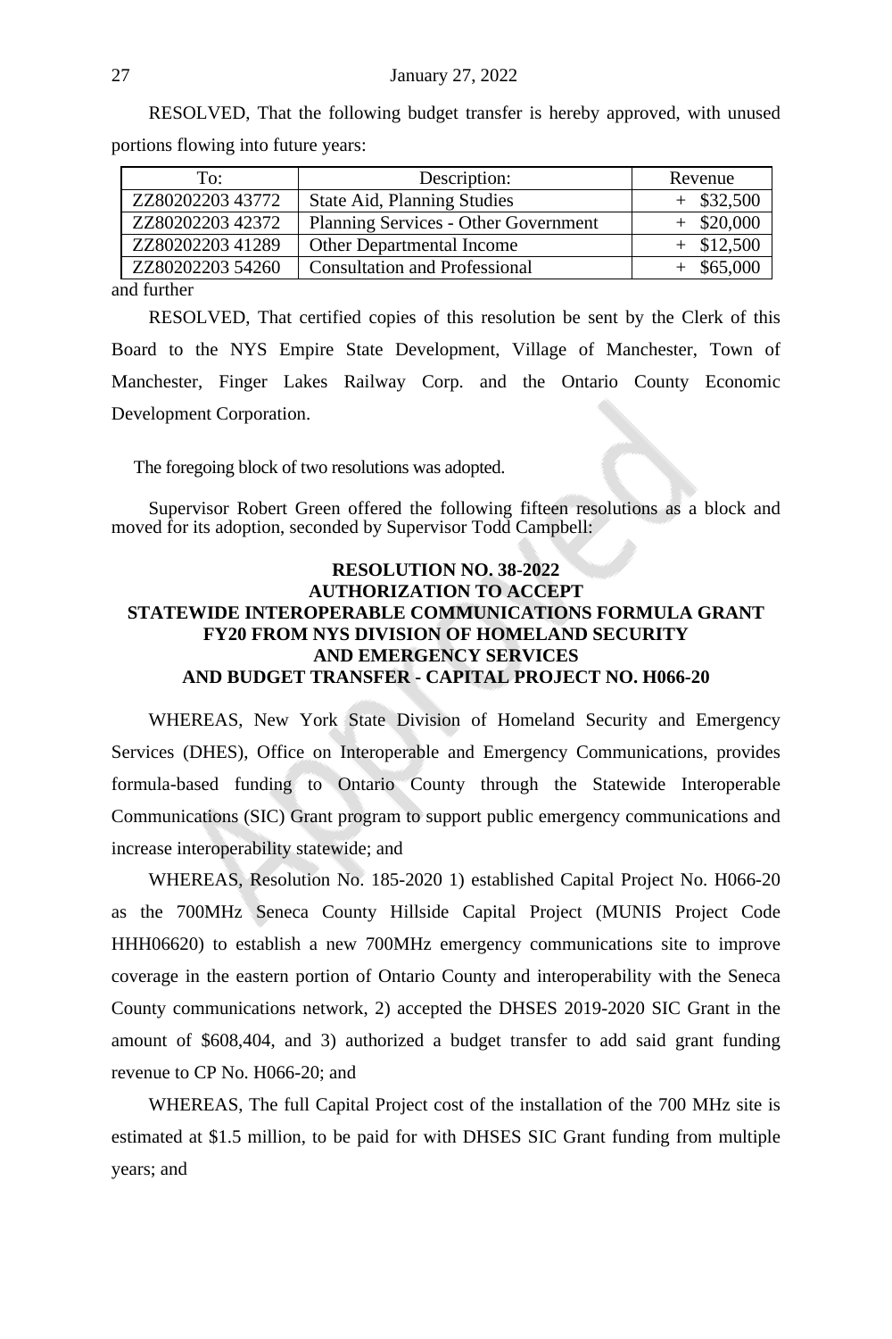RESOLVED, That the following budget transfer is hereby approved, with unused portions flowing into future years:

| To: | Description: | Revenue |
|---|---|---|
| ZZ80202203 43772 | State Aid, Planning Studies | + $32,500 |
| ZZ80202203 42372 | Planning Services - Other Government | + $20,000 |
| ZZ80202203 41289 | Other Departmental Income | + $12,500 |
| ZZ80202203 54260 | Consultation and Professional | + $65,000 |

and further

RESOLVED, That certified copies of this resolution be sent by the Clerk of this Board to the NYS Empire State Development, Village of Manchester, Town of Manchester, Finger Lakes Railway Corp. and the Ontario County Economic Development Corporation.

The foregoing block of two resolutions was adopted.

Supervisor Robert Green offered the following fifteen resolutions as a block and moved for its adoption, seconded by Supervisor Todd Campbell:

**RESOLUTION NO. 38-2022**
**AUTHORIZATION TO ACCEPT**
**STATEWIDE INTEROPERABLE COMMUNICATIONS FORMULA GRANT FY20 FROM NYS DIVISION OF HOMELAND SECURITY AND EMERGENCY SERVICES AND BUDGET TRANSFER - CAPITAL PROJECT NO. H066-20**

WHEREAS, New York State Division of Homeland Security and Emergency Services (DHES), Office on Interoperable and Emergency Communications, provides formula-based funding to Ontario County through the Statewide Interoperable Communications (SIC) Grant program to support public emergency communications and increase interoperability statewide; and

WHEREAS, Resolution No. 185-2020 1) established Capital Project No. H066-20 as the 700MHz Seneca County Hillside Capital Project (MUNIS Project Code HHH06620) to establish a new 700MHz emergency communications site to improve coverage in the eastern portion of Ontario County and interoperability with the Seneca County communications network, 2) accepted the DHSES 2019-2020 SIC Grant in the amount of $608,404, and 3) authorized a budget transfer to add said grant funding revenue to CP No. H066-20; and

WHEREAS, The full Capital Project cost of the installation of the 700 MHz site is estimated at $1.5 million, to be paid for with DHSES SIC Grant funding from multiple years; and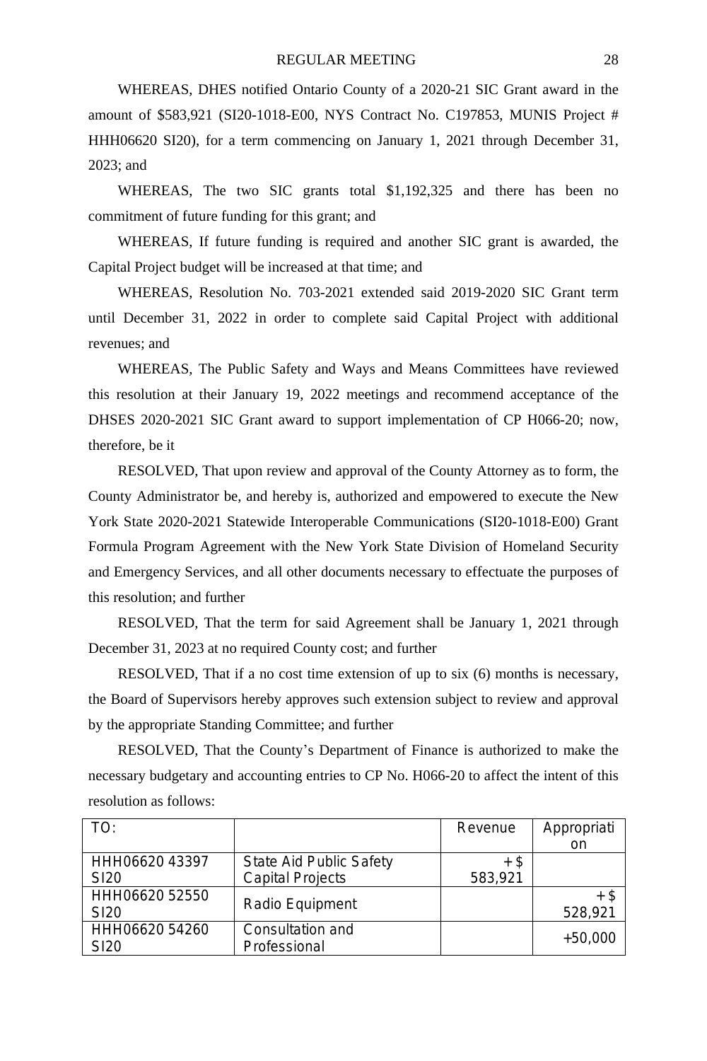WHEREAS, DHES notified Ontario County of a 2020-21 SIC Grant award in the amount of $583,921 (SI20-1018-E00, NYS Contract No. C197853, MUNIS Project # HHH06620 SI20), for a term commencing on January 1, 2021 through December 31, 2023; and

WHEREAS, The two SIC grants total $1,192,325 and there has been no commitment of future funding for this grant; and

WHEREAS, If future funding is required and another SIC grant is awarded, the Capital Project budget will be increased at that time; and

WHEREAS, Resolution No. 703-2021 extended said 2019-2020 SIC Grant term until December 31, 2022 in order to complete said Capital Project with additional revenues; and

WHEREAS, The Public Safety and Ways and Means Committees have reviewed this resolution at their January 19, 2022 meetings and recommend acceptance of the DHSES 2020-2021 SIC Grant award to support implementation of CP H066-20; now, therefore, be it

RESOLVED, That upon review and approval of the County Attorney as to form, the County Administrator be, and hereby is, authorized and empowered to execute the New York State 2020-2021 Statewide Interoperable Communications (SI20-1018-E00) Grant Formula Program Agreement with the New York State Division of Homeland Security and Emergency Services, and all other documents necessary to effectuate the purposes of this resolution; and further

RESOLVED, That the term for said Agreement shall be January 1, 2021 through December 31, 2023 at no required County cost; and further

RESOLVED, That if a no cost time extension of up to six (6) months is necessary, the Board of Supervisors hereby approves such extension subject to review and approval by the appropriate Standing Committee; and further

RESOLVED, That the County's Department of Finance is authorized to make the necessary budgetary and accounting entries to CP No. H066-20 to affect the intent of this resolution as follows:

| TO: | | Revenue | Appropriation |
|---|---|---|---|
| HHH06620 43397 SI20 | State Aid Public Safety Capital Projects | + $ 583,921 | |
| HHH06620 52550 SI20 | Radio Equipment | | + $ 528,921 |
| HHH06620 54260 SI20 | Consultation and Professional | | +50,000 |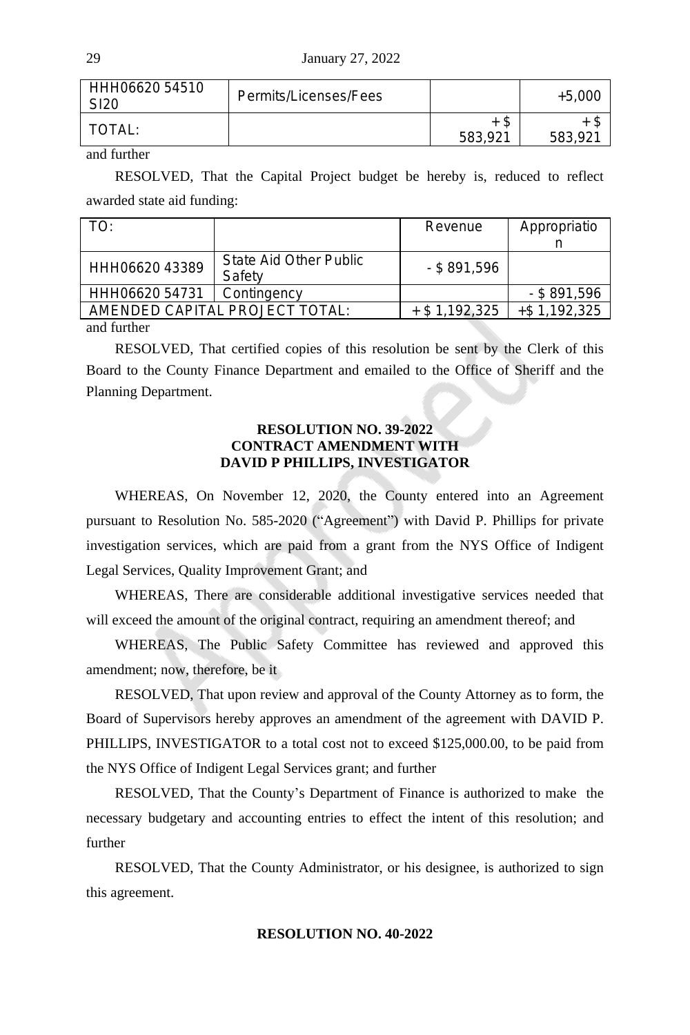| HHH06620 54510 SI20 | Permits/Licenses/Fees | | +5,000 |
|---|---|---|---|
| TOTAL: | | + $ 583,921 | + $ 583,921 |

and further

RESOLVED, That the Capital Project budget be hereby is, reduced to reflect awarded state aid funding:

| TO: | | Revenue | Appropriation |
|---|---|---|---|
| HHH06620 43389 | State Aid Other Public Safety | - $ 891,596 | |
| HHH06620 54731 | Contingency | | - $ 891,596 |
| AMENDED CAPITAL PROJECT TOTAL: | | + $ 1,192,325 | +$ 1,192,325 |

and further

RESOLVED, That certified copies of this resolution be sent by the Clerk of this Board to the County Finance Department and emailed to the Office of Sheriff and the Planning Department.

**RESOLUTION NO. 39-2022**
**CONTRACT AMENDMENT WITH**
**DAVID P PHILLIPS, INVESTIGATOR**

WHEREAS, On November 12, 2020, the County entered into an Agreement pursuant to Resolution No. 585-2020 ("Agreement") with David P. Phillips for private investigation services, which are paid from a grant from the NYS Office of Indigent Legal Services, Quality Improvement Grant; and

WHEREAS, There are considerable additional investigative services needed that will exceed the amount of the original contract, requiring an amendment thereof; and

WHEREAS, The Public Safety Committee has reviewed and approved this amendment; now, therefore, be it

RESOLVED, That upon review and approval of the County Attorney as to form, the Board of Supervisors hereby approves an amendment of the agreement with DAVID P. PHILLIPS, INVESTIGATOR to a total cost not to exceed $125,000.00, to be paid from the NYS Office of Indigent Legal Services grant; and further

RESOLVED, That the County's Department of Finance is authorized to make the necessary budgetary and accounting entries to effect the intent of this resolution; and further

RESOLVED, That the County Administrator, or his designee, is authorized to sign this agreement.

**RESOLUTION NO. 40-2022**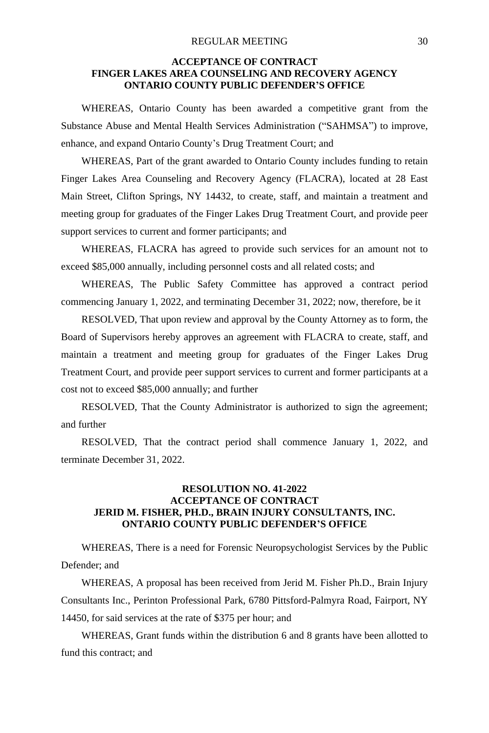### ACCEPTANCE OF CONTRACT
### FINGER LAKES AREA COUNSELING AND RECOVERY AGENCY
### ONTARIO COUNTY PUBLIC DEFENDER'S OFFICE

WHEREAS, Ontario County has been awarded a competitive grant from the Substance Abuse and Mental Health Services Administration ("SAHMSA") to improve, enhance, and expand Ontario County's Drug Treatment Court; and

WHEREAS, Part of the grant awarded to Ontario County includes funding to retain Finger Lakes Area Counseling and Recovery Agency (FLACRA), located at 28 East Main Street, Clifton Springs, NY 14432, to create, staff, and maintain a treatment and meeting group for graduates of the Finger Lakes Drug Treatment Court, and provide peer support services to current and former participants; and

WHEREAS, FLACRA has agreed to provide such services for an amount not to exceed $85,000 annually, including personnel costs and all related costs; and

WHEREAS, The Public Safety Committee has approved a contract period commencing January 1, 2022, and terminating December 31, 2022; now, therefore, be it

RESOLVED, That upon review and approval by the County Attorney as to form, the Board of Supervisors hereby approves an agreement with FLACRA to create, staff, and maintain a treatment and meeting group for graduates of the Finger Lakes Drug Treatment Court, and provide peer support services to current and former participants at a cost not to exceed $85,000 annually; and further

RESOLVED, That the County Administrator is authorized to sign the agreement; and further

RESOLVED, That the contract period shall commence January 1, 2022, and terminate December 31, 2022.

### RESOLUTION NO. 41-2022
### ACCEPTANCE OF CONTRACT
### JERID M. FISHER, PH.D., BRAIN INJURY CONSULTANTS, INC.
### ONTARIO COUNTY PUBLIC DEFENDER'S OFFICE

WHEREAS, There is a need for Forensic Neuropsychologist Services by the Public Defender; and

WHEREAS, A proposal has been received from Jerid M. Fisher Ph.D., Brain Injury Consultants Inc., Perinton Professional Park, 6780 Pittsford-Palmyra Road, Fairport, NY 14450, for said services at the rate of $375 per hour; and

WHEREAS, Grant funds within the distribution 6 and 8 grants have been allotted to fund this contract; and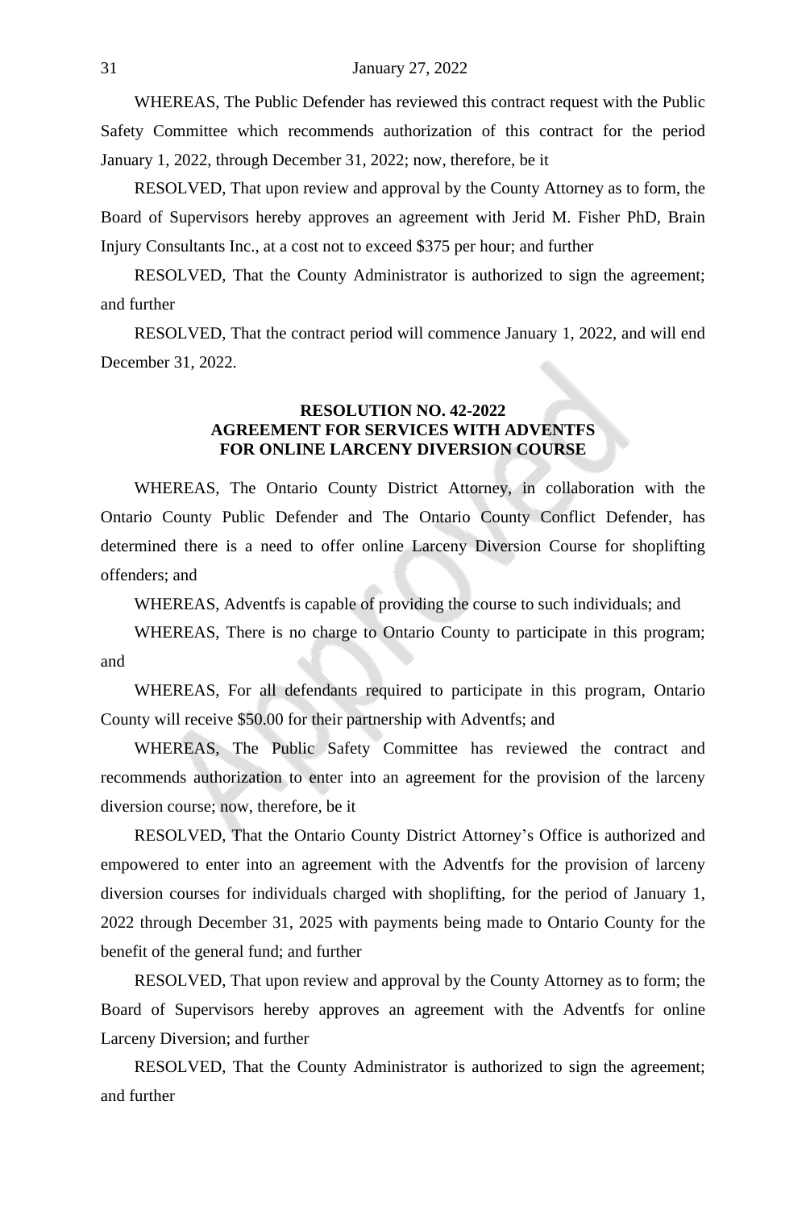WHEREAS, The Public Defender has reviewed this contract request with the Public Safety Committee which recommends authorization of this contract for the period January 1, 2022, through December 31, 2022; now, therefore, be it

RESOLVED, That upon review and approval by the County Attorney as to form, the Board of Supervisors hereby approves an agreement with Jerid M. Fisher PhD, Brain Injury Consultants Inc., at a cost not to exceed $375 per hour; and further

RESOLVED, That the County Administrator is authorized to sign the agreement; and further

RESOLVED, That the contract period will commence January 1, 2022, and will end December 31, 2022.

**RESOLUTION NO. 42-2022**
**AGREEMENT FOR SERVICES WITH ADVENTFS**
**FOR ONLINE LARCENY DIVERSION COURSE**

WHEREAS, The Ontario County District Attorney, in collaboration with the Ontario County Public Defender and The Ontario County Conflict Defender, has determined there is a need to offer online Larceny Diversion Course for shoplifting offenders; and

WHEREAS, Adventfs is capable of providing the course to such individuals; and

WHEREAS, There is no charge to Ontario County to participate in this program; and

WHEREAS, For all defendants required to participate in this program, Ontario County will receive $50.00 for their partnership with Adventfs; and

WHEREAS, The Public Safety Committee has reviewed the contract and recommends authorization to enter into an agreement for the provision of the larceny diversion course; now, therefore, be it

RESOLVED, That the Ontario County District Attorney's Office is authorized and empowered to enter into an agreement with the Adventfs for the provision of larceny diversion courses for individuals charged with shoplifting, for the period of January 1, 2022 through December 31, 2025 with payments being made to Ontario County for the benefit of the general fund; and further

RESOLVED, That upon review and approval by the County Attorney as to form; the Board of Supervisors hereby approves an agreement with the Adventfs for online Larceny Diversion; and further

RESOLVED, That the County Administrator is authorized to sign the agreement; and further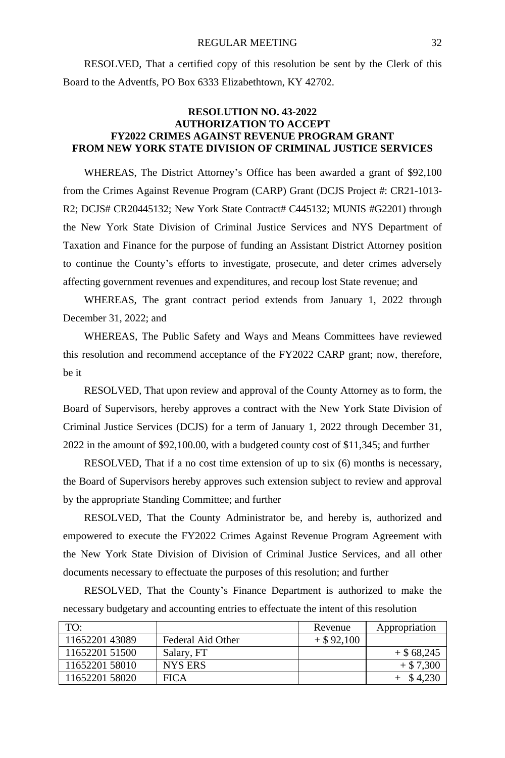RESOLVED, That a certified copy of this resolution be sent by the Clerk of this Board to the Adventfs, PO Box 6333 Elizabethtown, KY 42702.

**RESOLUTION NO. 43-2022**
**AUTHORIZATION TO ACCEPT**
**FY2022 CRIMES AGAINST REVENUE PROGRAM GRANT**
**FROM NEW YORK STATE DIVISION OF CRIMINAL JUSTICE SERVICES**

WHEREAS, The District Attorney's Office has been awarded a grant of $92,100 from the Crimes Against Revenue Program (CARP) Grant (DCJS Project #: CR21-1013-R2; DCJS# CR20445132; New York State Contract# C445132; MUNIS #G2201) through the New York State Division of Criminal Justice Services and NYS Department of Taxation and Finance for the purpose of funding an Assistant District Attorney position to continue the County's efforts to investigate, prosecute, and deter crimes adversely affecting government revenues and expenditures, and recoup lost State revenue; and

WHEREAS, The grant contract period extends from January 1, 2022 through December 31, 2022; and

WHEREAS, The Public Safety and Ways and Means Committees have reviewed this resolution and recommend acceptance of the FY2022 CARP grant; now, therefore, be it

RESOLVED, That upon review and approval of the County Attorney as to form, the Board of Supervisors, hereby approves a contract with the New York State Division of Criminal Justice Services (DCJS) for a term of January 1, 2022 through December 31, 2022 in the amount of $92,100.00, with a budgeted county cost of $11,345; and further

RESOLVED, That if a no cost time extension of up to six (6) months is necessary, the Board of Supervisors hereby approves such extension subject to review and approval by the appropriate Standing Committee; and further

RESOLVED, That the County Administrator be, and hereby is, authorized and empowered to execute the FY2022 Crimes Against Revenue Program Agreement with the New York State Division of Division of Criminal Justice Services, and all other documents necessary to effectuate the purposes of this resolution; and further

RESOLVED, That the County's Finance Department is authorized to make the necessary budgetary and accounting entries to effectuate the intent of this resolution

| TO: | | Revenue | Appropriation |
|---|---|---|---|
| 11652201 43089 | Federal Aid Other | + $ 92,100 | |
| 11652201 51500 | Salary, FT | | + $ 68,245 |
| 11652201 58010 | NYS ERS | | + $ 7,300 |
| 11652201 58020 | FICA | | + $ 4,230 |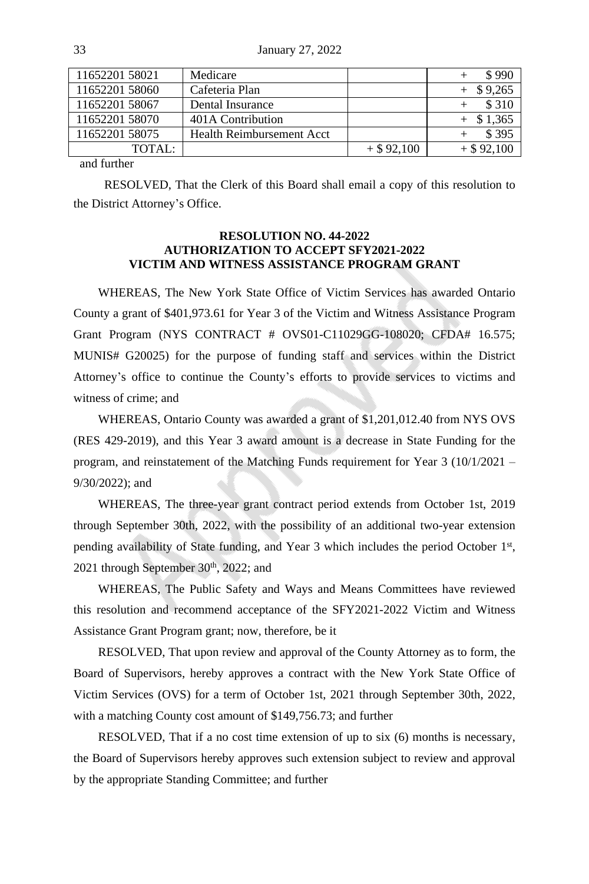| | | | |
|---|---|---|---|
| 11652201 58021 | Medicare | | + $ 990 |
| 11652201 58060 | Cafeteria Plan | | + $ 9,265 |
| 11652201 58067 | Dental Insurance | | + $ 310 |
| 11652201 58070 | 401A Contribution | | + $ 1,365 |
| 11652201 58075 | Health Reimbursement Acct | | + $ 395 |
| TOTAL: | | + $ 92,100 | + $ 92,100 |

and further

RESOLVED, That the Clerk of this Board shall email a copy of this resolution to the District Attorney's Office.

**RESOLUTION NO. 44-2022**
**AUTHORIZATION TO ACCEPT SFY2021-2022**
**VICTIM AND WITNESS ASSISTANCE PROGRAM GRANT**

WHEREAS, The New York State Office of Victim Services has awarded Ontario County a grant of $401,973.61 for Year 3 of the Victim and Witness Assistance Program Grant Program (NYS CONTRACT # OVS01-C11029GG-108020; CFDA# 16.575; MUNIS# G20025) for the purpose of funding staff and services within the District Attorney's office to continue the County's efforts to provide services to victims and witness of crime; and

WHEREAS, Ontario County was awarded a grant of $1,201,012.40 from NYS OVS (RES 429-2019), and this Year 3 award amount is a decrease in State Funding for the program, and reinstatement of the Matching Funds requirement for Year 3 (10/1/2021 – 9/30/2022); and

WHEREAS, The three-year grant contract period extends from October 1st, 2019 through September 30th, 2022, with the possibility of an additional two-year extension pending availability of State funding, and Year 3 which includes the period October 1st, 2021 through September 30th, 2022; and

WHEREAS, The Public Safety and Ways and Means Committees have reviewed this resolution and recommend acceptance of the SFY2021-2022 Victim and Witness Assistance Grant Program grant; now, therefore, be it

RESOLVED, That upon review and approval of the County Attorney as to form, the Board of Supervisors, hereby approves a contract with the New York State Office of Victim Services (OVS) for a term of October 1st, 2021 through September 30th, 2022, with a matching County cost amount of $149,756.73; and further

RESOLVED, That if a no cost time extension of up to six (6) months is necessary, the Board of Supervisors hereby approves such extension subject to review and approval by the appropriate Standing Committee; and further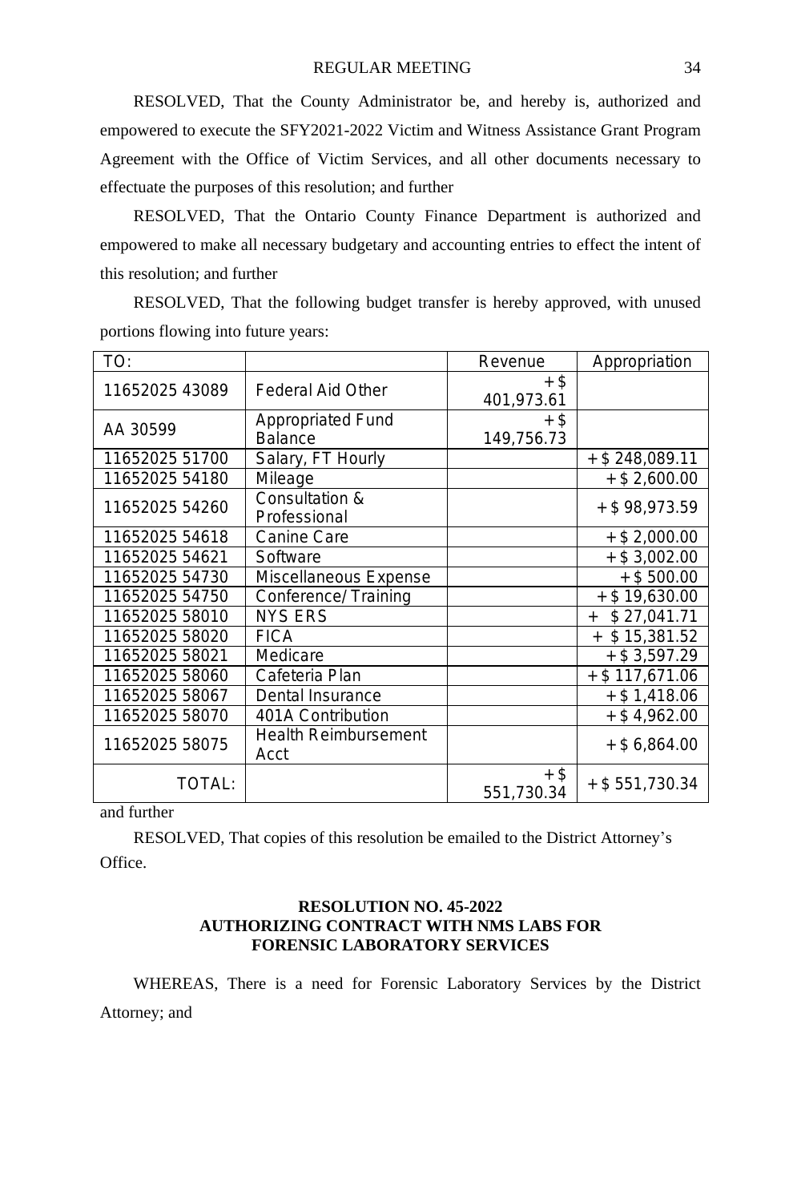RESOLVED, That the County Administrator be, and hereby is, authorized and empowered to execute the SFY2021-2022 Victim and Witness Assistance Grant Program Agreement with the Office of Victim Services, and all other documents necessary to effectuate the purposes of this resolution; and further

RESOLVED, That the Ontario County Finance Department is authorized and empowered to make all necessary budgetary and accounting entries to effect the intent of this resolution; and further

RESOLVED, That the following budget transfer is hereby approved, with unused portions flowing into future years:

| TO: | | Revenue | Appropriation |
|---|---|---|---|
| 11652025 43089 | Federal Aid Other | + $ 401,973.61 | |
| AA 30599 | Appropriated Fund Balance | + $ 149,756.73 | |
| 11652025 51700 | Salary, FT Hourly | | + $ 248,089.11 |
| 11652025 54180 | Mileage | | + $ 2,600.00 |
| 11652025 54260 | Consultation & Professional | | + $ 98,973.59 |
| 11652025 54618 | Canine Care | | + $ 2,000.00 |
| 11652025 54621 | Software | | + $ 3,002.00 |
| 11652025 54730 | Miscellaneous Expense | | + $ 500.00 |
| 11652025 54750 | Conference/Training | | + $ 19,630.00 |
| 11652025 58010 | NYS ERS | | + $ 27,041.71 |
| 11652025 58020 | FICA | | + $ 15,381.52 |
| 11652025 58021 | Medicare | | + $ 3,597.29 |
| 11652025 58060 | Cafeteria Plan | | + $ 117,671.06 |
| 11652025 58067 | Dental Insurance | | + $ 1,418.06 |
| 11652025 58070 | 401A Contribution | | + $ 4,962.00 |
| 11652025 58075 | Health Reimbursement Acct | | + $ 6,864.00 |
| TOTAL: | | + $ 551,730.34 | + $ 551,730.34 |

and further

RESOLVED, That copies of this resolution be emailed to the District Attorney's Office.

**RESOLUTION NO. 45-2022**
**AUTHORIZING CONTRACT WITH NMS LABS FOR FORENSIC LABORATORY SERVICES**

WHEREAS, There is a need for Forensic Laboratory Services by the District Attorney; and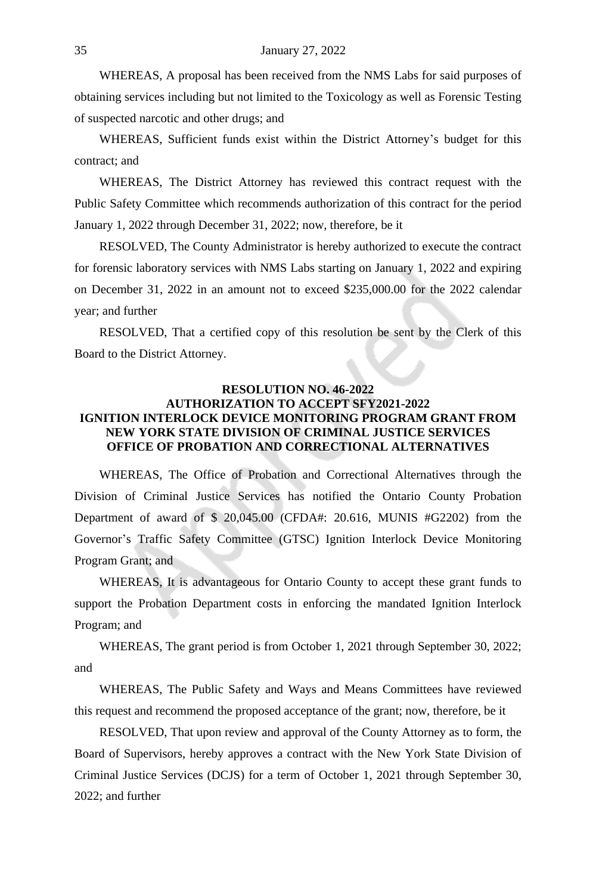WHEREAS, A proposal has been received from the NMS Labs for said purposes of obtaining services including but not limited to the Toxicology as well as Forensic Testing of suspected narcotic and other drugs; and

WHEREAS, Sufficient funds exist within the District Attorney's budget for this contract; and

WHEREAS, The District Attorney has reviewed this contract request with the Public Safety Committee which recommends authorization of this contract for the period January 1, 2022 through December 31, 2022; now, therefore, be it

RESOLVED, The County Administrator is hereby authorized to execute the contract for forensic laboratory services with NMS Labs starting on January 1, 2022 and expiring on December 31, 2022 in an amount not to exceed $235,000.00 for the 2022 calendar year; and further

RESOLVED, That a certified copy of this resolution be sent by the Clerk of this Board to the District Attorney.

**RESOLUTION NO. 46-2022**
**AUTHORIZATION TO ACCEPT SFY2021-2022**
**IGNITION INTERLOCK DEVICE MONITORING PROGRAM GRANT FROM NEW YORK STATE DIVISION OF CRIMINAL JUSTICE SERVICES OFFICE OF PROBATION AND CORRECTIONAL ALTERNATIVES**

WHEREAS, The Office of Probation and Correctional Alternatives through the Division of Criminal Justice Services has notified the Ontario County Probation Department of award of $ 20,045.00 (CFDA#: 20.616, MUNIS #G2202) from the Governor's Traffic Safety Committee (GTSC) Ignition Interlock Device Monitoring Program Grant; and

WHEREAS, It is advantageous for Ontario County to accept these grant funds to support the Probation Department costs in enforcing the mandated Ignition Interlock Program; and

WHEREAS, The grant period is from October 1, 2021 through September 30, 2022; and

WHEREAS, The Public Safety and Ways and Means Committees have reviewed this request and recommend the proposed acceptance of the grant; now, therefore, be it

RESOLVED, That upon review and approval of the County Attorney as to form, the Board of Supervisors, hereby approves a contract with the New York State Division of Criminal Justice Services (DCJS) for a term of October 1, 2021 through September 30, 2022; and further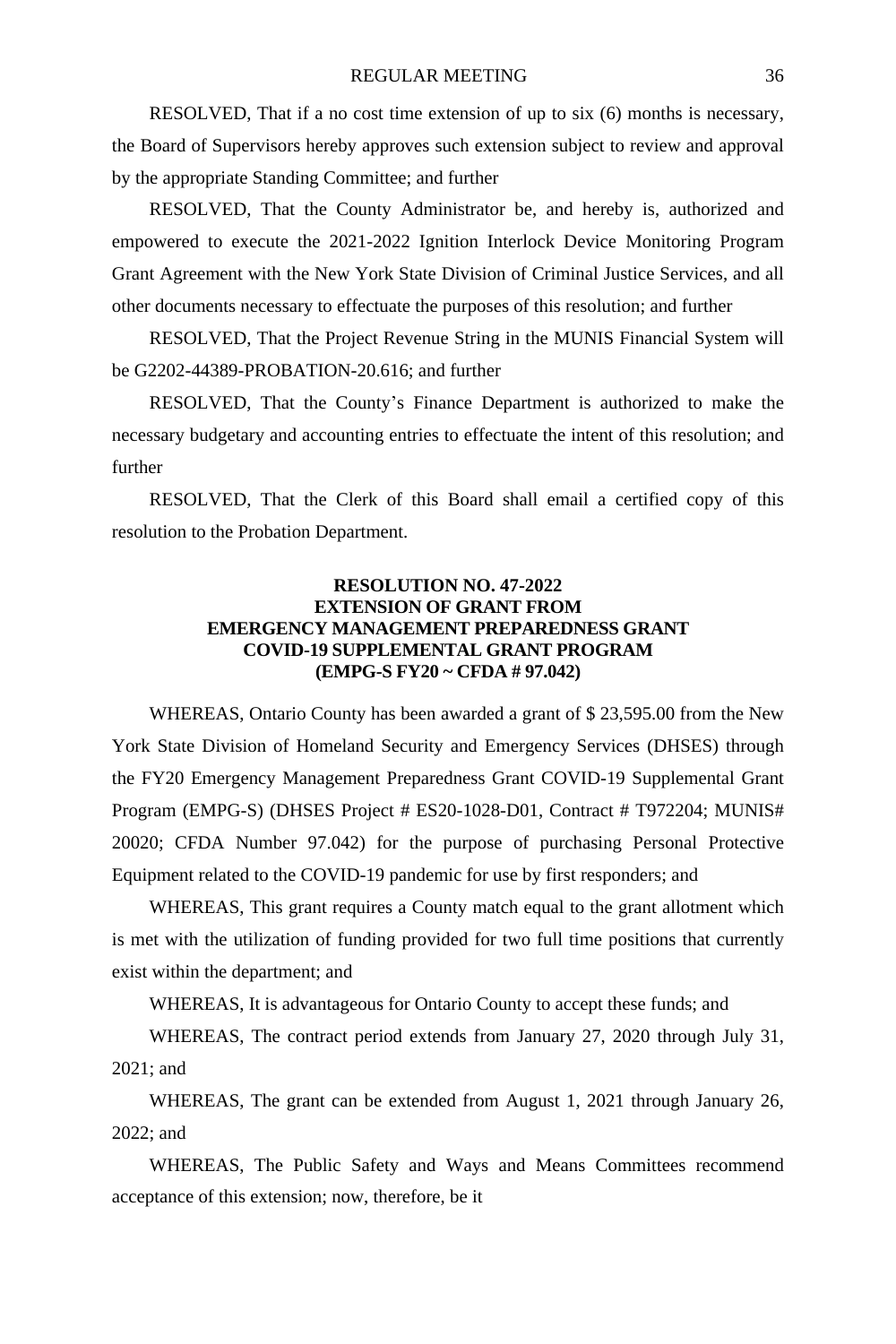RESOLVED, That if a no cost time extension of up to six (6) months is necessary, the Board of Supervisors hereby approves such extension subject to review and approval by the appropriate Standing Committee; and further

RESOLVED, That the County Administrator be, and hereby is, authorized and empowered to execute the 2021-2022 Ignition Interlock Device Monitoring Program Grant Agreement with the New York State Division of Criminal Justice Services, and all other documents necessary to effectuate the purposes of this resolution; and further

RESOLVED, That the Project Revenue String in the MUNIS Financial System will be G2202-44389-PROBATION-20.616; and further

RESOLVED, That the County's Finance Department is authorized to make the necessary budgetary and accounting entries to effectuate the intent of this resolution; and further

RESOLVED, That the Clerk of this Board shall email a certified copy of this resolution to the Probation Department.

**RESOLUTION NO. 47-2022**
**EXTENSION OF GRANT FROM**
**EMERGENCY MANAGEMENT PREPAREDNESS GRANT**
**COVID-19 SUPPLEMENTAL GRANT PROGRAM**
**(EMPG-S FY20 ~ CFDA # 97.042)**

WHEREAS, Ontario County has been awarded a grant of $ 23,595.00 from the New York State Division of Homeland Security and Emergency Services (DHSES) through the FY20 Emergency Management Preparedness Grant COVID-19 Supplemental Grant Program (EMPG-S) (DHSES Project # ES20-1028-D01, Contract # T972204; MUNIS# 20020; CFDA Number 97.042) for the purpose of purchasing Personal Protective Equipment related to the COVID-19 pandemic for use by first responders; and

WHEREAS, This grant requires a County match equal to the grant allotment which is met with the utilization of funding provided for two full time positions that currently exist within the department; and

WHEREAS, It is advantageous for Ontario County to accept these funds; and

WHEREAS, The contract period extends from January 27, 2020 through July 31, 2021; and

WHEREAS, The grant can be extended from August 1, 2021 through January 26, 2022; and

WHEREAS, The Public Safety and Ways and Means Committees recommend acceptance of this extension; now, therefore, be it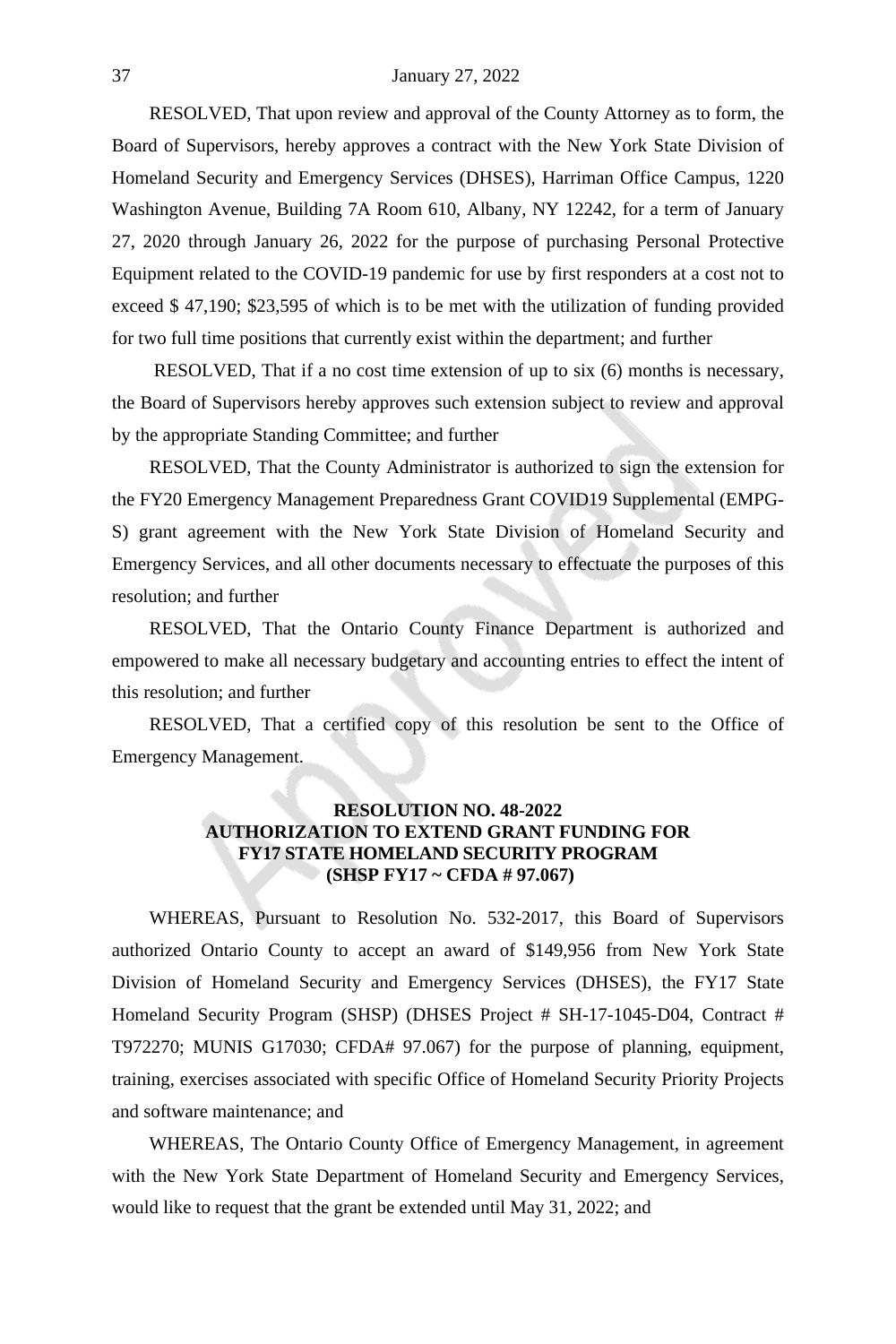RESOLVED, That upon review and approval of the County Attorney as to form, the Board of Supervisors, hereby approves a contract with the New York State Division of Homeland Security and Emergency Services (DHSES), Harriman Office Campus, 1220 Washington Avenue, Building 7A Room 610, Albany, NY 12242, for a term of January 27, 2020 through January 26, 2022 for the purpose of purchasing Personal Protective Equipment related to the COVID-19 pandemic for use by first responders at a cost not to exceed $ 47,190; $23,595 of which is to be met with the utilization of funding provided for two full time positions that currently exist within the department; and further

RESOLVED, That if a no cost time extension of up to six (6) months is necessary, the Board of Supervisors hereby approves such extension subject to review and approval by the appropriate Standing Committee; and further

RESOLVED, That the County Administrator is authorized to sign the extension for the FY20 Emergency Management Preparedness Grant COVID19 Supplemental (EMPG-S) grant agreement with the New York State Division of Homeland Security and Emergency Services, and all other documents necessary to effectuate the purposes of this resolution; and further

RESOLVED, That the Ontario County Finance Department is authorized and empowered to make all necessary budgetary and accounting entries to effect the intent of this resolution; and further

RESOLVED, That a certified copy of this resolution be sent to the Office of Emergency Management.

**RESOLUTION NO. 48-2022**
**AUTHORIZATION TO EXTEND GRANT FUNDING FOR FY17 STATE HOMELAND SECURITY PROGRAM (SHSP FY17 ~ CFDA # 97.067)**

WHEREAS, Pursuant to Resolution No. 532-2017, this Board of Supervisors authorized Ontario County to accept an award of $149,956 from New York State Division of Homeland Security and Emergency Services (DHSES), the FY17 State Homeland Security Program (SHSP) (DHSES Project # SH-17-1045-D04, Contract # T972270; MUNIS G17030; CFDA# 97.067) for the purpose of planning, equipment, training, exercises associated with specific Office of Homeland Security Priority Projects and software maintenance; and

WHEREAS, The Ontario County Office of Emergency Management, in agreement with the New York State Department of Homeland Security and Emergency Services, would like to request that the grant be extended until May 31, 2022; and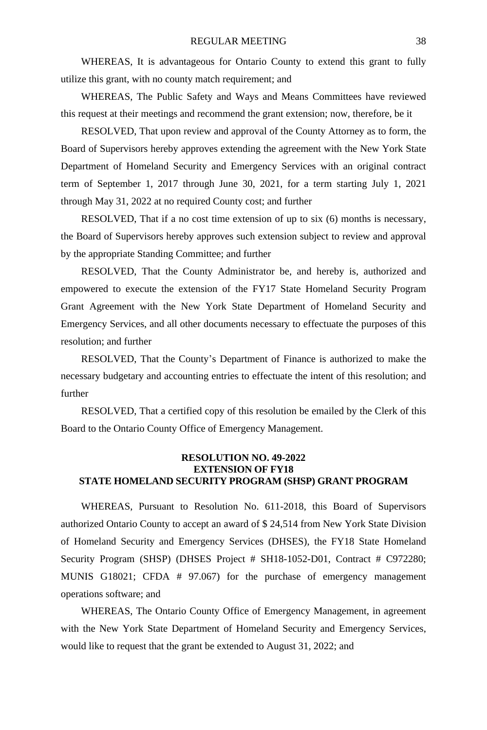WHEREAS, It is advantageous for Ontario County to extend this grant to fully utilize this grant, with no county match requirement; and

WHEREAS, The Public Safety and Ways and Means Committees have reviewed this request at their meetings and recommend the grant extension; now, therefore, be it

RESOLVED, That upon review and approval of the County Attorney as to form, the Board of Supervisors hereby approves extending the agreement with the New York State Department of Homeland Security and Emergency Services with an original contract term of September 1, 2017 through June 30, 2021, for a term starting July 1, 2021 through May 31, 2022 at no required County cost; and further

RESOLVED, That if a no cost time extension of up to six (6) months is necessary, the Board of Supervisors hereby approves such extension subject to review and approval by the appropriate Standing Committee; and further

RESOLVED, That the County Administrator be, and hereby is, authorized and empowered to execute the extension of the FY17 State Homeland Security Program Grant Agreement with the New York State Department of Homeland Security and Emergency Services, and all other documents necessary to effectuate the purposes of this resolution; and further

RESOLVED, That the County's Department of Finance is authorized to make the necessary budgetary and accounting entries to effectuate the intent of this resolution; and further

RESOLVED, That a certified copy of this resolution be emailed by the Clerk of this Board to the Ontario County Office of Emergency Management.

**RESOLUTION NO. 49-2022**
**EXTENSION OF FY18**
**STATE HOMELAND SECURITY PROGRAM (SHSP) GRANT PROGRAM**

WHEREAS, Pursuant to Resolution No. 611-2018, this Board of Supervisors authorized Ontario County to accept an award of $ 24,514 from New York State Division of Homeland Security and Emergency Services (DHSES), the FY18 State Homeland Security Program (SHSP) (DHSES Project # SH18-1052-D01, Contract # C972280; MUNIS G18021; CFDA # 97.067) for the purchase of emergency management operations software; and

WHEREAS, The Ontario County Office of Emergency Management, in agreement with the New York State Department of Homeland Security and Emergency Services, would like to request that the grant be extended to August 31, 2022; and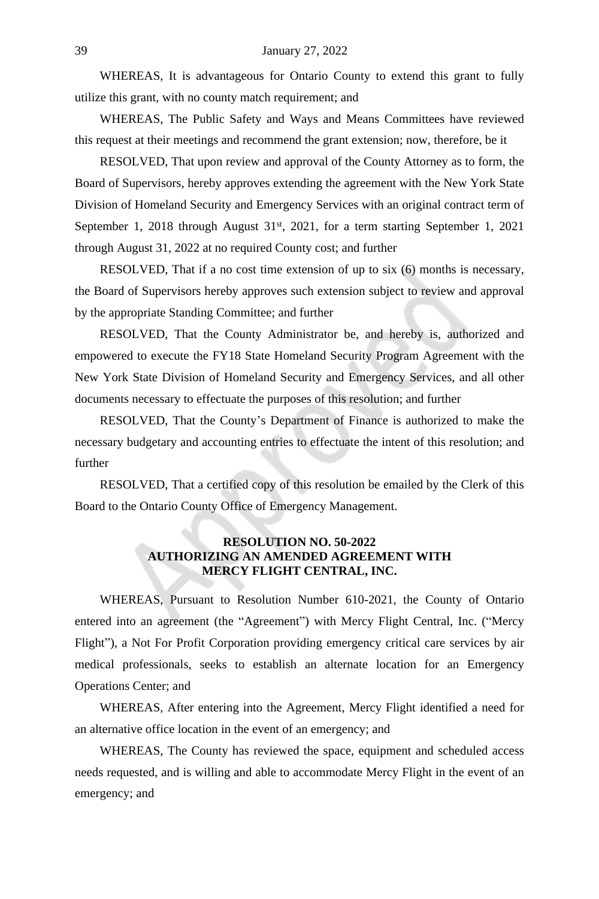WHEREAS, It is advantageous for Ontario County to extend this grant to fully utilize this grant, with no county match requirement; and

WHEREAS, The Public Safety and Ways and Means Committees have reviewed this request at their meetings and recommend the grant extension; now, therefore, be it

RESOLVED, That upon review and approval of the County Attorney as to form, the Board of Supervisors, hereby approves extending the agreement with the New York State Division of Homeland Security and Emergency Services with an original contract term of September 1, 2018 through August 31st, 2021, for a term starting September 1, 2021 through August 31, 2022 at no required County cost; and further

RESOLVED, That if a no cost time extension of up to six (6) months is necessary, the Board of Supervisors hereby approves such extension subject to review and approval by the appropriate Standing Committee; and further

RESOLVED, That the County Administrator be, and hereby is, authorized and empowered to execute the FY18 State Homeland Security Program Agreement with the New York State Division of Homeland Security and Emergency Services, and all other documents necessary to effectuate the purposes of this resolution; and further

RESOLVED, That the County's Department of Finance is authorized to make the necessary budgetary and accounting entries to effectuate the intent of this resolution; and further

RESOLVED, That a certified copy of this resolution be emailed by the Clerk of this Board to the Ontario County Office of Emergency Management.

## RESOLUTION NO. 50-2022 AUTHORIZING AN AMENDED AGREEMENT WITH MERCY FLIGHT CENTRAL, INC.

WHEREAS, Pursuant to Resolution Number 610-2021, the County of Ontario entered into an agreement (the "Agreement") with Mercy Flight Central, Inc. ("Mercy Flight"), a Not For Profit Corporation providing emergency critical care services by air medical professionals, seeks to establish an alternate location for an Emergency Operations Center; and

WHEREAS, After entering into the Agreement, Mercy Flight identified a need for an alternative office location in the event of an emergency; and

WHEREAS, The County has reviewed the space, equipment and scheduled access needs requested, and is willing and able to accommodate Mercy Flight in the event of an emergency; and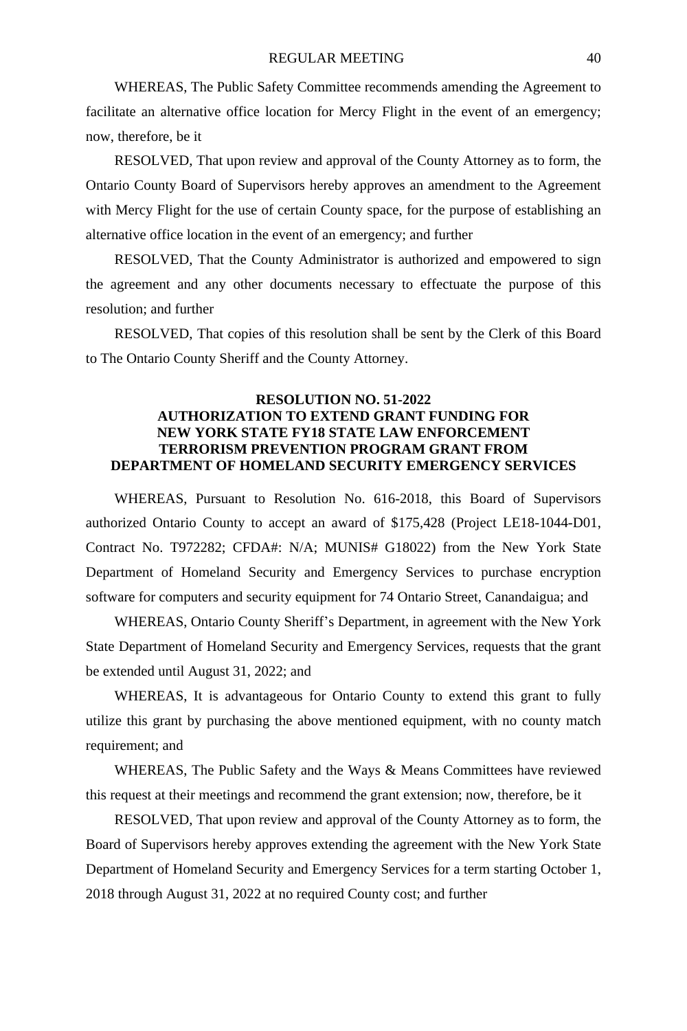WHEREAS, The Public Safety Committee recommends amending the Agreement to facilitate an alternative office location for Mercy Flight in the event of an emergency; now, therefore, be it

RESOLVED, That upon review and approval of the County Attorney as to form, the Ontario County Board of Supervisors hereby approves an amendment to the Agreement with Mercy Flight for the use of certain County space, for the purpose of establishing an alternative office location in the event of an emergency; and further

RESOLVED, That the County Administrator is authorized and empowered to sign the agreement and any other documents necessary to effectuate the purpose of this resolution; and further

RESOLVED, That copies of this resolution shall be sent by the Clerk of this Board to The Ontario County Sheriff and the County Attorney.

**RESOLUTION NO. 51-2022**
**AUTHORIZATION TO EXTEND GRANT FUNDING FOR NEW YORK STATE FY18 STATE LAW ENFORCEMENT TERRORISM PREVENTION PROGRAM GRANT FROM DEPARTMENT OF HOMELAND SECURITY EMERGENCY SERVICES**

WHEREAS, Pursuant to Resolution No. 616-2018, this Board of Supervisors authorized Ontario County to accept an award of $175,428 (Project LE18-1044-D01, Contract No. T972282; CFDA#: N/A; MUNIS# G18022) from the New York State Department of Homeland Security and Emergency Services to purchase encryption software for computers and security equipment for 74 Ontario Street, Canandaigua; and

WHEREAS, Ontario County Sheriff's Department, in agreement with the New York State Department of Homeland Security and Emergency Services, requests that the grant be extended until August 31, 2022; and

WHEREAS, It is advantageous for Ontario County to extend this grant to fully utilize this grant by purchasing the above mentioned equipment, with no county match requirement; and

WHEREAS, The Public Safety and the Ways & Means Committees have reviewed this request at their meetings and recommend the grant extension; now, therefore, be it

RESOLVED, That upon review and approval of the County Attorney as to form, the Board of Supervisors hereby approves extending the agreement with the New York State Department of Homeland Security and Emergency Services for a term starting October 1, 2018 through August 31, 2022 at no required County cost; and further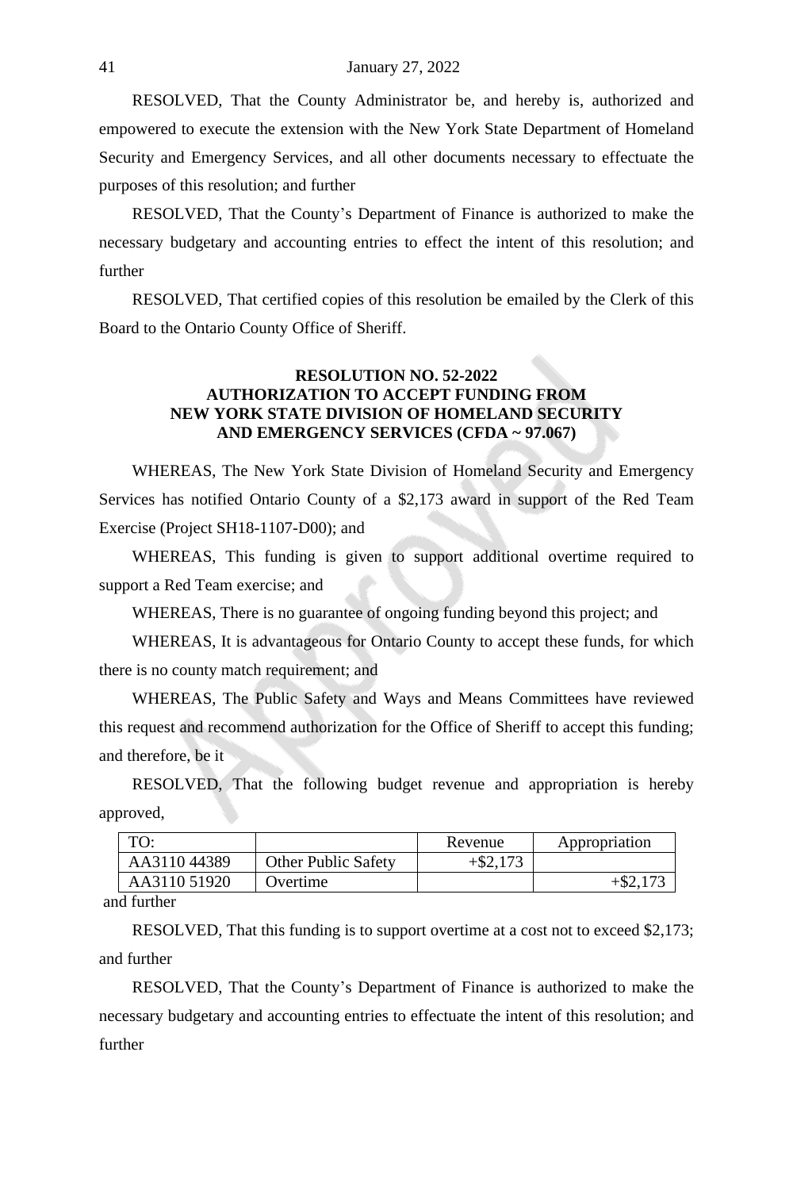RESOLVED, That the County Administrator be, and hereby is, authorized and empowered to execute the extension with the New York State Department of Homeland Security and Emergency Services, and all other documents necessary to effectuate the purposes of this resolution; and further

RESOLVED, That the County's Department of Finance is authorized to make the necessary budgetary and accounting entries to effect the intent of this resolution; and further

RESOLVED, That certified copies of this resolution be emailed by the Clerk of this Board to the Ontario County Office of Sheriff.

**RESOLUTION NO. 52-2022**
**AUTHORIZATION TO ACCEPT FUNDING FROM NEW YORK STATE DIVISION OF HOMELAND SECURITY AND EMERGENCY SERVICES (CFDA ~ 97.067)**

WHEREAS, The New York State Division of Homeland Security and Emergency Services has notified Ontario County of a $2,173 award in support of the Red Team Exercise (Project SH18-1107-D00); and

WHEREAS, This funding is given to support additional overtime required to support a Red Team exercise; and

WHEREAS, There is no guarantee of ongoing funding beyond this project; and

WHEREAS, It is advantageous for Ontario County to accept these funds, for which there is no county match requirement; and

WHEREAS, The Public Safety and Ways and Means Committees have reviewed this request and recommend authorization for the Office of Sheriff to accept this funding; and therefore, be it

RESOLVED, That the following budget revenue and appropriation is hereby approved,

| TO: | | Revenue | Appropriation |
|---|---|---|---|
| AA3110 44389 | Other Public Safety | +$2,173 | |
| AA3110 51920 | Overtime | | +$2,173 |

and further

RESOLVED, That this funding is to support overtime at a cost not to exceed $2,173; and further

RESOLVED, That the County's Department of Finance is authorized to make the necessary budgetary and accounting entries to effectuate the intent of this resolution; and further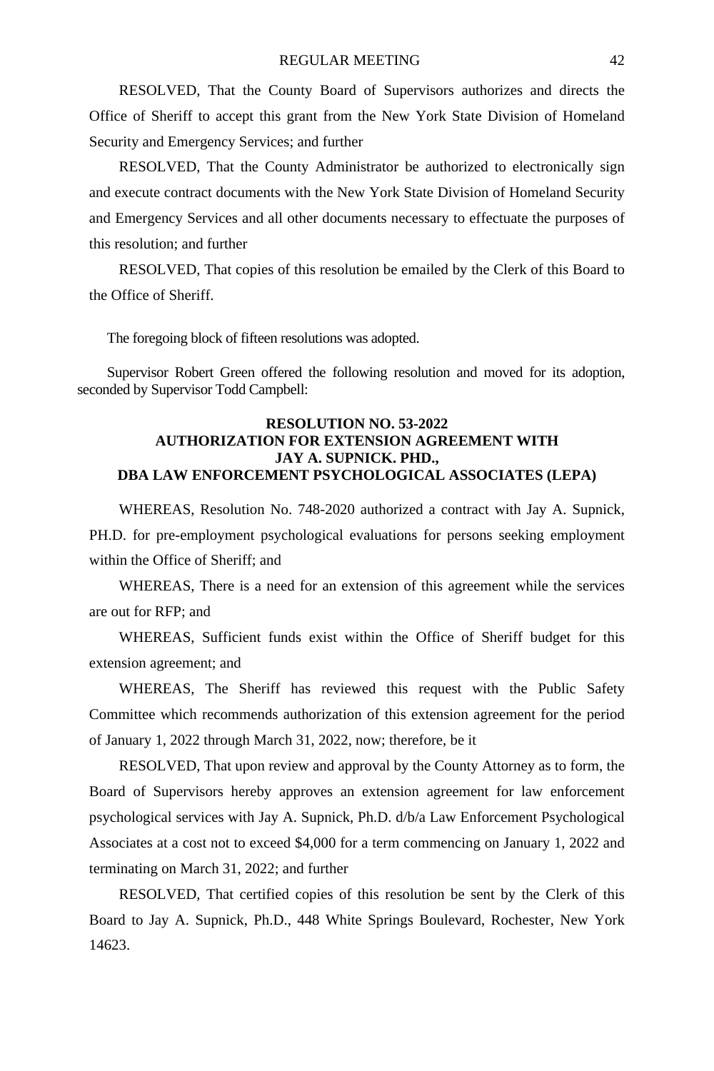RESOLVED, That the County Board of Supervisors authorizes and directs the Office of Sheriff to accept this grant from the New York State Division of Homeland Security and Emergency Services; and further

RESOLVED, That the County Administrator be authorized to electronically sign and execute contract documents with the New York State Division of Homeland Security and Emergency Services and all other documents necessary to effectuate the purposes of this resolution; and further

RESOLVED, That copies of this resolution be emailed by the Clerk of this Board to the Office of Sheriff.

The foregoing block of fifteen resolutions was adopted.

Supervisor Robert Green offered the following resolution and moved for its adoption, seconded by Supervisor Todd Campbell:

**RESOLUTION NO. 53-2022**
**AUTHORIZATION FOR EXTENSION AGREEMENT WITH**
**JAY A. SUPNICK. PHD.,**
**DBA LAW ENFORCEMENT PSYCHOLOGICAL ASSOCIATES (LEPA)**

WHEREAS, Resolution No. 748-2020 authorized a contract with Jay A. Supnick, PH.D. for pre-employment psychological evaluations for persons seeking employment within the Office of Sheriff; and

WHEREAS, There is a need for an extension of this agreement while the services are out for RFP; and

WHEREAS, Sufficient funds exist within the Office of Sheriff budget for this extension agreement; and

WHEREAS, The Sheriff has reviewed this request with the Public Safety Committee which recommends authorization of this extension agreement for the period of January 1, 2022 through March 31, 2022, now; therefore, be it

RESOLVED, That upon review and approval by the County Attorney as to form, the Board of Supervisors hereby approves an extension agreement for law enforcement psychological services with Jay A. Supnick, Ph.D. d/b/a Law Enforcement Psychological Associates at a cost not to exceed $4,000 for a term commencing on January 1, 2022 and terminating on March 31, 2022; and further

RESOLVED, That certified copies of this resolution be sent by the Clerk of this Board to Jay A. Supnick, Ph.D., 448 White Springs Boulevard, Rochester, New York 14623.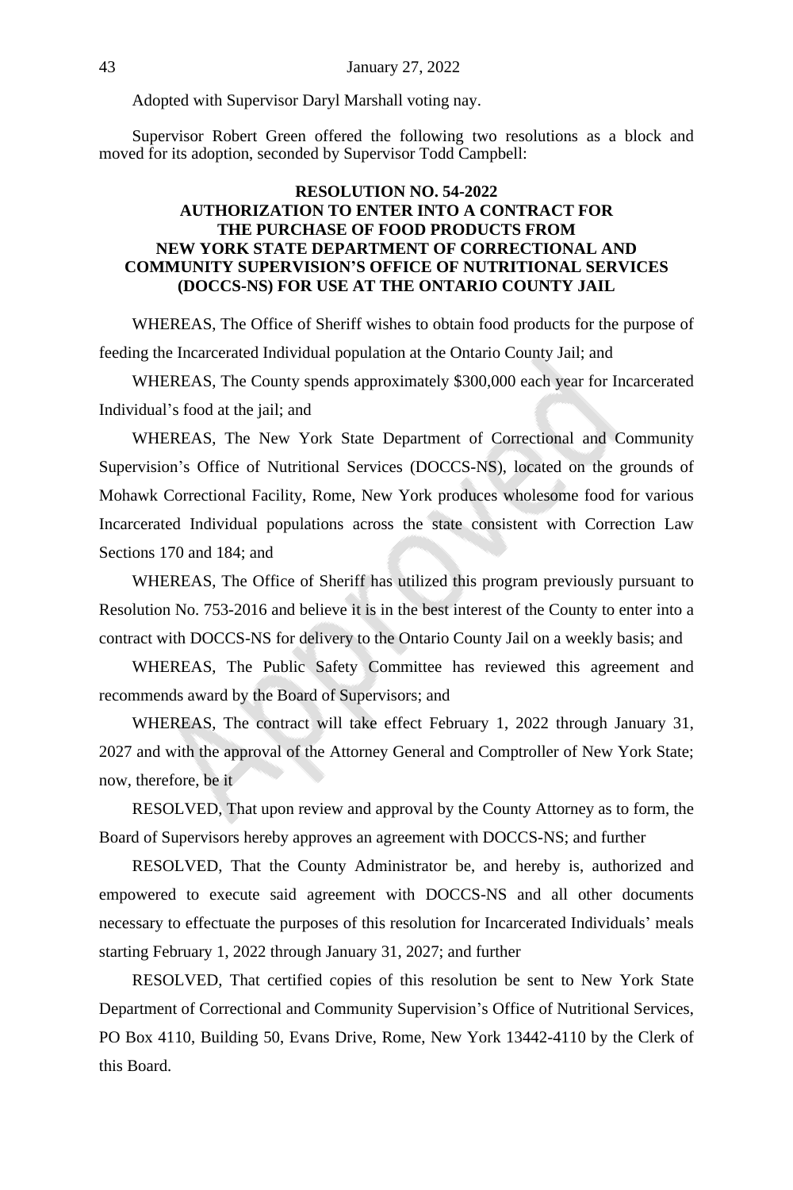Adopted with Supervisor Daryl Marshall voting nay.

Supervisor Robert Green offered the following two resolutions as a block and moved for its adoption, seconded by Supervisor Todd Campbell:

**RESOLUTION NO. 54-2022**
**AUTHORIZATION TO ENTER INTO A CONTRACT FOR THE PURCHASE OF FOOD PRODUCTS FROM NEW YORK STATE DEPARTMENT OF CORRECTIONAL AND COMMUNITY SUPERVISION'S OFFICE OF NUTRITIONAL SERVICES (DOCCS-NS) FOR USE AT THE ONTARIO COUNTY JAIL**

WHEREAS, The Office of Sheriff wishes to obtain food products for the purpose of feeding the Incarcerated Individual population at the Ontario County Jail; and

WHEREAS, The County spends approximately $300,000 each year for Incarcerated Individual's food at the jail; and

WHEREAS, The New York State Department of Correctional and Community Supervision's Office of Nutritional Services (DOCCS-NS), located on the grounds of Mohawk Correctional Facility, Rome, New York produces wholesome food for various Incarcerated Individual populations across the state consistent with Correction Law Sections 170 and 184; and

WHEREAS, The Office of Sheriff has utilized this program previously pursuant to Resolution No. 753-2016 and believe it is in the best interest of the County to enter into a contract with DOCCS-NS for delivery to the Ontario County Jail on a weekly basis; and

WHEREAS, The Public Safety Committee has reviewed this agreement and recommends award by the Board of Supervisors; and

WHEREAS, The contract will take effect February 1, 2022 through January 31, 2027 and with the approval of the Attorney General and Comptroller of New York State; now, therefore, be it

RESOLVED, That upon review and approval by the County Attorney as to form, the Board of Supervisors hereby approves an agreement with DOCCS-NS; and further

RESOLVED, That the County Administrator be, and hereby is, authorized and empowered to execute said agreement with DOCCS-NS and all other documents necessary to effectuate the purposes of this resolution for Incarcerated Individuals' meals starting February 1, 2022 through January 31, 2027; and further

RESOLVED, That certified copies of this resolution be sent to New York State Department of Correctional and Community Supervision's Office of Nutritional Services, PO Box 4110, Building 50, Evans Drive, Rome, New York 13442-4110 by the Clerk of this Board.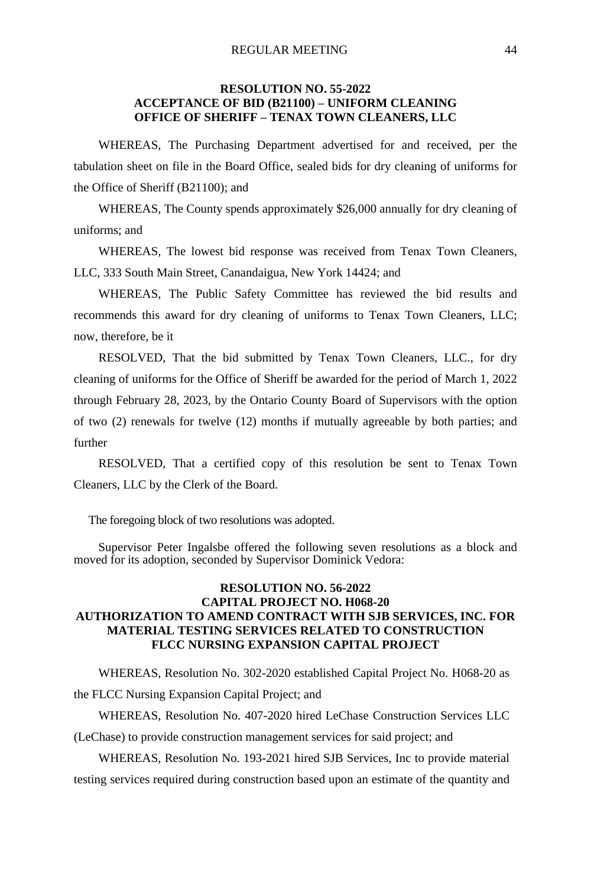**RESOLUTION NO. 55-2022**
**ACCEPTANCE OF BID (B21100) – UNIFORM CLEANING**
**OFFICE OF SHERIFF – TENAX TOWN CLEANERS, LLC**

WHEREAS, The Purchasing Department advertised for and received, per the tabulation sheet on file in the Board Office, sealed bids for dry cleaning of uniforms for the Office of Sheriff (B21100); and

WHEREAS, The County spends approximately $26,000 annually for dry cleaning of uniforms; and

WHEREAS, The lowest bid response was received from Tenax Town Cleaners, LLC, 333 South Main Street, Canandaigua, New York 14424; and

WHEREAS, The Public Safety Committee has reviewed the bid results and recommends this award for dry cleaning of uniforms to Tenax Town Cleaners, LLC; now, therefore, be it

RESOLVED, That the bid submitted by Tenax Town Cleaners, LLC., for dry cleaning of uniforms for the Office of Sheriff be awarded for the period of March 1, 2022 through February 28, 2023, by the Ontario County Board of Supervisors with the option of two (2) renewals for twelve (12) months if mutually agreeable by both parties; and further

RESOLVED, That a certified copy of this resolution be sent to Tenax Town Cleaners, LLC by the Clerk of the Board.

The foregoing block of two resolutions was adopted.

Supervisor Peter Ingalsbe offered the following seven resolutions as a block and moved for its adoption, seconded by Supervisor Dominick Vedora:

**RESOLUTION NO. 56-2022**
**CAPITAL PROJECT NO. H068-20**
**AUTHORIZATION TO AMEND CONTRACT WITH SJB SERVICES, INC. FOR MATERIAL TESTING SERVICES RELATED TO CONSTRUCTION**
**FLCC NURSING EXPANSION CAPITAL PROJECT**

WHEREAS, Resolution No. 302-2020 established Capital Project No. H068-20 as the FLCC Nursing Expansion Capital Project; and

WHEREAS, Resolution No. 407-2020 hired LeChase Construction Services LLC (LeChase) to provide construction management services for said project; and

WHEREAS, Resolution No. 193-2021 hired SJB Services, Inc to provide material testing services required during construction based upon an estimate of the quantity and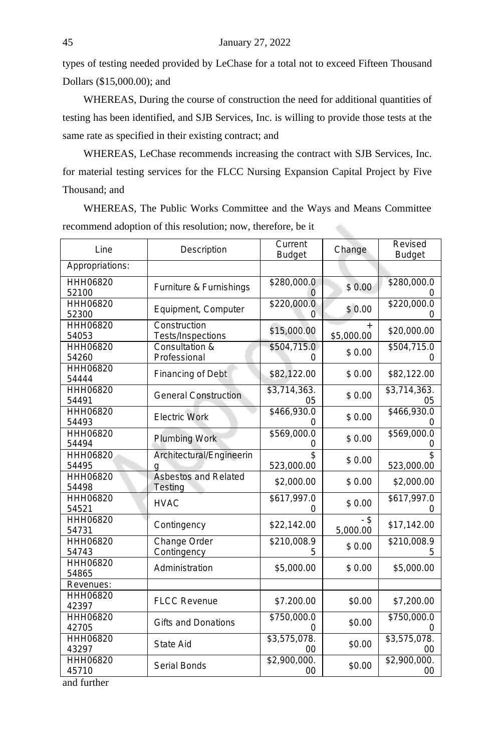types of testing needed provided by LeChase for a total not to exceed Fifteen Thousand Dollars ($15,000.00); and

WHEREAS, During the course of construction the need for additional quantities of testing has been identified, and SJB Services, Inc. is willing to provide those tests at the same rate as specified in their existing contract; and

WHEREAS, LeChase recommends increasing the contract with SJB Services, Inc. for material testing services for the FLCC Nursing Expansion Capital Project by Five Thousand; and

WHEREAS, The Public Works Committee and the Ways and Means Committee recommend adoption of this resolution; now, therefore, be it

| Line | Description | Current Budget | Change | Revised Budget |
|---|---|---|---|---|
| Appropriations: | | | | |
| HHH06820 52100 | Furniture & Furnishings | $280,000.00 | $ 0.00 | $280,000.00 |
| HHH06820 52300 | Equipment, Computer | $220,000.00 | $ 0.00 | $220,000.00 |
| HHH06820 54053 | Construction Tests/Inspections | $15,000.00 | + $5,000.00 | $20,000.00 |
| HHH06820 54260 | Consultation & Professional | $504,715.00 | $ 0.00 | $504,715.00 |
| HHH06820 54444 | Financing of Debt | $82,122.00 | $ 0.00 | $82,122.00 |
| HHH06820 54491 | General Construction | $3,714,363.05 | $ 0.00 | $3,714,363.05 |
| HHH06820 54493 | Electric Work | $466,930.00 | $ 0.00 | $466,930.00 |
| HHH06820 54494 | Plumbing Work | $569,000.00 | $ 0.00 | $569,000.00 |
| HHH06820 54495 | Architectural/Engineering | $ 523,000.00 | $ 0.00 | $ 523,000.00 |
| HHH06820 54498 | Asbestos and Related Testing | $2,000.00 | $ 0.00 | $2,000.00 |
| HHH06820 54521 | HVAC | $617,997.00 | $ 0.00 | $617,997.00 |
| HHH06820 54731 | Contingency | $22,142.00 | - $ 5,000.00 | $17,142.00 |
| HHH06820 54743 | Change Order Contingency | $210,008.95 | $ 0.00 | $210,008.95 |
| HHH06820 54865 | Administration | $5,000.00 | $ 0.00 | $5,000.00 |
| Revenues: | | | | |
| HHH06820 42397 | FLCC Revenue | $7.200.00 | $0.00 | $7,200.00 |
| HHH06820 42705 | Gifts and Donations | $750,000.00 | $0.00 | $750,000.00 |
| HHH06820 43297 | State Aid | $3,575,078.00 | $0.00 | $3,575,078.00 |
| HHH06820 45710 | Serial Bonds | $2,900,000.00 | $0.00 | $2,900,000.00 |

and further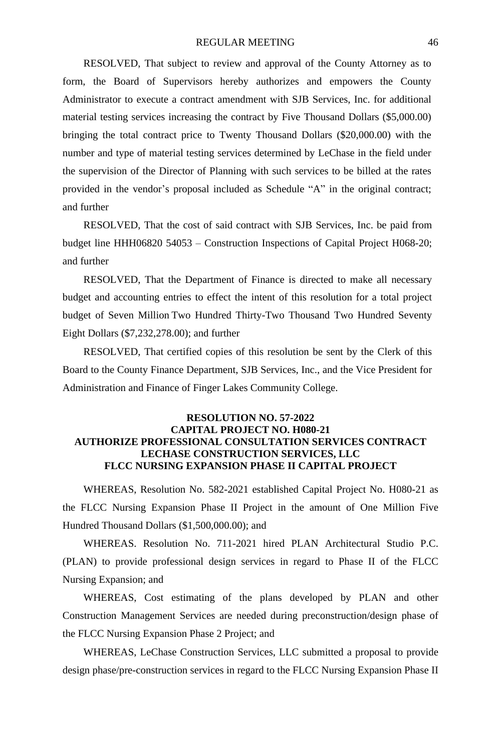RESOLVED, That subject to review and approval of the County Attorney as to form, the Board of Supervisors hereby authorizes and empowers the County Administrator to execute a contract amendment with SJB Services, Inc. for additional material testing services increasing the contract by Five Thousand Dollars ($5,000.00) bringing the total contract price to Twenty Thousand Dollars ($20,000.00) with the number and type of material testing services determined by LeChase in the field under the supervision of the Director of Planning with such services to be billed at the rates provided in the vendor's proposal included as Schedule "A" in the original contract; and further

RESOLVED, That the cost of said contract with SJB Services, Inc. be paid from budget line HHH06820 54053 – Construction Inspections of Capital Project H068-20; and further

RESOLVED, That the Department of Finance is directed to make all necessary budget and accounting entries to effect the intent of this resolution for a total project budget of Seven Million Two Hundred Thirty-Two Thousand Two Hundred Seventy Eight Dollars ($7,232,278.00); and further

RESOLVED, That certified copies of this resolution be sent by the Clerk of this Board to the County Finance Department, SJB Services, Inc., and the Vice President for Administration and Finance of Finger Lakes Community College.

**RESOLUTION NO. 57-2022**
**CAPITAL PROJECT NO. H080-21**
**AUTHORIZE PROFESSIONAL CONSULTATION SERVICES CONTRACT**
**LECHASE CONSTRUCTION SERVICES, LLC**
**FLCC NURSING EXPANSION PHASE II CAPITAL PROJECT**

WHEREAS, Resolution No. 582-2021 established Capital Project No. H080-21 as the FLCC Nursing Expansion Phase II Project in the amount of One Million Five Hundred Thousand Dollars ($1,500,000.00); and

WHEREAS. Resolution No. 711-2021 hired PLAN Architectural Studio P.C. (PLAN) to provide professional design services in regard to Phase II of the FLCC Nursing Expansion; and

WHEREAS, Cost estimating of the plans developed by PLAN and other Construction Management Services are needed during preconstruction/design phase of the FLCC Nursing Expansion Phase 2 Project; and

WHEREAS, LeChase Construction Services, LLC submitted a proposal to provide design phase/pre-construction services in regard to the FLCC Nursing Expansion Phase II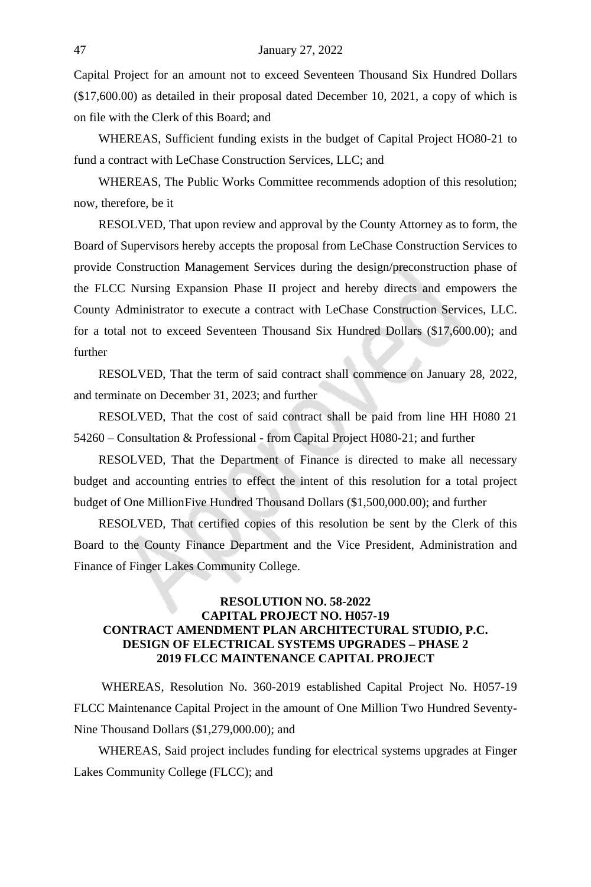Capital Project for an amount not to exceed Seventeen Thousand Six Hundred Dollars ($17,600.00) as detailed in their proposal dated December 10, 2021, a copy of which is on file with the Clerk of this Board; and

WHEREAS, Sufficient funding exists in the budget of Capital Project HO80-21 to fund a contract with LeChase Construction Services, LLC; and

WHEREAS, The Public Works Committee recommends adoption of this resolution; now, therefore, be it

RESOLVED, That upon review and approval by the County Attorney as to form, the Board of Supervisors hereby accepts the proposal from LeChase Construction Services to provide Construction Management Services during the design/preconstruction phase of the FLCC Nursing Expansion Phase II project and hereby directs and empowers the County Administrator to execute a contract with LeChase Construction Services, LLC. for a total not to exceed Seventeen Thousand Six Hundred Dollars ($17,600.00); and further

RESOLVED, That the term of said contract shall commence on January 28, 2022, and terminate on December 31, 2023; and further

RESOLVED, That the cost of said contract shall be paid from line HH H080 21 54260 – Consultation & Professional - from Capital Project H080-21; and further

RESOLVED, That the Department of Finance is directed to make all necessary budget and accounting entries to effect the intent of this resolution for a total project budget of One MillionFive Hundred Thousand Dollars ($1,500,000.00); and further

RESOLVED, That certified copies of this resolution be sent by the Clerk of this Board to the County Finance Department and the Vice President, Administration and Finance of Finger Lakes Community College.

**RESOLUTION NO. 58-2022**
**CAPITAL PROJECT NO. H057-19**
**CONTRACT AMENDMENT PLAN ARCHITECTURAL STUDIO, P.C.**
**DESIGN OF ELECTRICAL SYSTEMS UPGRADES – PHASE 2**
**2019 FLCC MAINTENANCE CAPITAL PROJECT**

WHEREAS, Resolution No. 360-2019 established Capital Project No. H057-19 FLCC Maintenance Capital Project in the amount of One Million Two Hundred Seventy-Nine Thousand Dollars ($1,279,000.00); and

WHEREAS, Said project includes funding for electrical systems upgrades at Finger Lakes Community College (FLCC); and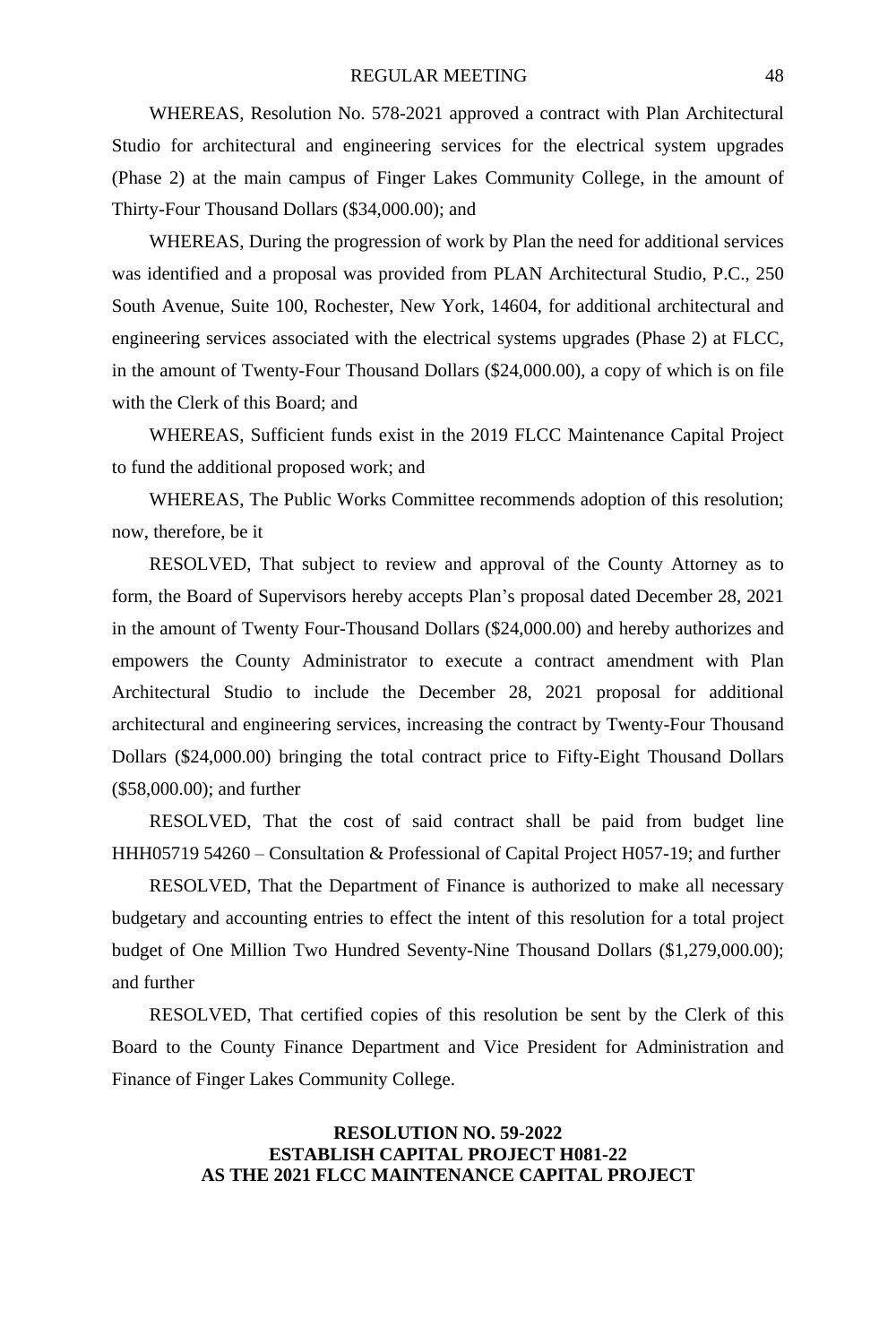WHEREAS, Resolution No. 578-2021 approved a contract with Plan Architectural Studio for architectural and engineering services for the electrical system upgrades (Phase 2) at the main campus of Finger Lakes Community College, in the amount of Thirty-Four Thousand Dollars ($34,000.00); and

WHEREAS, During the progression of work by Plan the need for additional services was identified and a proposal was provided from PLAN Architectural Studio, P.C., 250 South Avenue, Suite 100, Rochester, New York, 14604, for additional architectural and engineering services associated with the electrical systems upgrades (Phase 2) at FLCC, in the amount of Twenty-Four Thousand Dollars ($24,000.00), a copy of which is on file with the Clerk of this Board; and

WHEREAS, Sufficient funds exist in the 2019 FLCC Maintenance Capital Project to fund the additional proposed work; and

WHEREAS, The Public Works Committee recommends adoption of this resolution; now, therefore, be it

RESOLVED, That subject to review and approval of the County Attorney as to form, the Board of Supervisors hereby accepts Plan's proposal dated December 28, 2021 in the amount of Twenty Four-Thousand Dollars ($24,000.00) and hereby authorizes and empowers the County Administrator to execute a contract amendment with Plan Architectural Studio to include the December 28, 2021 proposal for additional architectural and engineering services, increasing the contract by Twenty-Four Thousand Dollars ($24,000.00) bringing the total contract price to Fifty-Eight Thousand Dollars ($58,000.00); and further

RESOLVED, That the cost of said contract shall be paid from budget line HHH05719 54260 – Consultation & Professional of Capital Project H057-19; and further

RESOLVED, That the Department of Finance is authorized to make all necessary budgetary and accounting entries to effect the intent of this resolution for a total project budget of One Million Two Hundred Seventy-Nine Thousand Dollars ($1,279,000.00); and further

RESOLVED, That certified copies of this resolution be sent by the Clerk of this Board to the County Finance Department and Vice President for Administration and Finance of Finger Lakes Community College.

**RESOLUTION NO. 59-2022**
**ESTABLISH CAPITAL PROJECT H081-22**
**AS THE 2021 FLCC MAINTENANCE CAPITAL PROJECT**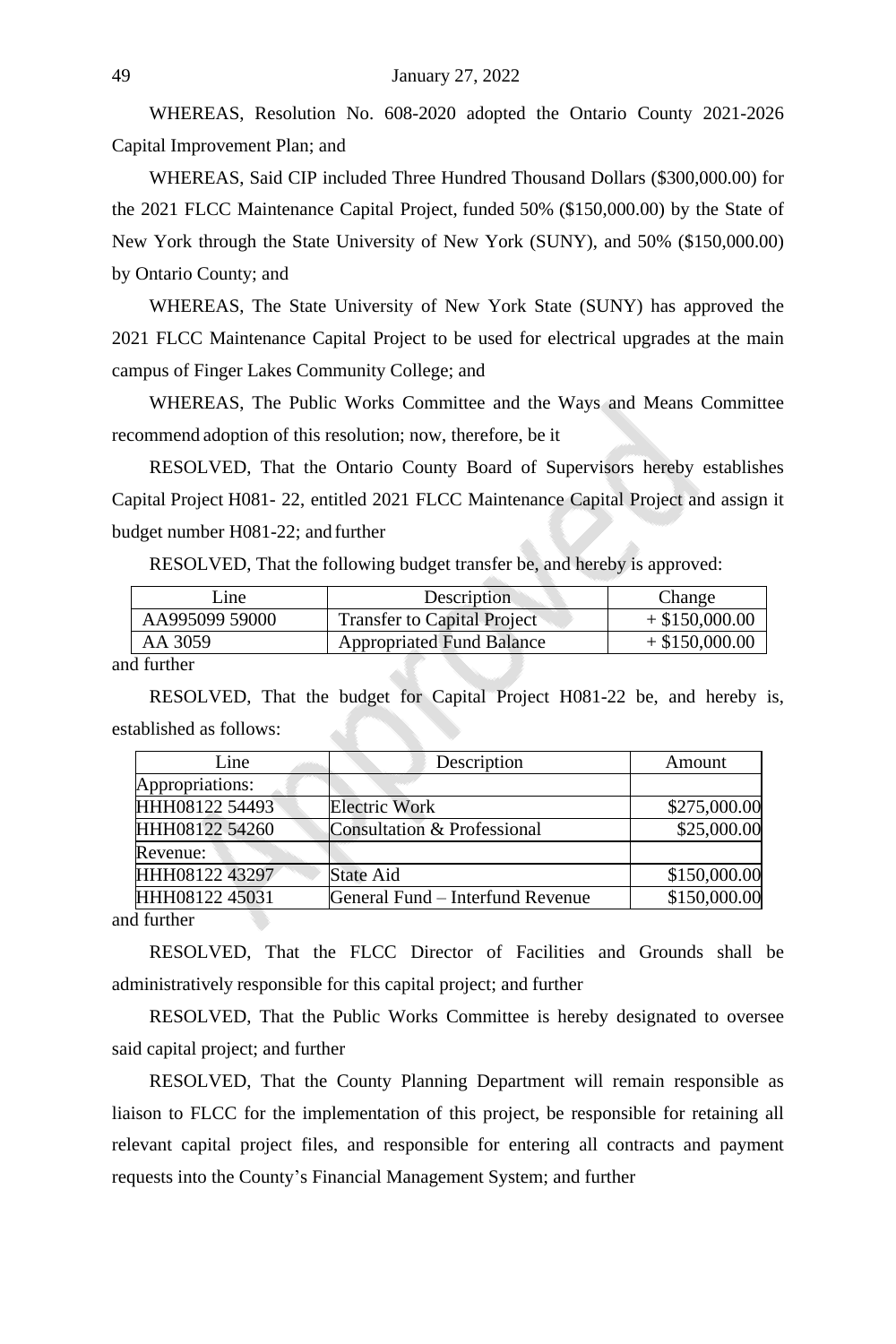WHEREAS, Resolution No. 608-2020 adopted the Ontario County 2021-2026 Capital Improvement Plan; and

WHEREAS, Said CIP included Three Hundred Thousand Dollars ($300,000.00) for the 2021 FLCC Maintenance Capital Project, funded 50% ($150,000.00) by the State of New York through the State University of New York (SUNY), and 50% ($150,000.00) by Ontario County; and

WHEREAS, The State University of New York State (SUNY) has approved the 2021 FLCC Maintenance Capital Project to be used for electrical upgrades at the main campus of Finger Lakes Community College; and

WHEREAS, The Public Works Committee and the Ways and Means Committee recommend adoption of this resolution; now, therefore, be it

RESOLVED, That the Ontario County Board of Supervisors hereby establishes Capital Project H081- 22, entitled 2021 FLCC Maintenance Capital Project and assign it budget number H081-22; and further

RESOLVED, That the following budget transfer be, and hereby is approved:

| Line | Description | Change |
|---|---|---|
| AA995099 59000 | Transfer to Capital Project | + $150,000.00 |
| AA 3059 | Appropriated Fund Balance | + $150,000.00 |

and further

RESOLVED, That the budget for Capital Project H081-22 be, and hereby is, established as follows:

| Line | Description | Amount |
|---|---|---|
| Appropriations: | | |
| HHH08122 54493 | Electric Work | $275,000.00 |
| HHH08122 54260 | Consultation & Professional | $25,000.00 |
| Revenue: | | |
| HHH08122 43297 | State Aid | $150,000.00 |
| HHH08122 45031 | General Fund – Interfund Revenue | $150,000.00 |

and further

RESOLVED, That the FLCC Director of Facilities and Grounds shall be administratively responsible for this capital project; and further

RESOLVED, That the Public Works Committee is hereby designated to oversee said capital project; and further

RESOLVED, That the County Planning Department will remain responsible as liaison to FLCC for the implementation of this project, be responsible for retaining all relevant capital project files, and responsible for entering all contracts and payment requests into the County's Financial Management System; and further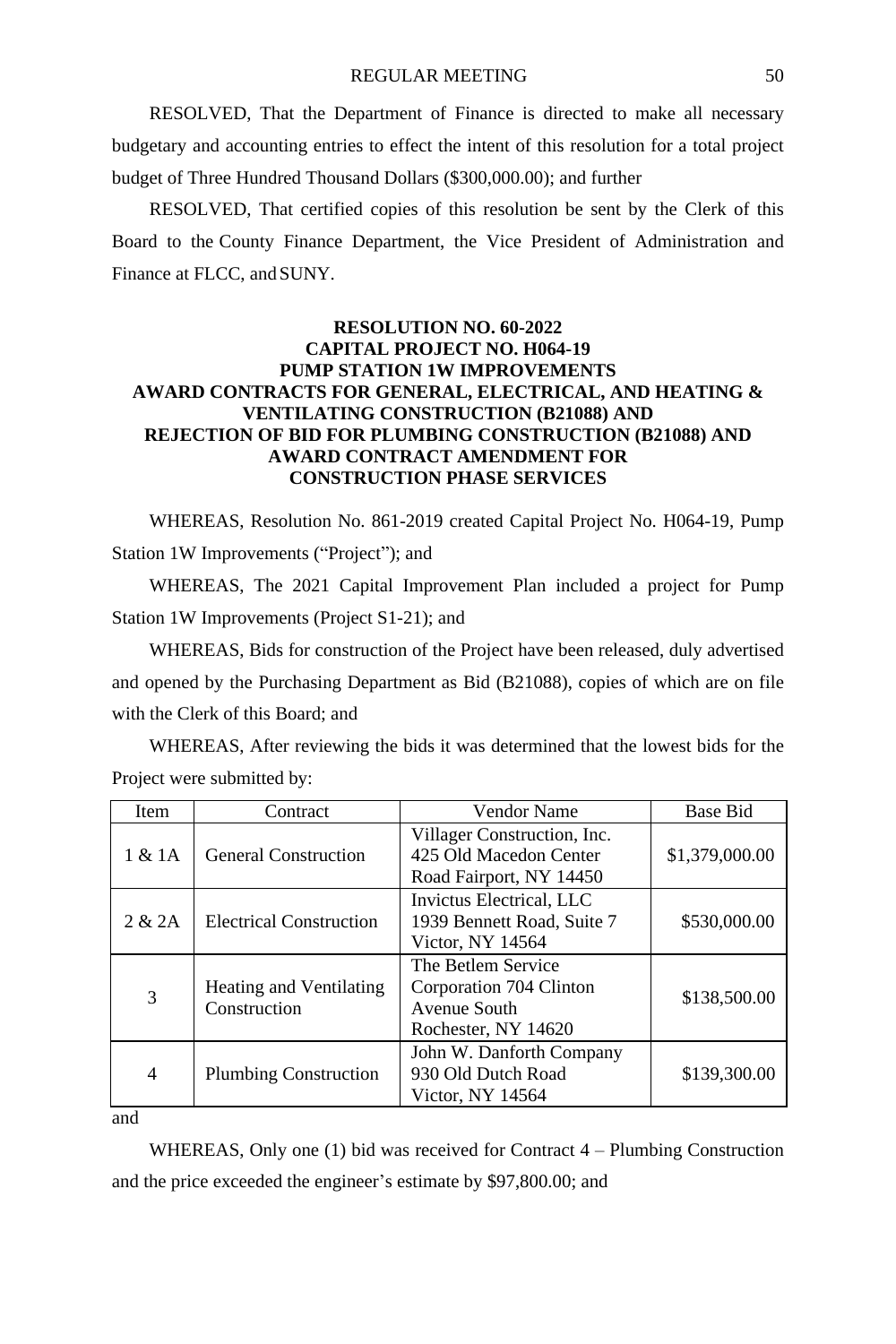RESOLVED, That the Department of Finance is directed to make all necessary budgetary and accounting entries to effect the intent of this resolution for a total project budget of Three Hundred Thousand Dollars ($300,000.00); and further

RESOLVED, That certified copies of this resolution be sent by the Clerk of this Board to the County Finance Department, the Vice President of Administration and Finance at FLCC, and SUNY.

**RESOLUTION NO. 60-2022**
**CAPITAL PROJECT NO. H064-19**
**PUMP STATION 1W IMPROVEMENTS**
**AWARD CONTRACTS FOR GENERAL, ELECTRICAL, AND HEATING & VENTILATING CONSTRUCTION (B21088) AND**
**REJECTION OF BID FOR PLUMBING CONSTRUCTION (B21088) AND**
**AWARD CONTRACT AMENDMENT FOR**
**CONSTRUCTION PHASE SERVICES**

WHEREAS, Resolution No. 861-2019 created Capital Project No. H064-19, Pump Station 1W Improvements ("Project"); and

WHEREAS, The 2021 Capital Improvement Plan included a project for Pump Station 1W Improvements (Project S1-21); and

WHEREAS, Bids for construction of the Project have been released, duly advertised and opened by the Purchasing Department as Bid (B21088), copies of which are on file with the Clerk of this Board; and

WHEREAS, After reviewing the bids it was determined that the lowest bids for the Project were submitted by:

| Item | Contract | Vendor Name | Base Bid |
|---|---|---|---|
| 1 & 1A | General Construction | Villager Construction, Inc. 425 Old Macedon Center Road Fairport, NY 14450 | $1,379,000.00 |
| 2 & 2A | Electrical Construction | Invictus Electrical, LLC 1939 Bennett Road, Suite 7 Victor, NY 14564 | $530,000.00 |
| 3 | Heating and Ventilating Construction | The Betlem Service Corporation 704 Clinton Avenue South Rochester, NY 14620 | $138,500.00 |
| 4 | Plumbing Construction | John W. Danforth Company 930 Old Dutch Road Victor, NY 14564 | $139,300.00 |

and

WHEREAS, Only one (1) bid was received for Contract 4 – Plumbing Construction and the price exceeded the engineer's estimate by $97,800.00; and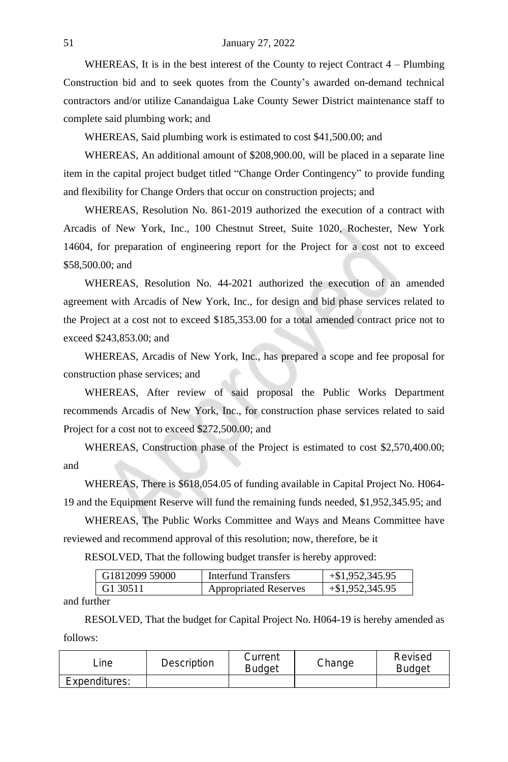WHEREAS, It is in the best interest of the County to reject Contract 4 – Plumbing Construction bid and to seek quotes from the County's awarded on-demand technical contractors and/or utilize Canandaigua Lake County Sewer District maintenance staff to complete said plumbing work; and

WHEREAS, Said plumbing work is estimated to cost $41,500.00; and

WHEREAS, An additional amount of $208,900.00, will be placed in a separate line item in the capital project budget titled "Change Order Contingency" to provide funding and flexibility for Change Orders that occur on construction projects; and

WHEREAS, Resolution No. 861-2019 authorized the execution of a contract with Arcadis of New York, Inc., 100 Chestnut Street, Suite 1020, Rochester, New York 14604, for preparation of engineering report for the Project for a cost not to exceed $58,500.00; and

WHEREAS, Resolution No. 44-2021 authorized the execution of an amended agreement with Arcadis of New York, Inc., for design and bid phase services related to the Project at a cost not to exceed $185,353.00 for a total amended contract price not to exceed $243,853.00; and

WHEREAS, Arcadis of New York, Inc., has prepared a scope and fee proposal for construction phase services; and

WHEREAS, After review of said proposal the Public Works Department recommends Arcadis of New York, Inc., for construction phase services related to said Project for a cost not to exceed $272,500.00; and

WHEREAS, Construction phase of the Project is estimated to cost $2,570,400.00; and

WHEREAS, There is $618,054.05 of funding available in Capital Project No. H064-19 and the Equipment Reserve will fund the remaining funds needed, $1,952,345.95; and

WHEREAS, The Public Works Committee and Ways and Means Committee have reviewed and recommend approval of this resolution; now, therefore, be it

RESOLVED, That the following budget transfer is hereby approved:

| | | |
|---|---|---|
| G1812099 59000 | Interfund Transfers | +$1,952,345.95 |
| G1 30511 | Appropriated Reserves | +$1,952,345.95 |

and further

RESOLVED, That the budget for Capital Project No. H064-19 is hereby amended as follows:

| Line | Description | Current Budget | Change | Revised Budget |
|---|---|---|---|---|
| Expenditures: | | | | |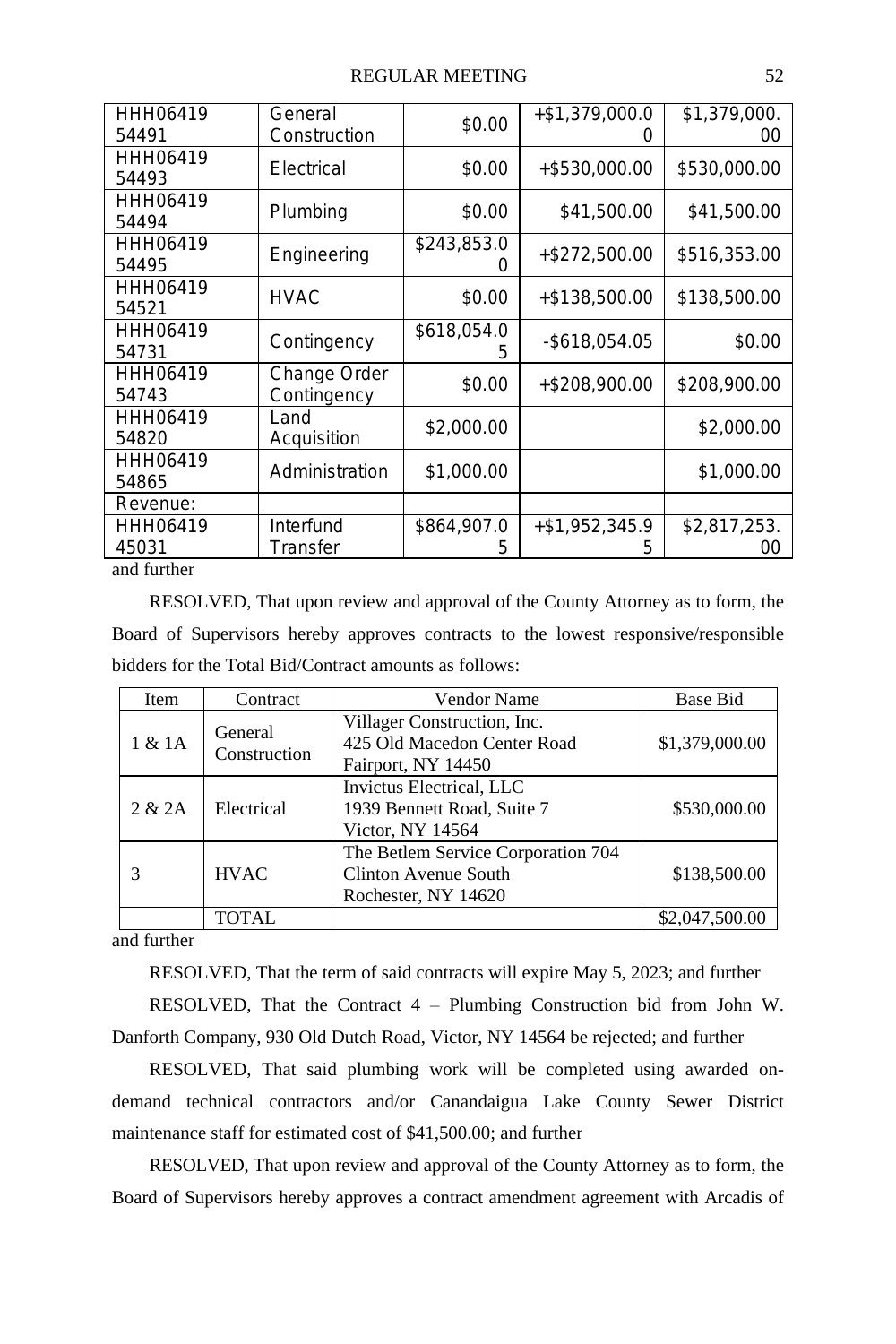| HHH0641954491 | General Construction | $0.00 | +$1,379,000.00 | $1,379,000.00 |
|---|---|---|---|---|
| HHH0641954493 | Electrical | $0.00 | +$530,000.00 | $530,000.00 |
| HHH0641954494 | Plumbing | $0.00 | $41,500.00 | $41,500.00 |
| HHH0641954495 | Engineering | $243,853.00 | +$272,500.00 | $516,353.00 |
| HHH0641954521 | HVAC | $0.00 | +$138,500.00 | $138,500.00 |
| HHH0641954731 | Contingency | $618,054.05 | -$618,054.05 | $0.00 |
| HHH0641954743 | Change Order Contingency | $0.00 | +$208,900.00 | $208,900.00 |
| HHH0641954820 | Land Acquisition | $2,000.00 | | $2,000.00 |
| HHH0641954865 | Administration | $1,000.00 | | $1,000.00 |
| Revenue: | | | | |
| HHH0641945031 | Interfund Transfer | $864,907.05 | +$1,952,345.95 | $2,817,253.00 |

and further

RESOLVED, That upon review and approval of the County Attorney as to form, the Board of Supervisors hereby approves contracts to the lowest responsive/responsible bidders for the Total Bid/Contract amounts as follows:

| Item | Contract | Vendor Name | Base Bid |
|---|---|---|---|
| 1 & 1A | General Construction | Villager Construction, Inc. 425 Old Macedon Center Road Fairport, NY 14450 | $1,379,000.00 |
| 2 & 2A | Electrical | Invictus Electrical, LLC 1939 Bennett Road, Suite 7 Victor, NY 14564 | $530,000.00 |
| 3 | HVAC | The Betlem Service Corporation 704 Clinton Avenue South Rochester, NY 14620 | $138,500.00 |
| | TOTAL | | $2,047,500.00 |

and further

RESOLVED, That the term of said contracts will expire May 5, 2023; and further

RESOLVED, That the Contract 4 – Plumbing Construction bid from John W. Danforth Company, 930 Old Dutch Road, Victor, NY 14564 be rejected; and further

RESOLVED, That said plumbing work will be completed using awarded on-demand technical contractors and/or Canandaigua Lake County Sewer District maintenance staff for estimated cost of $41,500.00; and further

RESOLVED, That upon review and approval of the County Attorney as to form, the Board of Supervisors hereby approves a contract amendment agreement with Arcadis of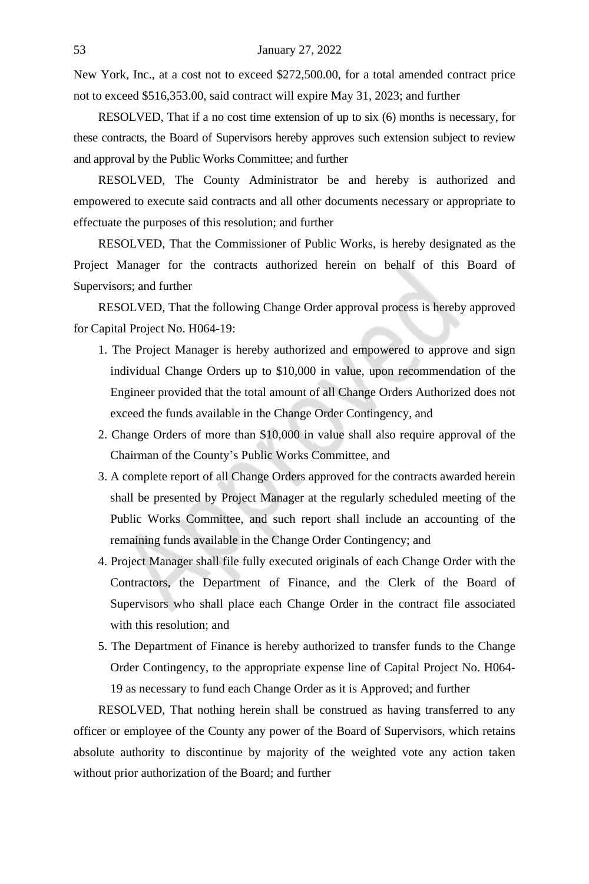New York, Inc., at a cost not to exceed $272,500.00, for a total amended contract price not to exceed $516,353.00, said contract will expire May 31, 2023; and further

RESOLVED, That if a no cost time extension of up to six (6) months is necessary, for these contracts, the Board of Supervisors hereby approves such extension subject to review and approval by the Public Works Committee; and further

RESOLVED, The County Administrator be and hereby is authorized and empowered to execute said contracts and all other documents necessary or appropriate to effectuate the purposes of this resolution; and further

RESOLVED, That the Commissioner of Public Works, is hereby designated as the Project Manager for the contracts authorized herein on behalf of this Board of Supervisors; and further

RESOLVED, That the following Change Order approval process is hereby approved for Capital Project No. H064-19:

1. The Project Manager is hereby authorized and empowered to approve and sign individual Change Orders up to $10,000 in value, upon recommendation of the Engineer provided that the total amount of all Change Orders Authorized does not exceed the funds available in the Change Order Contingency, and
2. Change Orders of more than $10,000 in value shall also require approval of the Chairman of the County's Public Works Committee, and
3. A complete report of all Change Orders approved for the contracts awarded herein shall be presented by Project Manager at the regularly scheduled meeting of the Public Works Committee, and such report shall include an accounting of the remaining funds available in the Change Order Contingency; and
4. Project Manager shall file fully executed originals of each Change Order with the Contractors, the Department of Finance, and the Clerk of the Board of Supervisors who shall place each Change Order in the contract file associated with this resolution; and
5. The Department of Finance is hereby authorized to transfer funds to the Change Order Contingency, to the appropriate expense line of Capital Project No. H064-19 as necessary to fund each Change Order as it is Approved; and further

RESOLVED, That nothing herein shall be construed as having transferred to any officer or employee of the County any power of the Board of Supervisors, which retains absolute authority to discontinue by majority of the weighted vote any action taken without prior authorization of the Board; and further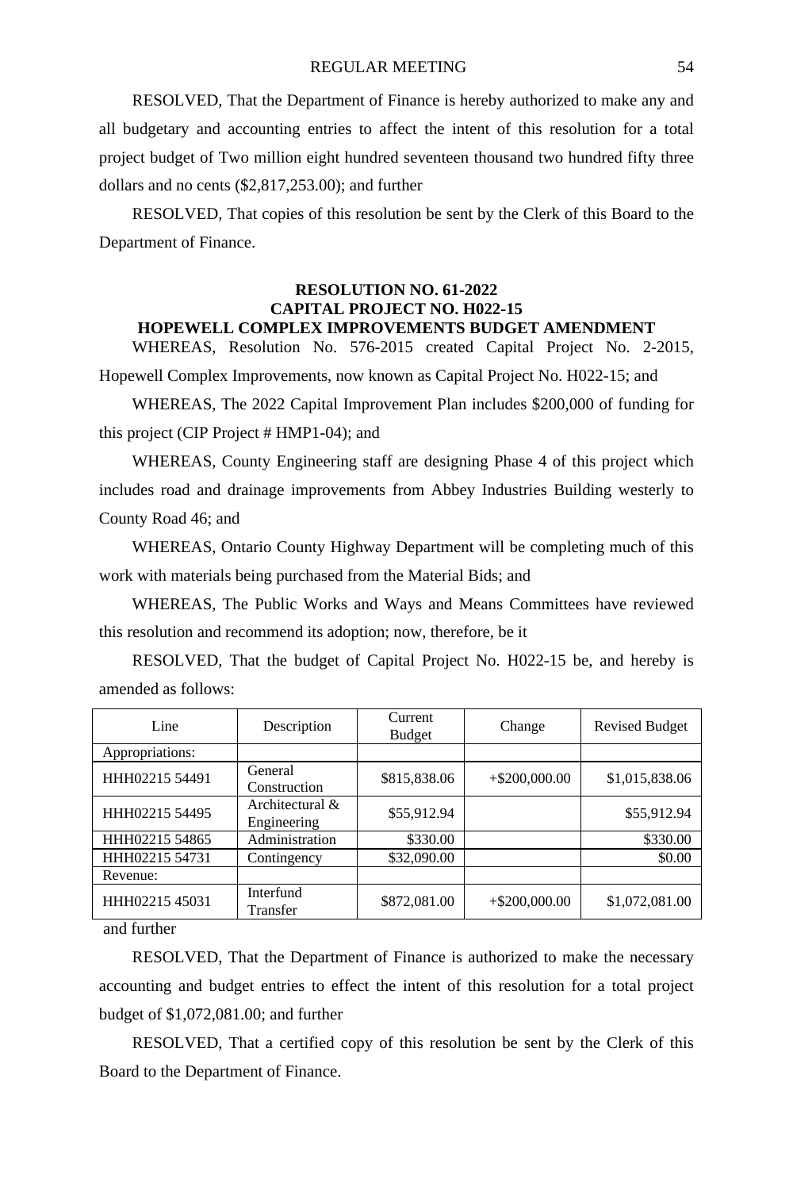RESOLVED, That the Department of Finance is hereby authorized to make any and all budgetary and accounting entries to affect the intent of this resolution for a total project budget of Two million eight hundred seventeen thousand two hundred fifty three dollars and no cents ($2,817,253.00); and further

RESOLVED, That copies of this resolution be sent by the Clerk of this Board to the Department of Finance.

**RESOLUTION NO. 61-2022**
**CAPITAL PROJECT NO. H022-15**
**HOPEWELL COMPLEX IMPROVEMENTS BUDGET AMENDMENT**

WHEREAS, Resolution No. 576-2015 created Capital Project No. 2-2015, Hopewell Complex Improvements, now known as Capital Project No. H022-15; and

WHEREAS, The 2022 Capital Improvement Plan includes $200,000 of funding for this project (CIP Project # HMP1-04); and

WHEREAS, County Engineering staff are designing Phase 4 of this project which includes road and drainage improvements from Abbey Industries Building westerly to County Road 46; and

WHEREAS, Ontario County Highway Department will be completing much of this work with materials being purchased from the Material Bids; and

WHEREAS, The Public Works and Ways and Means Committees have reviewed this resolution and recommend its adoption; now, therefore, be it

RESOLVED, That the budget of Capital Project No. H022-15 be, and hereby is amended as follows:

| Line | Description | Current Budget | Change | Revised Budget |
|---|---|---|---|---|
| Appropriations: | | | | |
| HHH02215 54491 | General Construction | $815,838.06 | +$200,000.00 | $1,015,838.06 |
| HHH02215 54495 | Architectural & Engineering | $55,912.94 | | $55,912.94 |
| HHH02215 54865 | Administration | $330.00 | | $330.00 |
| HHH02215 54731 | Contingency | $32,090.00 | | $0.00 |
| Revenue: | | | | |
| HHH02215 45031 | Interfund Transfer | $872,081.00 | +$200,000.00 | $1,072,081.00 |

and further

RESOLVED, That the Department of Finance is authorized to make the necessary accounting and budget entries to effect the intent of this resolution for a total project budget of $1,072,081.00; and further

RESOLVED, That a certified copy of this resolution be sent by the Clerk of this Board to the Department of Finance.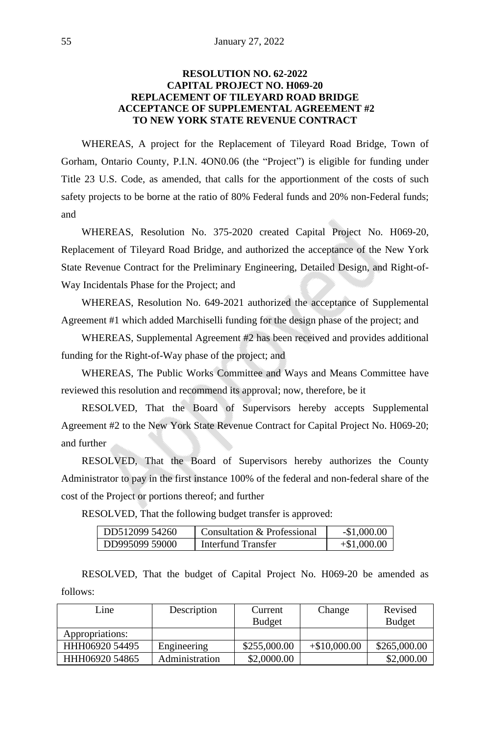**RESOLUTION NO. 62-2022**
**CAPITAL PROJECT NO. H069-20**
**REPLACEMENT OF TILEYARD ROAD BRIDGE**
**ACCEPTANCE OF SUPPLEMENTAL AGREEMENT #2**
**TO NEW YORK STATE REVENUE CONTRACT**

WHEREAS, A project for the Replacement of Tileyard Road Bridge, Town of Gorham, Ontario County, P.I.N. 4ON0.06 (the "Project") is eligible for funding under Title 23 U.S. Code, as amended, that calls for the apportionment of the costs of such safety projects to be borne at the ratio of 80% Federal funds and 20% non-Federal funds; and

WHEREAS, Resolution No. 375-2020 created Capital Project No. H069-20, Replacement of Tileyard Road Bridge, and authorized the acceptance of the New York State Revenue Contract for the Preliminary Engineering, Detailed Design, and Right-of-Way Incidentals Phase for the Project; and

WHEREAS, Resolution No. 649-2021 authorized the acceptance of Supplemental Agreement #1 which added Marchiselli funding for the design phase of the project; and

WHEREAS, Supplemental Agreement #2 has been received and provides additional funding for the Right-of-Way phase of the project; and

WHEREAS, The Public Works Committee and Ways and Means Committee have reviewed this resolution and recommend its approval; now, therefore, be it

RESOLVED, That the Board of Supervisors hereby accepts Supplemental Agreement #2 to the New York State Revenue Contract for Capital Project No. H069-20; and further

RESOLVED, That the Board of Supervisors hereby authorizes the County Administrator to pay in the first instance 100% of the federal and non-federal share of the cost of the Project or portions thereof; and further

RESOLVED, That the following budget transfer is approved:

| | | |
|---|---|---|
| DD512099 54260 | Consultation & Professional | -$1,000.00 |
| DD995099 59000 | Interfund Transfer | +$1,000.00 |

RESOLVED, That the budget of Capital Project No. H069-20 be amended as follows:

| Line | Description | Current Budget | Change | Revised Budget |
|---|---|---|---|---|
| Appropriations: | | | | |
| HHH06920 54495 | Engineering | $255,000.00 | +$10,000.00 | $265,000.00 |
| HHH06920 54865 | Administration | $2,0000.00 | | $2,000.00 |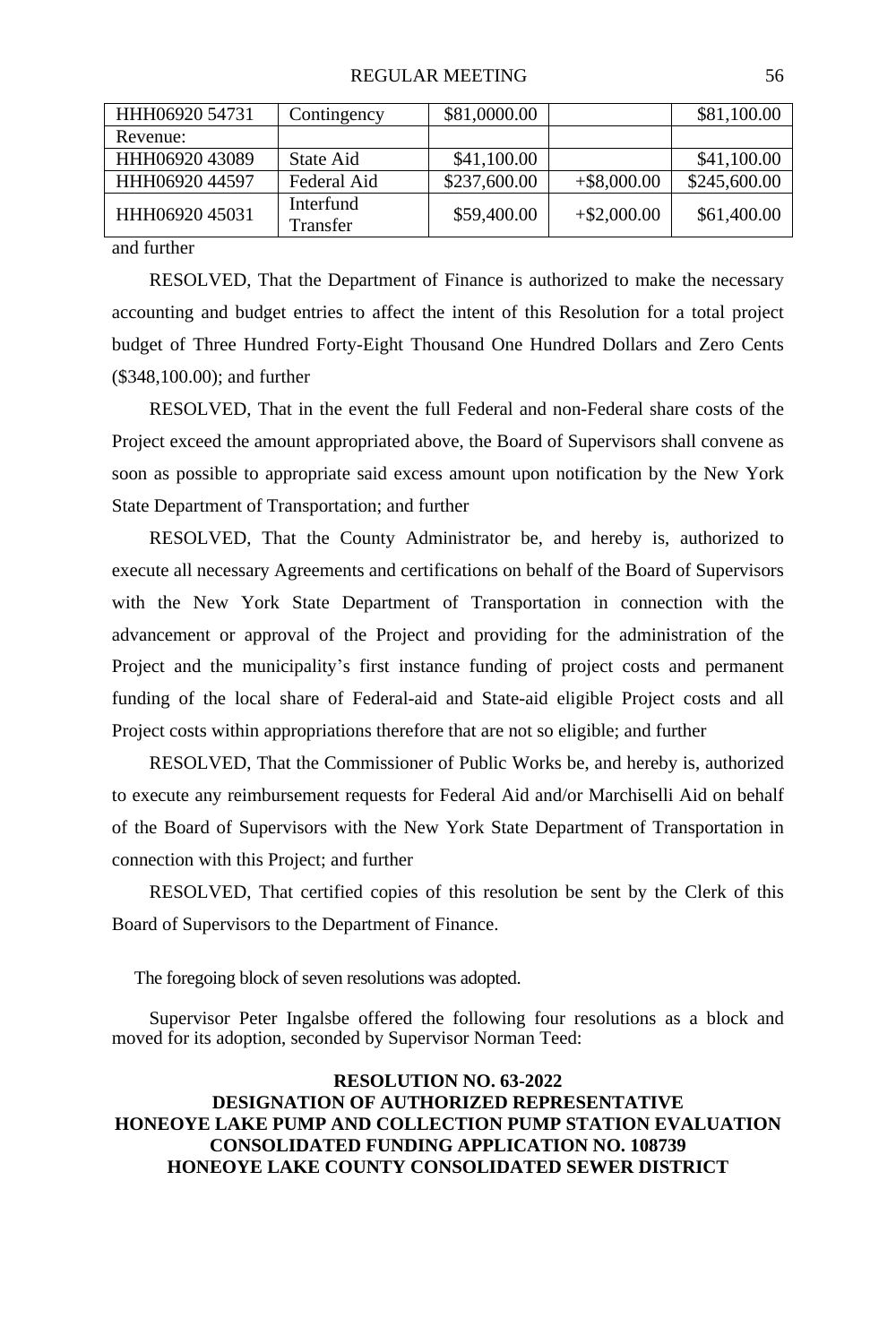| HHH06920 54731 | Contingency | \$81,0000.00 | | \$81,100.00 |
|---|---|---|---|---|
| Revenue: | | | | |
| HHH06920 43089 | State Aid | \$41,100.00 | | \$41,100.00 |
| HHH06920 44597 | Federal Aid | \$237,600.00 | +\$8,000.00 | \$245,600.00 |
| HHH06920 45031 | Interfund Transfer | \$59,400.00 | +\$2,000.00 | \$61,400.00 |

and further

RESOLVED, That the Department of Finance is authorized to make the necessary accounting and budget entries to affect the intent of this Resolution for a total project budget of Three Hundred Forty-Eight Thousand One Hundred Dollars and Zero Cents (\$348,100.00); and further

RESOLVED, That in the event the full Federal and non-Federal share costs of the Project exceed the amount appropriated above, the Board of Supervisors shall convene as soon as possible to appropriate said excess amount upon notification by the New York State Department of Transportation; and further

RESOLVED, That the County Administrator be, and hereby is, authorized to execute all necessary Agreements and certifications on behalf of the Board of Supervisors with the New York State Department of Transportation in connection with the advancement or approval of the Project and providing for the administration of the Project and the municipality's first instance funding of project costs and permanent funding of the local share of Federal-aid and State-aid eligible Project costs and all Project costs within appropriations therefore that are not so eligible; and further

RESOLVED, That the Commissioner of Public Works be, and hereby is, authorized to execute any reimbursement requests for Federal Aid and/or Marchiselli Aid on behalf of the Board of Supervisors with the New York State Department of Transportation in connection with this Project; and further

RESOLVED, That certified copies of this resolution be sent by the Clerk of this Board of Supervisors to the Department of Finance.

The foregoing block of seven resolutions was adopted.

Supervisor Peter Ingalsbe offered the following four resolutions as a block and moved for its adoption, seconded by Supervisor Norman Teed:

**RESOLUTION NO. 63-2022**
**DESIGNATION OF AUTHORIZED REPRESENTATIVE**
**HONEOYE LAKE PUMP AND COLLECTION PUMP STATION EVALUATION**
**CONSOLIDATED FUNDING APPLICATION NO. 108739**
**HONEOYE LAKE COUNTY CONSOLIDATED SEWER DISTRICT**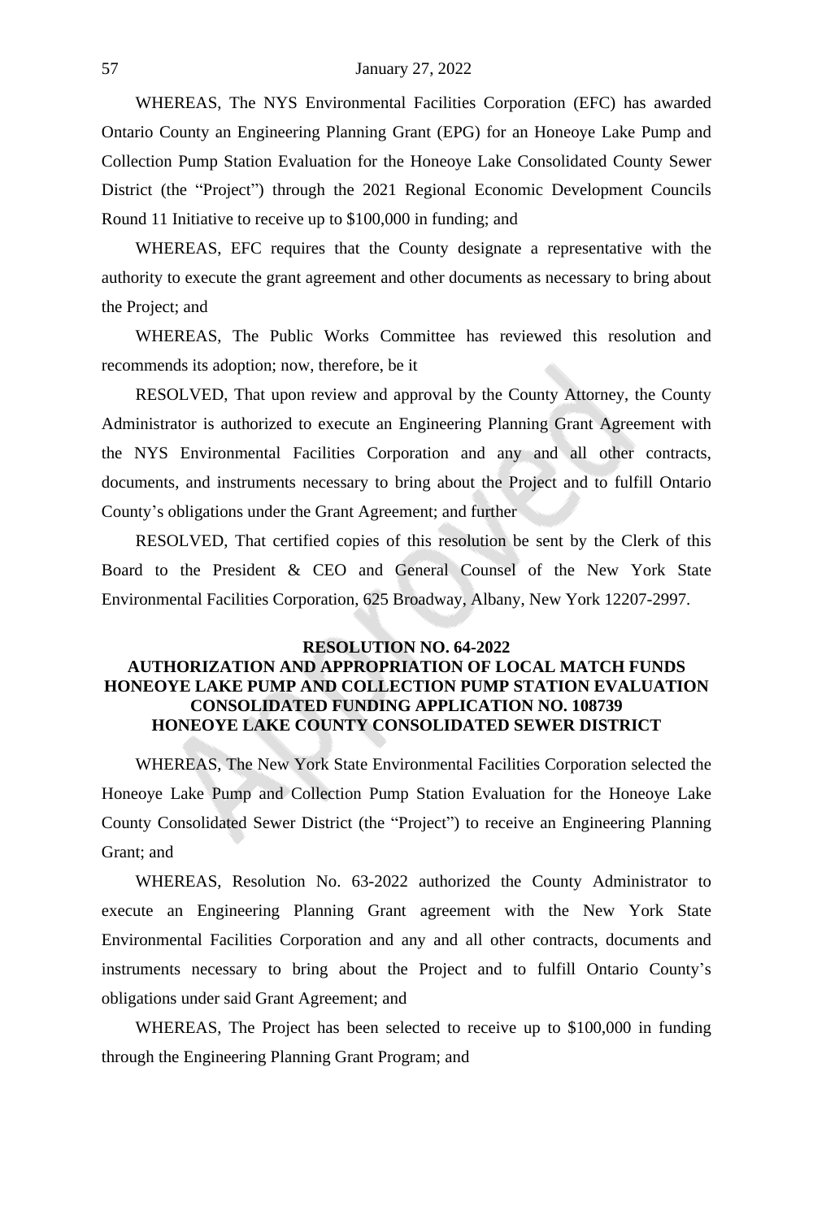WHEREAS, The NYS Environmental Facilities Corporation (EFC) has awarded Ontario County an Engineering Planning Grant (EPG) for an Honeoye Lake Pump and Collection Pump Station Evaluation for the Honeoye Lake Consolidated County Sewer District (the "Project") through the 2021 Regional Economic Development Councils Round 11 Initiative to receive up to $100,000 in funding; and

WHEREAS, EFC requires that the County designate a representative with the authority to execute the grant agreement and other documents as necessary to bring about the Project; and

WHEREAS, The Public Works Committee has reviewed this resolution and recommends its adoption; now, therefore, be it

RESOLVED, That upon review and approval by the County Attorney, the County Administrator is authorized to execute an Engineering Planning Grant Agreement with the NYS Environmental Facilities Corporation and any and all other contracts, documents, and instruments necessary to bring about the Project and to fulfill Ontario County's obligations under the Grant Agreement; and further

RESOLVED, That certified copies of this resolution be sent by the Clerk of this Board to the President & CEO and General Counsel of the New York State Environmental Facilities Corporation, 625 Broadway, Albany, New York 12207-2997.

**RESOLUTION NO. 64-2022**
**AUTHORIZATION AND APPROPRIATION OF LOCAL MATCH FUNDS**
**HONEOYE LAKE PUMP AND COLLECTION PUMP STATION EVALUATION**
**CONSOLIDATED FUNDING APPLICATION NO. 108739**
**HONEOYE LAKE COUNTY CONSOLIDATED SEWER DISTRICT**

WHEREAS, The New York State Environmental Facilities Corporation selected the Honeoye Lake Pump and Collection Pump Station Evaluation for the Honeoye Lake County Consolidated Sewer District (the "Project") to receive an Engineering Planning Grant; and

WHEREAS, Resolution No. 63-2022 authorized the County Administrator to execute an Engineering Planning Grant agreement with the New York State Environmental Facilities Corporation and any and all other contracts, documents and instruments necessary to bring about the Project and to fulfill Ontario County's obligations under said Grant Agreement; and

WHEREAS, The Project has been selected to receive up to $100,000 in funding through the Engineering Planning Grant Program; and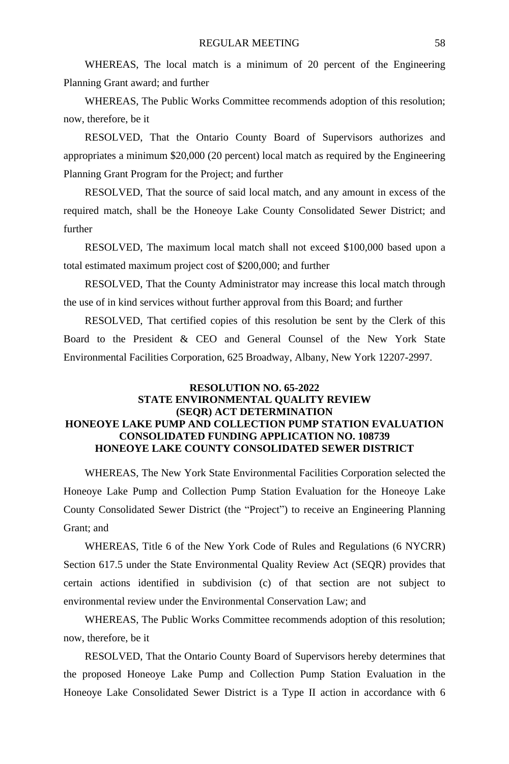WHEREAS, The local match is a minimum of 20 percent of the Engineering Planning Grant award; and further

WHEREAS, The Public Works Committee recommends adoption of this resolution; now, therefore, be it

RESOLVED, That the Ontario County Board of Supervisors authorizes and appropriates a minimum $20,000 (20 percent) local match as required by the Engineering Planning Grant Program for the Project; and further

RESOLVED, That the source of said local match, and any amount in excess of the required match, shall be the Honeoye Lake County Consolidated Sewer District; and further

RESOLVED, The maximum local match shall not exceed $100,000 based upon a total estimated maximum project cost of $200,000; and further

RESOLVED, That the County Administrator may increase this local match through the use of in kind services without further approval from this Board; and further

RESOLVED, That certified copies of this resolution be sent by the Clerk of this Board to the President & CEO and General Counsel of the New York State Environmental Facilities Corporation, 625 Broadway, Albany, New York 12207-2997.

**RESOLUTION NO. 65-2022**
**STATE ENVIRONMENTAL QUALITY REVIEW**
**(SEQR) ACT DETERMINATION**
**HONEOYE LAKE PUMP AND COLLECTION PUMP STATION EVALUATION**
**CONSOLIDATED FUNDING APPLICATION NO. 108739**
**HONEOYE LAKE COUNTY CONSOLIDATED SEWER DISTRICT**

WHEREAS, The New York State Environmental Facilities Corporation selected the Honeoye Lake Pump and Collection Pump Station Evaluation for the Honeoye Lake County Consolidated Sewer District (the "Project") to receive an Engineering Planning Grant; and

WHEREAS, Title 6 of the New York Code of Rules and Regulations (6 NYCRR) Section 617.5 under the State Environmental Quality Review Act (SEQR) provides that certain actions identified in subdivision (c) of that section are not subject to environmental review under the Environmental Conservation Law; and

WHEREAS, The Public Works Committee recommends adoption of this resolution; now, therefore, be it

RESOLVED, That the Ontario County Board of Supervisors hereby determines that the proposed Honeoye Lake Pump and Collection Pump Station Evaluation in the Honeoye Lake Consolidated Sewer District is a Type II action in accordance with 6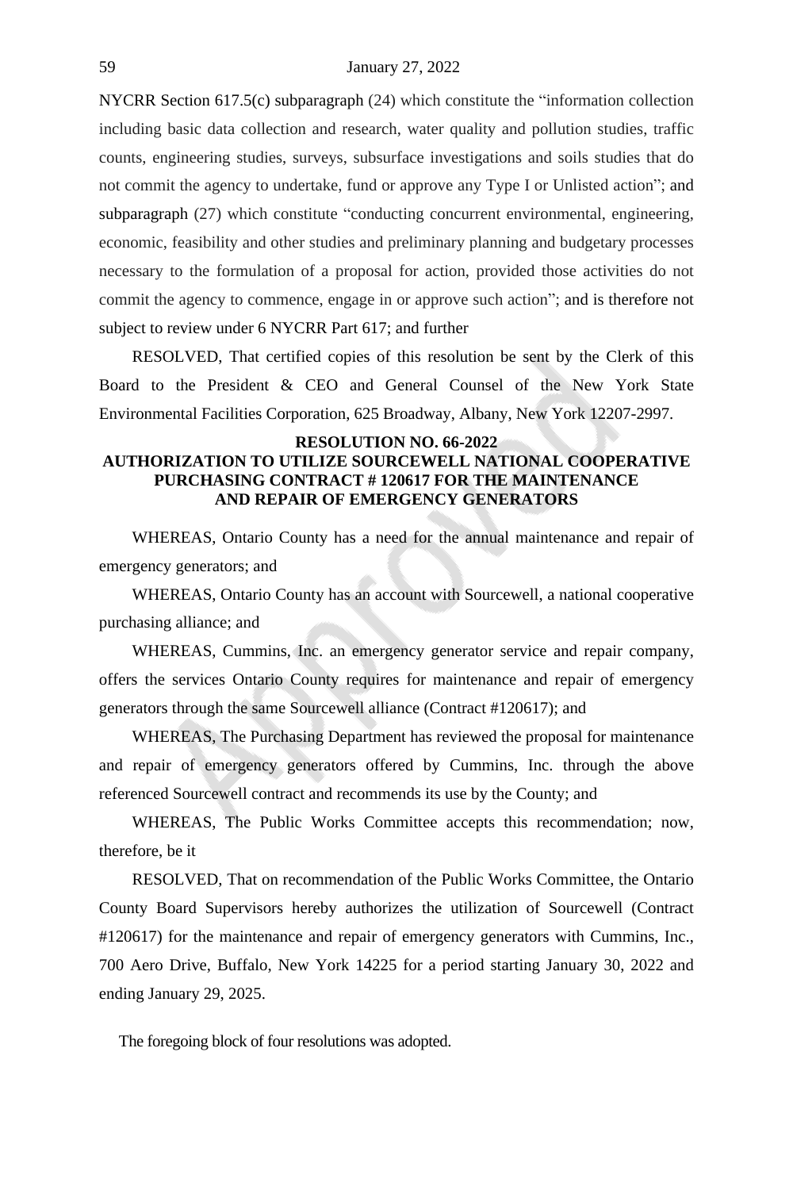NYCRR Section 617.5(c) subparagraph (24) which constitute the "information collection including basic data collection and research, water quality and pollution studies, traffic counts, engineering studies, surveys, subsurface investigations and soils studies that do not commit the agency to undertake, fund or approve any Type I or Unlisted action"; and subparagraph (27) which constitute "conducting concurrent environmental, engineering, economic, feasibility and other studies and preliminary planning and budgetary processes necessary to the formulation of a proposal for action, provided those activities do not commit the agency to commence, engage in or approve such action"; and is therefore not subject to review under 6 NYCRR Part 617; and further

RESOLVED, That certified copies of this resolution be sent by the Clerk of this Board to the President & CEO and General Counsel of the New York State Environmental Facilities Corporation, 625 Broadway, Albany, New York 12207-2997.

**RESOLUTION NO. 66-2022**
**AUTHORIZATION TO UTILIZE SOURCEWELL NATIONAL COOPERATIVE PURCHASING CONTRACT # 120617 FOR THE MAINTENANCE AND REPAIR OF EMERGENCY GENERATORS**

WHEREAS, Ontario County has a need for the annual maintenance and repair of emergency generators; and

WHEREAS, Ontario County has an account with Sourcewell, a national cooperative purchasing alliance; and

WHEREAS, Cummins, Inc. an emergency generator service and repair company, offers the services Ontario County requires for maintenance and repair of emergency generators through the same Sourcewell alliance (Contract #120617); and

WHEREAS, The Purchasing Department has reviewed the proposal for maintenance and repair of emergency generators offered by Cummins, Inc. through the above referenced Sourcewell contract and recommends its use by the County; and

WHEREAS, The Public Works Committee accepts this recommendation; now, therefore, be it

RESOLVED, That on recommendation of the Public Works Committee, the Ontario County Board Supervisors hereby authorizes the utilization of Sourcewell (Contract #120617) for the maintenance and repair of emergency generators with Cummins, Inc., 700 Aero Drive, Buffalo, New York 14225 for a period starting January 30, 2022 and ending January 29, 2025.

The foregoing block of four resolutions was adopted.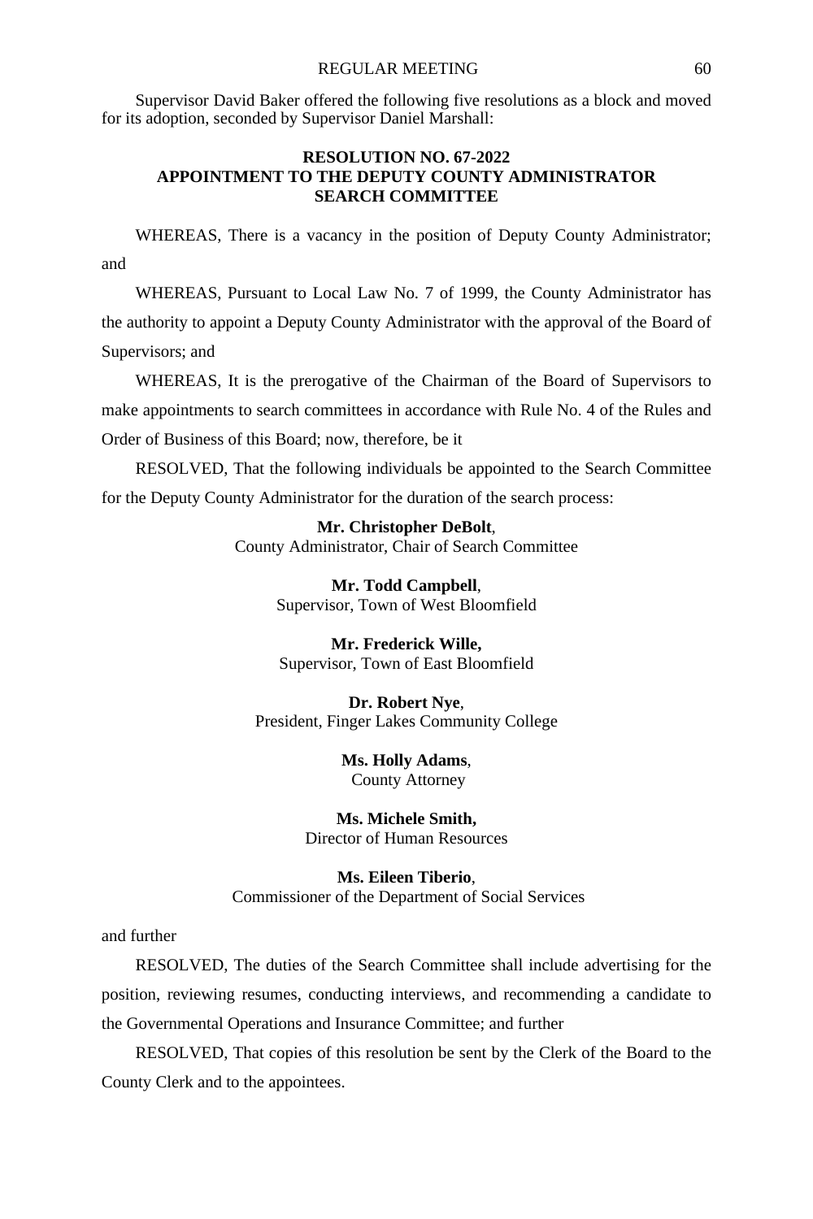Supervisor David Baker offered the following five resolutions as a block and moved for its adoption, seconded by Supervisor Daniel Marshall:

**RESOLUTION NO. 67-2022**
**APPOINTMENT TO THE DEPUTY COUNTY ADMINISTRATOR SEARCH COMMITTEE**

WHEREAS, There is a vacancy in the position of Deputy County Administrator; and

WHEREAS, Pursuant to Local Law No. 7 of 1999, the County Administrator has the authority to appoint a Deputy County Administrator with the approval of the Board of Supervisors; and

WHEREAS, It is the prerogative of the Chairman of the Board of Supervisors to make appointments to search committees in accordance with Rule No. 4 of the Rules and Order of Business of this Board; now, therefore, be it

RESOLVED, That the following individuals be appointed to the Search Committee for the Deputy County Administrator for the duration of the search process:

**Mr. Christopher DeBolt**,
County Administrator, Chair of Search Committee

**Mr. Todd Campbell**,
Supervisor, Town of West Bloomfield

**Mr. Frederick Wille,**
Supervisor, Town of East Bloomfield

**Dr. Robert Nye**,
President, Finger Lakes Community College

**Ms. Holly Adams**,
County Attorney

**Ms. Michele Smith,**
Director of Human Resources

**Ms. Eileen Tiberio**,
Commissioner of the Department of Social Services

and further

RESOLVED, The duties of the Search Committee shall include advertising for the position, reviewing resumes, conducting interviews, and recommending a candidate to the Governmental Operations and Insurance Committee; and further

RESOLVED, That copies of this resolution be sent by the Clerk of the Board to the County Clerk and to the appointees.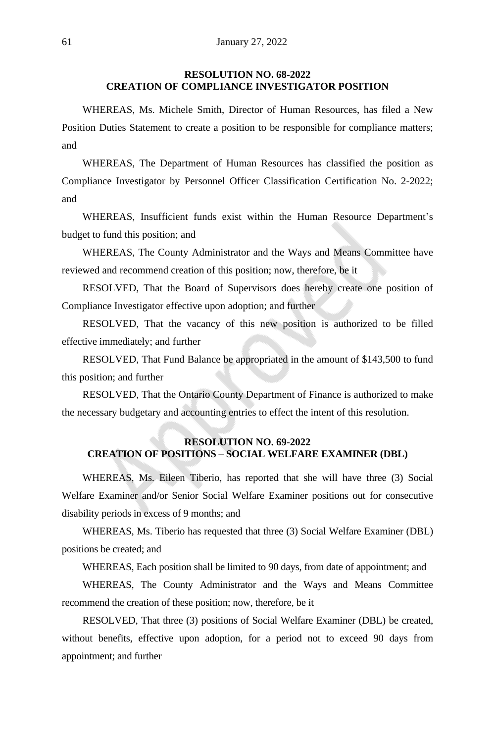## RESOLUTION NO. 68-2022
## CREATION OF COMPLIANCE INVESTIGATOR POSITION

WHEREAS, Ms. Michele Smith, Director of Human Resources, has filed a New Position Duties Statement to create a position to be responsible for compliance matters; and

WHEREAS, The Department of Human Resources has classified the position as Compliance Investigator by Personnel Officer Classification Certification No. 2-2022; and

WHEREAS, Insufficient funds exist within the Human Resource Department's budget to fund this position; and

WHEREAS, The County Administrator and the Ways and Means Committee have reviewed and recommend creation of this position; now, therefore, be it

RESOLVED, That the Board of Supervisors does hereby create one position of Compliance Investigator effective upon adoption; and further

RESOLVED, That the vacancy of this new position is authorized to be filled effective immediately; and further

RESOLVED, That Fund Balance be appropriated in the amount of $143,500 to fund this position; and further

RESOLVED, That the Ontario County Department of Finance is authorized to make the necessary budgetary and accounting entries to effect the intent of this resolution.

## RESOLUTION NO. 69-2022
## CREATION OF POSITIONS – SOCIAL WELFARE EXAMINER (DBL)

WHEREAS, Ms. Eileen Tiberio, has reported that she will have three (3) Social Welfare Examiner and/or Senior Social Welfare Examiner positions out for consecutive disability periods in excess of 9 months; and

WHEREAS, Ms. Tiberio has requested that three (3) Social Welfare Examiner (DBL) positions be created; and

WHEREAS, Each position shall be limited to 90 days, from date of appointment; and

WHEREAS, The County Administrator and the Ways and Means Committee recommend the creation of these position; now, therefore, be it

RESOLVED, That three (3) positions of Social Welfare Examiner (DBL) be created, without benefits, effective upon adoption, for a period not to exceed 90 days from appointment; and further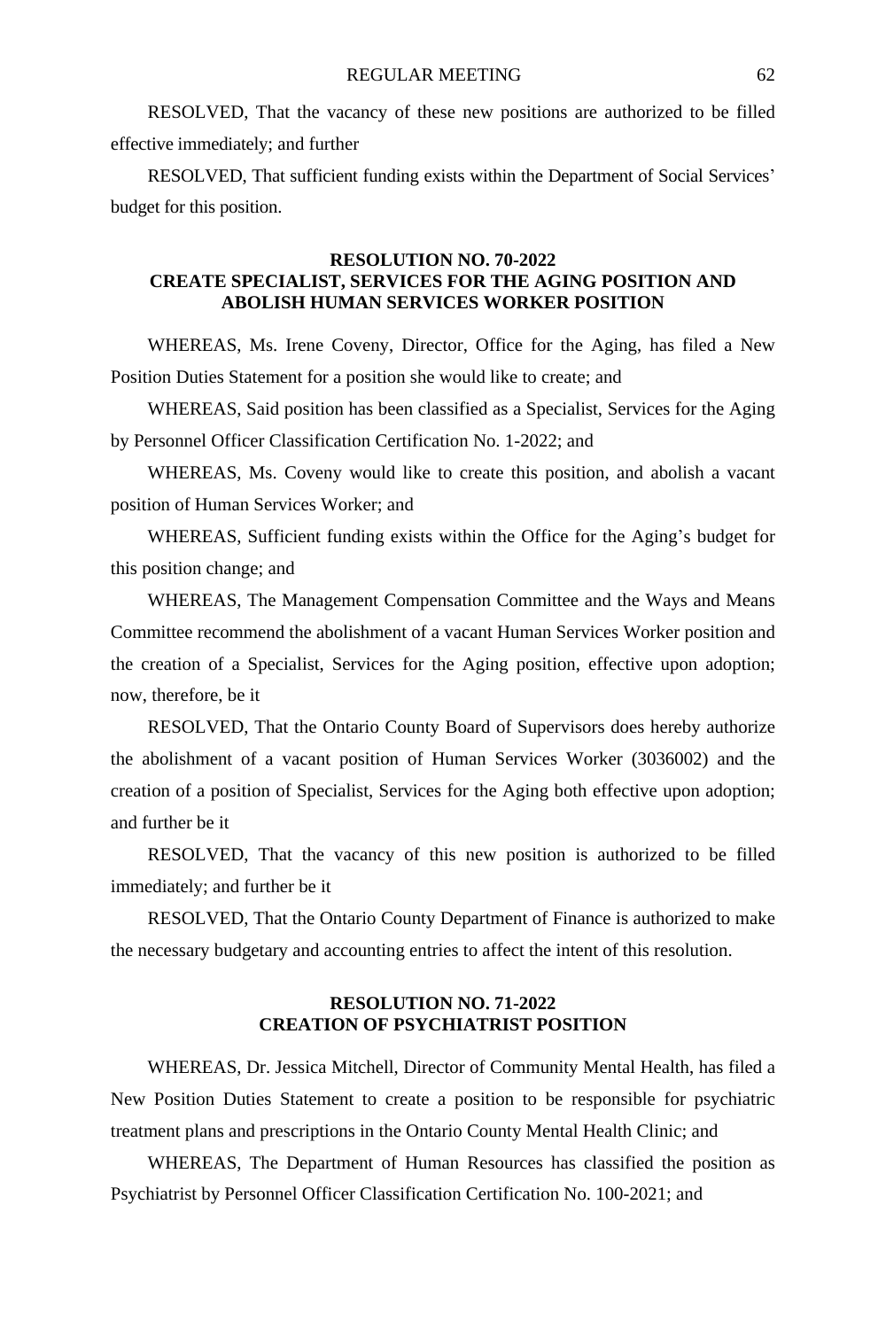RESOLVED, That the vacancy of these new positions are authorized to be filled effective immediately; and further

RESOLVED, That sufficient funding exists within the Department of Social Services' budget for this position.

**RESOLUTION NO. 70-2022**
**CREATE SPECIALIST, SERVICES FOR THE AGING POSITION AND ABOLISH HUMAN SERVICES WORKER POSITION**

WHEREAS, Ms. Irene Coveny, Director, Office for the Aging, has filed a New Position Duties Statement for a position she would like to create; and

WHEREAS, Said position has been classified as a Specialist, Services for the Aging by Personnel Officer Classification Certification No. 1-2022; and

WHEREAS, Ms. Coveny would like to create this position, and abolish a vacant position of Human Services Worker; and

WHEREAS, Sufficient funding exists within the Office for the Aging's budget for this position change; and

WHEREAS, The Management Compensation Committee and the Ways and Means Committee recommend the abolishment of a vacant Human Services Worker position and the creation of a Specialist, Services for the Aging position, effective upon adoption; now, therefore, be it

RESOLVED, That the Ontario County Board of Supervisors does hereby authorize the abolishment of a vacant position of Human Services Worker (3036002) and the creation of a position of Specialist, Services for the Aging both effective upon adoption; and further be it

RESOLVED, That the vacancy of this new position is authorized to be filled immediately; and further be it

RESOLVED, That the Ontario County Department of Finance is authorized to make the necessary budgetary and accounting entries to affect the intent of this resolution.

**RESOLUTION NO. 71-2022**
**CREATION OF PSYCHIATRIST POSITION**

WHEREAS, Dr. Jessica Mitchell, Director of Community Mental Health, has filed a New Position Duties Statement to create a position to be responsible for psychiatric treatment plans and prescriptions in the Ontario County Mental Health Clinic; and

WHEREAS, The Department of Human Resources has classified the position as Psychiatrist by Personnel Officer Classification Certification No. 100-2021; and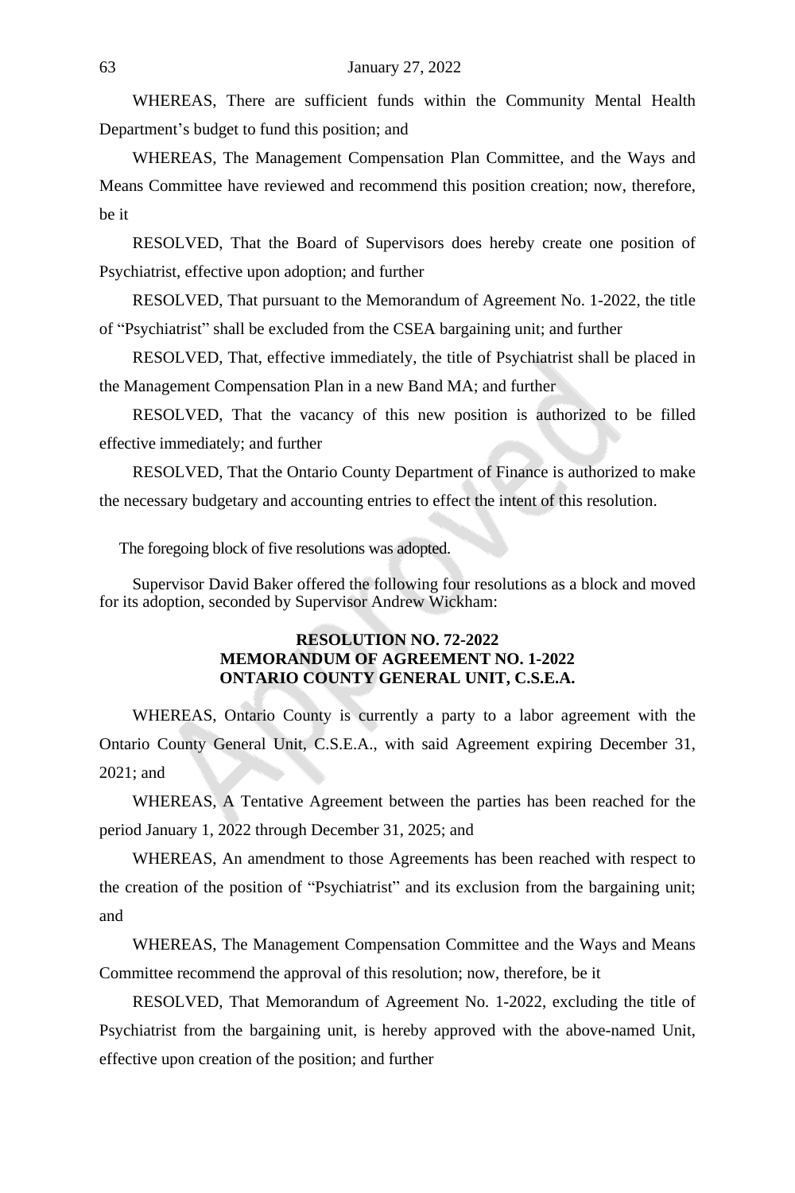WHEREAS, There are sufficient funds within the Community Mental Health Department's budget to fund this position; and

WHEREAS, The Management Compensation Plan Committee, and the Ways and Means Committee have reviewed and recommend this position creation; now, therefore, be it

RESOLVED, That the Board of Supervisors does hereby create one position of Psychiatrist, effective upon adoption; and further

RESOLVED, That pursuant to the Memorandum of Agreement No. 1-2022, the title of "Psychiatrist" shall be excluded from the CSEA bargaining unit; and further

RESOLVED, That, effective immediately, the title of Psychiatrist shall be placed in the Management Compensation Plan in a new Band MA; and further

RESOLVED, That the vacancy of this new position is authorized to be filled effective immediately; and further

RESOLVED, That the Ontario County Department of Finance is authorized to make the necessary budgetary and accounting entries to effect the intent of this resolution.

The foregoing block of five resolutions was adopted.

Supervisor David Baker offered the following four resolutions as a block and moved for its adoption, seconded by Supervisor Andrew Wickham:

**RESOLUTION NO. 72-2022**
**MEMORANDUM OF AGREEMENT NO. 1-2022**
**ONTARIO COUNTY GENERAL UNIT, C.S.E.A.**

WHEREAS, Ontario County is currently a party to a labor agreement with the Ontario County General Unit, C.S.E.A., with said Agreement expiring December 31, 2021; and

WHEREAS, A Tentative Agreement between the parties has been reached for the period January 1, 2022 through December 31, 2025; and

WHEREAS, An amendment to those Agreements has been reached with respect to the creation of the position of "Psychiatrist" and its exclusion from the bargaining unit; and

WHEREAS, The Management Compensation Committee and the Ways and Means Committee recommend the approval of this resolution; now, therefore, be it

RESOLVED, That Memorandum of Agreement No. 1-2022, excluding the title of Psychiatrist from the bargaining unit, is hereby approved with the above-named Unit, effective upon creation of the position; and further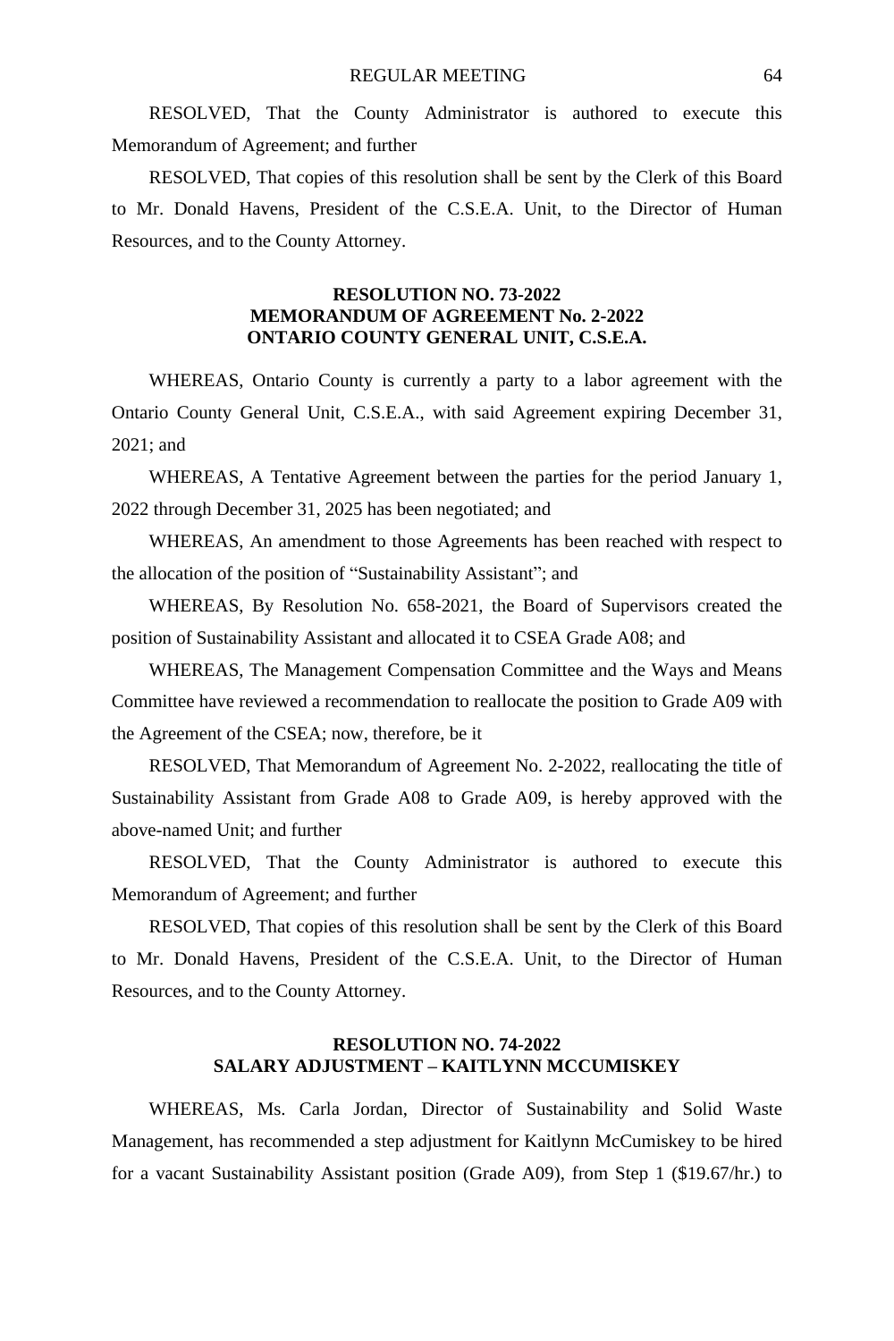RESOLVED, That the County Administrator is authored to execute this Memorandum of Agreement; and further

RESOLVED, That copies of this resolution shall be sent by the Clerk of this Board to Mr. Donald Havens, President of the C.S.E.A. Unit, to the Director of Human Resources, and to the County Attorney.

**RESOLUTION NO. 73-2022**
**MEMORANDUM OF AGREEMENT No. 2-2022**
**ONTARIO COUNTY GENERAL UNIT, C.S.E.A.**

WHEREAS, Ontario County is currently a party to a labor agreement with the Ontario County General Unit, C.S.E.A., with said Agreement expiring December 31, 2021; and

WHEREAS, A Tentative Agreement between the parties for the period January 1, 2022 through December 31, 2025 has been negotiated; and

WHEREAS, An amendment to those Agreements has been reached with respect to the allocation of the position of "Sustainability Assistant"; and

WHEREAS, By Resolution No. 658-2021, the Board of Supervisors created the position of Sustainability Assistant and allocated it to CSEA Grade A08; and

WHEREAS, The Management Compensation Committee and the Ways and Means Committee have reviewed a recommendation to reallocate the position to Grade A09 with the Agreement of the CSEA; now, therefore, be it

RESOLVED, That Memorandum of Agreement No. 2-2022, reallocating the title of Sustainability Assistant from Grade A08 to Grade A09, is hereby approved with the above-named Unit; and further

RESOLVED, That the County Administrator is authored to execute this Memorandum of Agreement; and further

RESOLVED, That copies of this resolution shall be sent by the Clerk of this Board to Mr. Donald Havens, President of the C.S.E.A. Unit, to the Director of Human Resources, and to the County Attorney.

**RESOLUTION NO. 74-2022**
**SALARY ADJUSTMENT – KAITLYNN MCCUMISKEY**

WHEREAS, Ms. Carla Jordan, Director of Sustainability and Solid Waste Management, has recommended a step adjustment for Kaitlynn McCumiskey to be hired for a vacant Sustainability Assistant position (Grade A09), from Step 1 ($19.67/hr.) to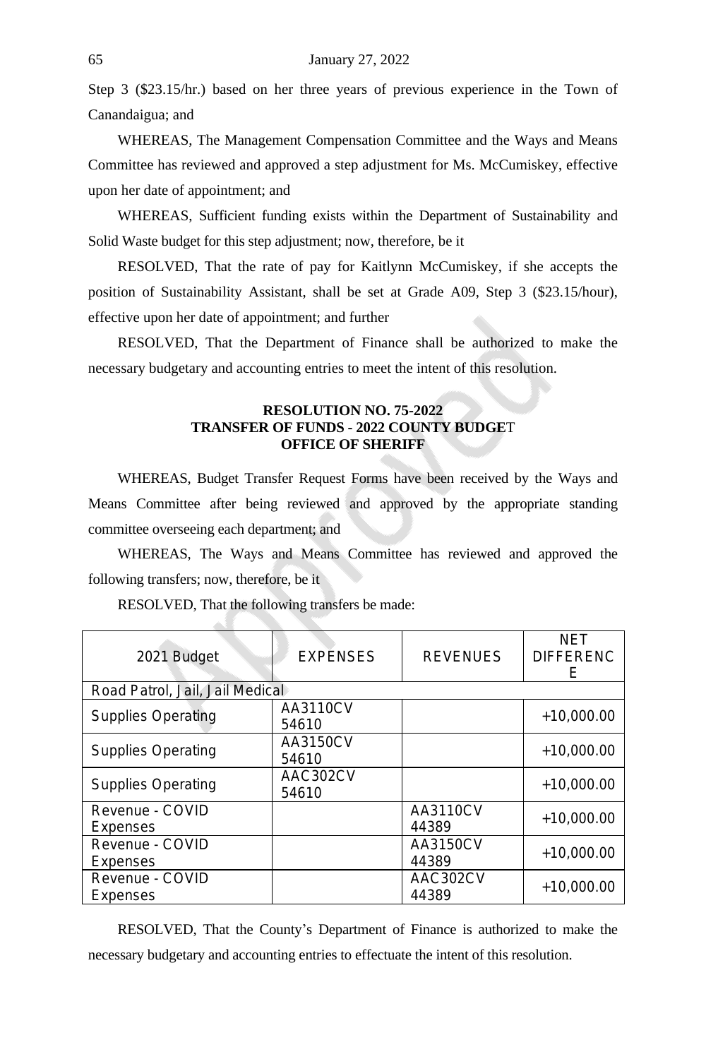Step 3 ($23.15/hr.) based on her three years of previous experience in the Town of Canandaigua; and

WHEREAS, The Management Compensation Committee and the Ways and Means Committee has reviewed and approved a step adjustment for Ms. McCumiskey, effective upon her date of appointment; and

WHEREAS, Sufficient funding exists within the Department of Sustainability and Solid Waste budget for this step adjustment; now, therefore, be it

RESOLVED, That the rate of pay for Kaitlynn McCumiskey, if she accepts the position of Sustainability Assistant, shall be set at Grade A09, Step 3 ($23.15/hour), effective upon her date of appointment; and further

RESOLVED, That the Department of Finance shall be authorized to make the necessary budgetary and accounting entries to meet the intent of this resolution.

**RESOLUTION NO. 75-2022**
**TRANSFER OF FUNDS - 2022 COUNTY BUDGET**
**OFFICE OF SHERIFF**

WHEREAS, Budget Transfer Request Forms have been received by the Ways and Means Committee after being reviewed and approved by the appropriate standing committee overseeing each department; and

WHEREAS, The Ways and Means Committee has reviewed and approved the following transfers; now, therefore, be it

RESOLVED, That the following transfers be made:

| 2021 Budget | EXPENSES | REVENUES | NET DIFFERENCE |
|---|---|---|---|
| Road Patrol, Jail, Jail Medical | | | |
| Supplies Operating | AA3110CV 54610 | | +10,000.00 |
| Supplies Operating | AA3150CV 54610 | | +10,000.00 |
| Supplies Operating | AAC302CV 54610 | | +10,000.00 |
| Revenue - COVID Expenses | | AA3110CV 44389 | +10,000.00 |
| Revenue - COVID Expenses | | AA3150CV 44389 | +10,000.00 |
| Revenue - COVID Expenses | | AAC302CV 44389 | +10,000.00 |

RESOLVED, That the County's Department of Finance is authorized to make the necessary budgetary and accounting entries to effectuate the intent of this resolution.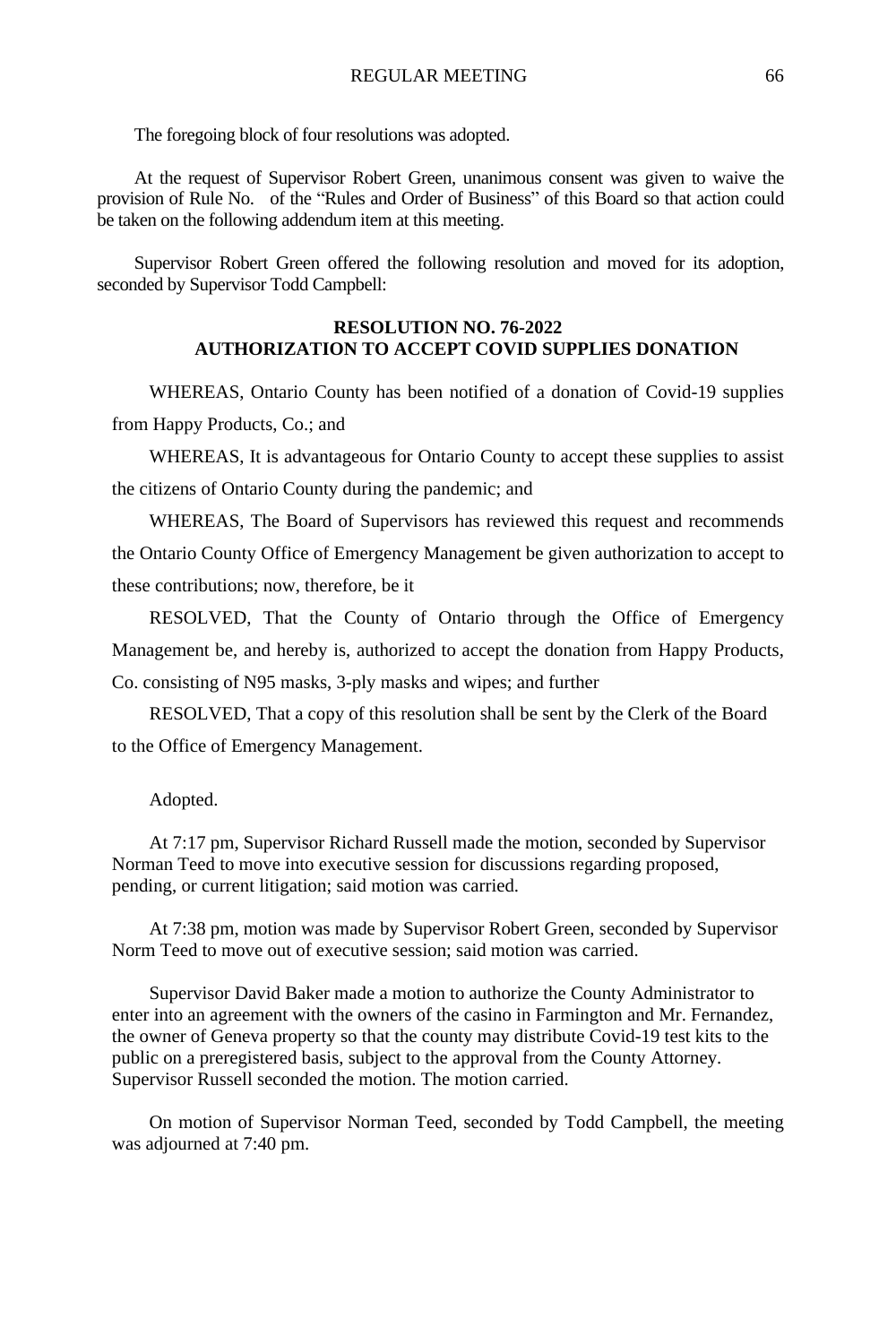The foregoing block of four resolutions was adopted.

At the request of Supervisor Robert Green, unanimous consent was given to waive the provision of Rule No.   of the "Rules and Order of Business" of this Board so that action could be taken on the following addendum item at this meeting.

Supervisor Robert Green offered the following resolution and moved for its adoption, seconded by Supervisor Todd Campbell:

**RESOLUTION NO. 76-2022**
**AUTHORIZATION TO ACCEPT COVID SUPPLIES DONATION**

WHEREAS, Ontario County has been notified of a donation of Covid-19 supplies from Happy Products, Co.; and

WHEREAS, It is advantageous for Ontario County to accept these supplies to assist the citizens of Ontario County during the pandemic; and

WHEREAS, The Board of Supervisors has reviewed this request and recommends the Ontario County Office of Emergency Management be given authorization to accept to these contributions; now, therefore, be it

RESOLVED, That the County of Ontario through the Office of Emergency Management be, and hereby is, authorized to accept the donation from Happy Products, Co. consisting of N95 masks, 3-ply masks and wipes; and further

RESOLVED, That a copy of this resolution shall be sent by the Clerk of the Board to the Office of Emergency Management.

Adopted.

At 7:17 pm, Supervisor Richard Russell made the motion, seconded by Supervisor Norman Teed to move into executive session for discussions regarding proposed, pending, or current litigation; said motion was carried.

At 7:38 pm, motion was made by Supervisor Robert Green, seconded by Supervisor Norm Teed to move out of executive session; said motion was carried.

Supervisor David Baker made a motion to authorize the County Administrator to enter into an agreement with the owners of the casino in Farmington and Mr. Fernandez, the owner of Geneva property so that the county may distribute Covid-19 test kits to the public on a preregistered basis, subject to the approval from the County Attorney. Supervisor Russell seconded the motion. The motion carried.

On motion of Supervisor Norman Teed, seconded by Todd Campbell, the meeting was adjourned at 7:40 pm.